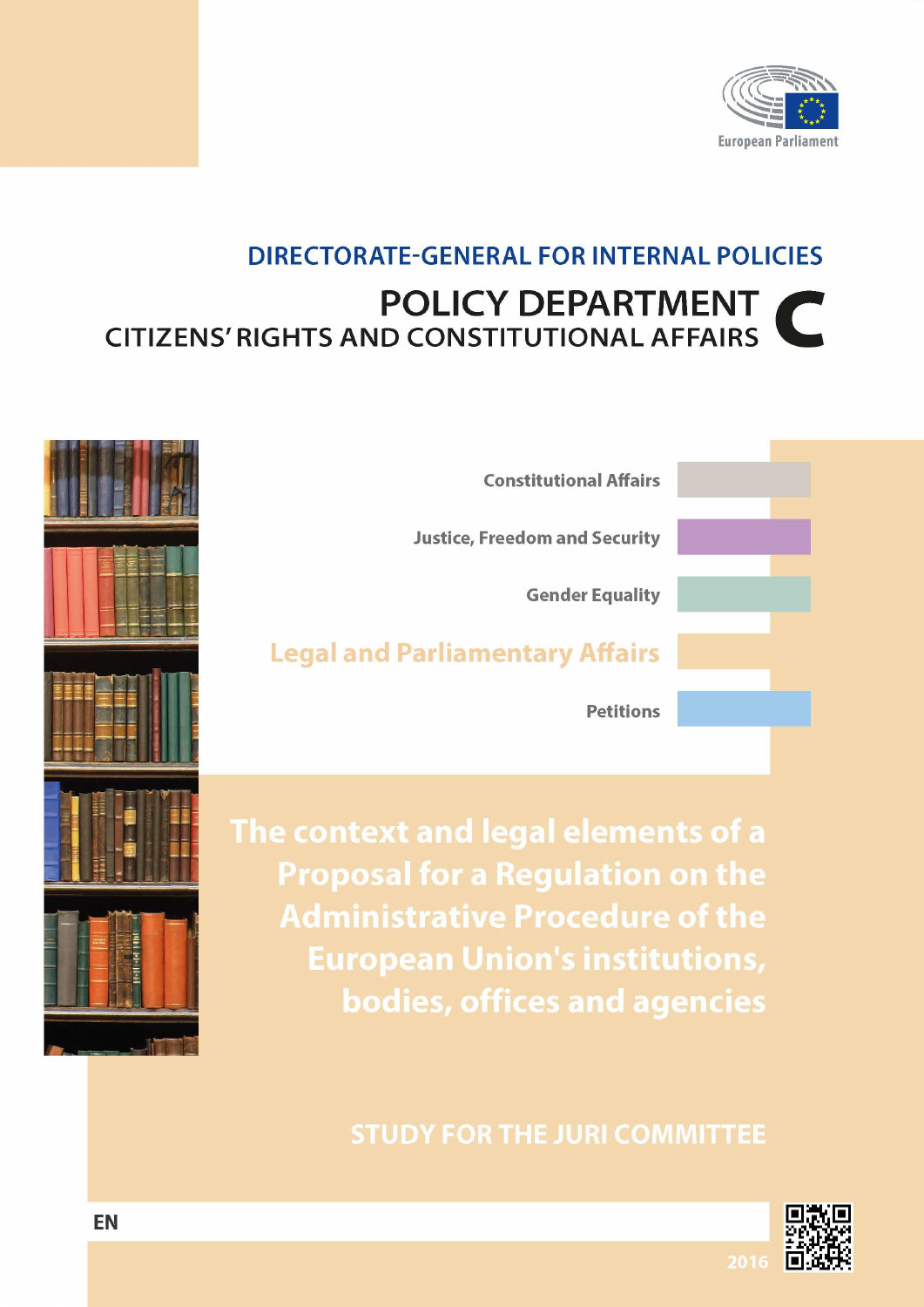European Parliament

**DIRECTORATE-GENERAL FOR INTERNAL POLICIES**

**POLICY DEPARTMENT C**
**CITIZENS' RIGHTS AND CONSTITUTIONAL AFFAIRS**

Constitutional Affairs

Justice, Freedom and Security

Gender Equality

Legal and Parliamentary Affairs

Petitions

# The context and legal elements of a Proposal for a Regulation on the Administrative Procedure of the European Union's institutions, bodies, offices and agencies

**STUDY FOR THE JURI COMMITTEE**

EN

2016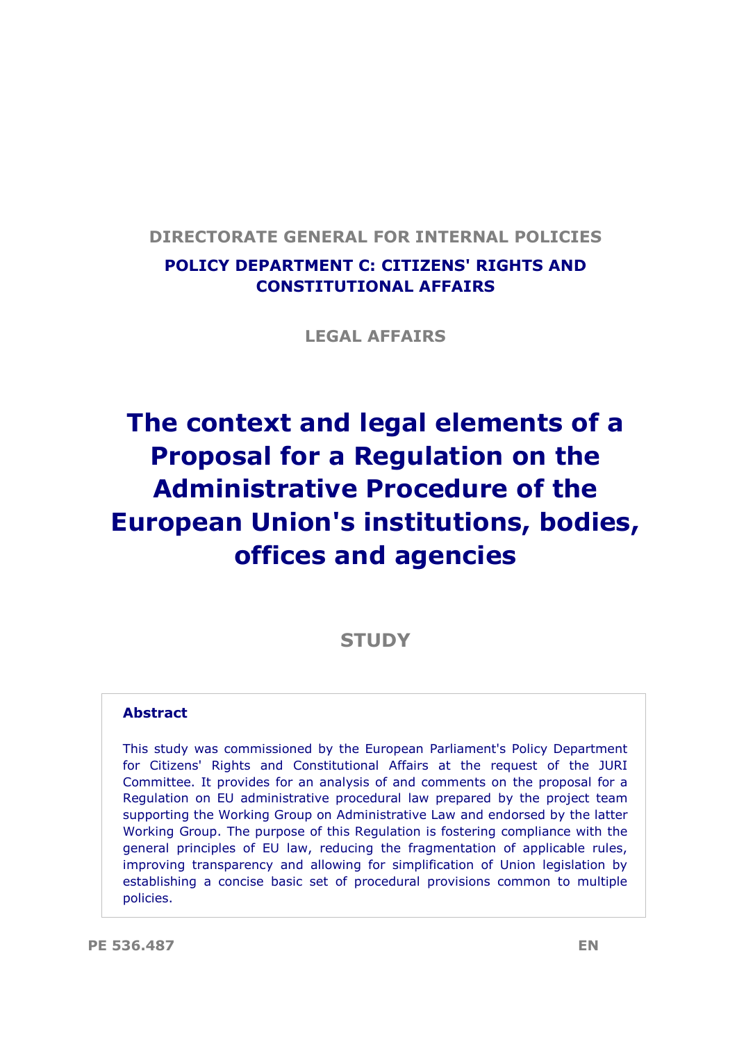DIRECTORATE GENERAL FOR INTERNAL POLICIES

**POLICY DEPARTMENT C: CITIZENS' RIGHTS AND CONSTITUTIONAL AFFAIRS**

LEGAL AFFAIRS

# The context and legal elements of a Proposal for a Regulation on the Administrative Procedure of the European Union's institutions, bodies, offices and agencies

## STUDY

**Abstract**

This study was commissioned by the European Parliament's Policy Department for Citizens' Rights and Constitutional Affairs at the request of the JURI Committee. It provides for an analysis of and comments on the proposal for a Regulation on EU administrative procedural law prepared by the project team supporting the Working Group on Administrative Law and endorsed by the latter Working Group. The purpose of this Regulation is fostering compliance with the general principles of EU law, reducing the fragmentation of applicable rules, improving transparency and allowing for simplification of Union legislation by establishing a concise basic set of procedural provisions common to multiple policies.

PE 536.487 EN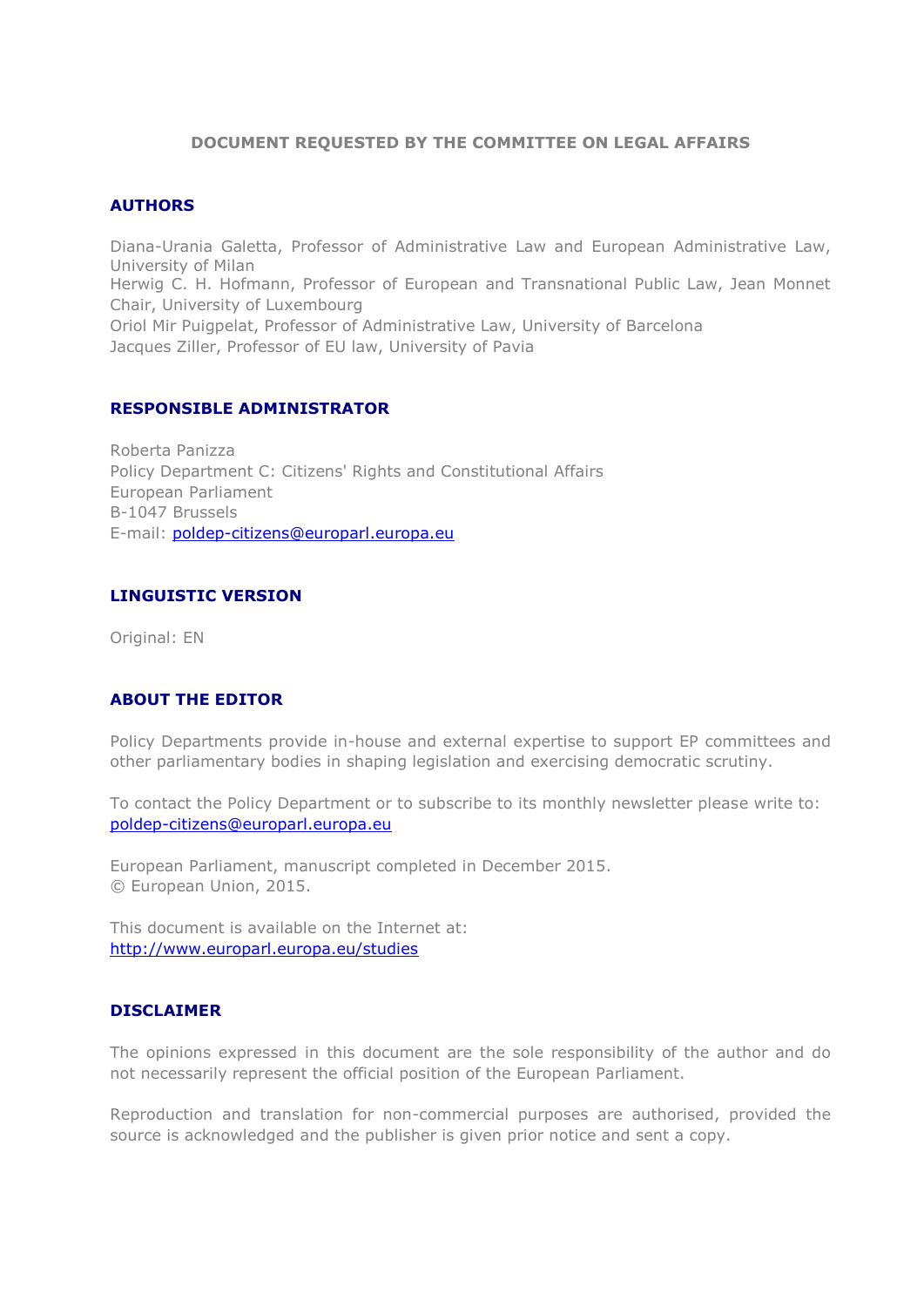**DOCUMENT REQUESTED BY THE COMMITTEE ON LEGAL AFFAIRS**

## AUTHORS

Diana-Urania Galetta, Professor of Administrative Law and European Administrative Law, University of Milan
Herwig C. H. Hofmann, Professor of European and Transnational Public Law, Jean Monnet Chair, University of Luxembourg
Oriol Mir Puigpelat, Professor of Administrative Law, University of Barcelona
Jacques Ziller, Professor of EU law, University of Pavia

## RESPONSIBLE ADMINISTRATOR

Roberta Panizza
Policy Department C: Citizens' Rights and Constitutional Affairs
European Parliament
B-1047 Brussels
E-mail: poldep-citizens@europarl.europa.eu

## LINGUISTIC VERSION

Original: EN

## ABOUT THE EDITOR

Policy Departments provide in-house and external expertise to support EP committees and other parliamentary bodies in shaping legislation and exercising democratic scrutiny.

To contact the Policy Department or to subscribe to its monthly newsletter please write to:
poldep-citizens@europarl.europa.eu

European Parliament, manuscript completed in December 2015.
© European Union, 2015.

This document is available on the Internet at:
http://www.europarl.europa.eu/studies

## DISCLAIMER

The opinions expressed in this document are the sole responsibility of the author and do not necessarily represent the official position of the European Parliament.

Reproduction and translation for non-commercial purposes are authorised, provided the source is acknowledged and the publisher is given prior notice and sent a copy.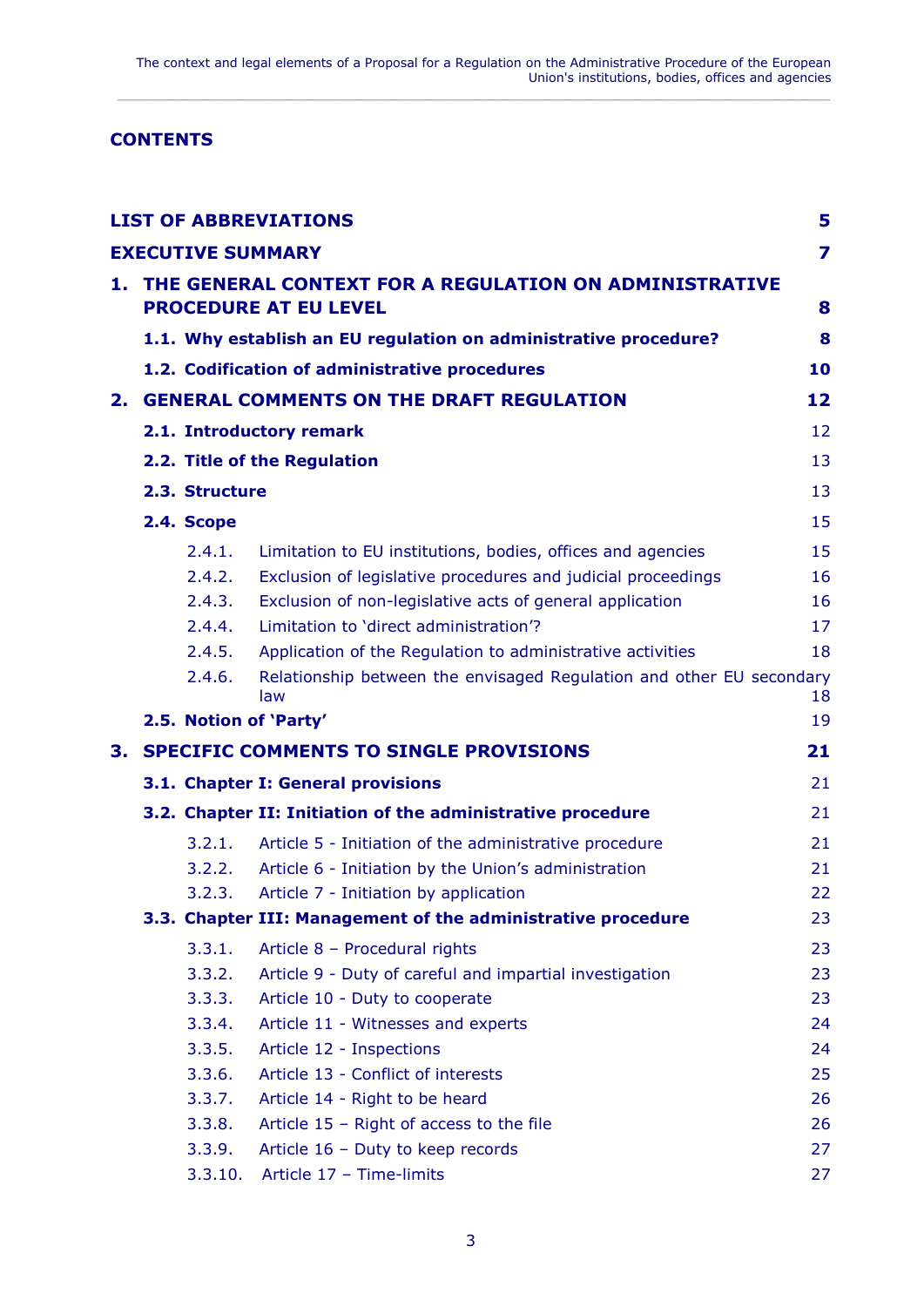## CONTENTS

| | |
|---|---|
| **LIST OF ABBREVIATIONS** | **5** |
| **EXECUTIVE SUMMARY** | **7** |
| **1. THE GENERAL CONTEXT FOR A REGULATION ON ADMINISTRATIVE PROCEDURE AT EU LEVEL** | **8** |
| **1.1. Why establish an EU regulation on administrative procedure?** | **8** |
| **1.2. Codification of administrative procedures** | **10** |
| **2. GENERAL COMMENTS ON THE DRAFT REGULATION** | **12** |
| **2.1. Introductory remark** | 12 |
| **2.2. Title of the Regulation** | 13 |
| **2.3. Structure** | 13 |
| **2.4. Scope** | 15 |
| 2.4.1. Limitation to EU institutions, bodies, offices and agencies | 15 |
| 2.4.2. Exclusion of legislative procedures and judicial proceedings | 16 |
| 2.4.3. Exclusion of non-legislative acts of general application | 16 |
| 2.4.4. Limitation to 'direct administration'? | 17 |
| 2.4.5. Application of the Regulation to administrative activities | 18 |
| 2.4.6. Relationship between the envisaged Regulation and other EU secondary law | 18 |
| **2.5. Notion of 'Party'** | 19 |
| **3. SPECIFIC COMMENTS TO SINGLE PROVISIONS** | **21** |
| **3.1. Chapter I: General provisions** | 21 |
| **3.2. Chapter II: Initiation of the administrative procedure** | 21 |
| 3.2.1. Article 5 - Initiation of the administrative procedure | 21 |
| 3.2.2. Article 6 - Initiation by the Union's administration | 21 |
| 3.2.3. Article 7 - Initiation by application | 22 |
| **3.3. Chapter III: Management of the administrative procedure** | 23 |
| 3.3.1. Article 8 – Procedural rights | 23 |
| 3.3.2. Article 9 - Duty of careful and impartial investigation | 23 |
| 3.3.3. Article 10 - Duty to cooperate | 23 |
| 3.3.4. Article 11 - Witnesses and experts | 24 |
| 3.3.5. Article 12 - Inspections | 24 |
| 3.3.6. Article 13 - Conflict of interests | 25 |
| 3.3.7. Article 14 - Right to be heard | 26 |
| 3.3.8. Article 15 – Right of access to the file | 26 |
| 3.3.9. Article 16 – Duty to keep records | 27 |
| 3.3.10. Article 17 – Time-limits | 27 |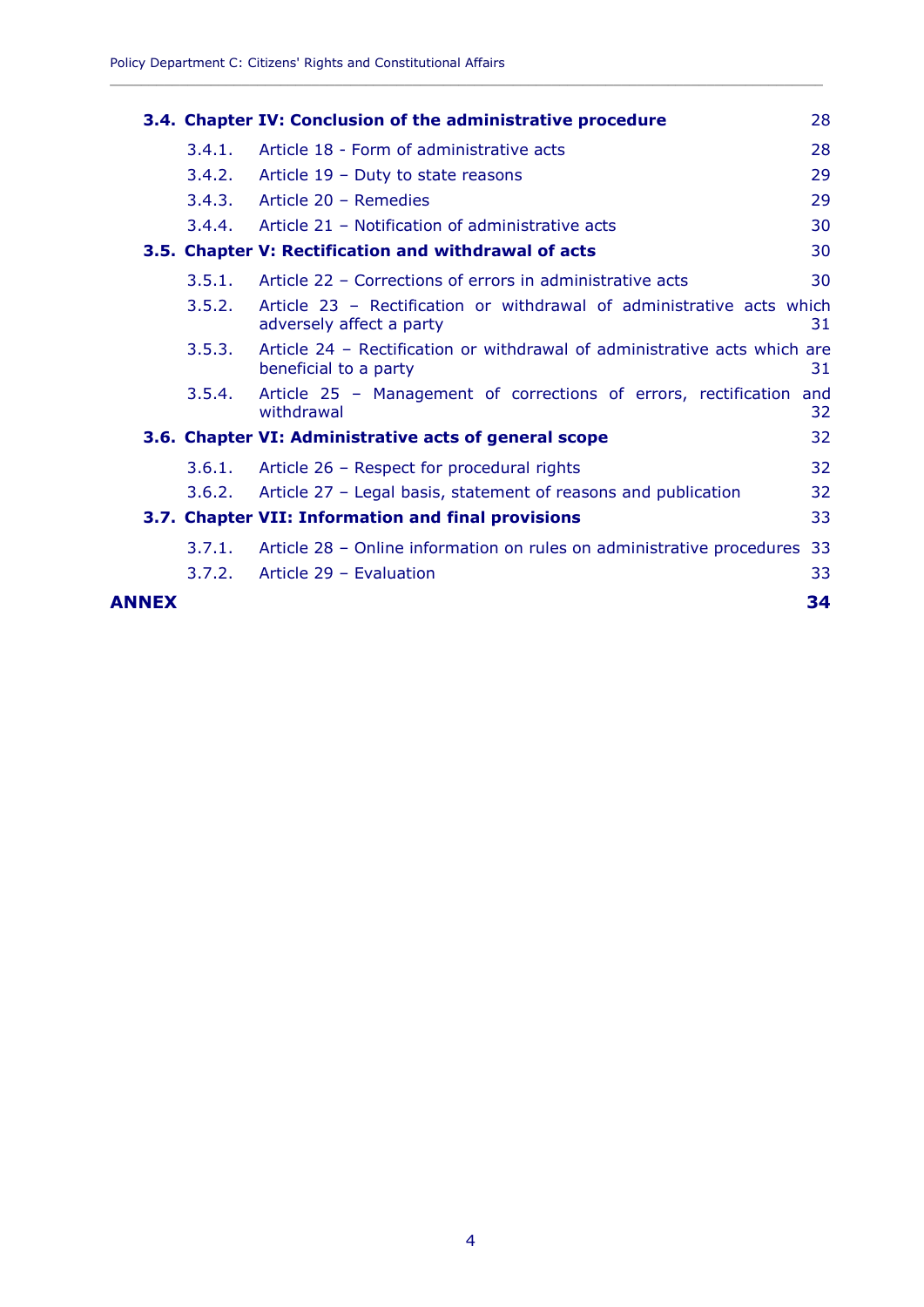**3.4. Chapter IV: Conclusion of the administrative procedure** 28

- 3.4.1. Article 18 - Form of administrative acts 28
- 3.4.2. Article 19 – Duty to state reasons 29
- 3.4.3. Article 20 – Remedies 29
- 3.4.4. Article 21 – Notification of administrative acts 30

**3.5. Chapter V: Rectification and withdrawal of acts** 30

- 3.5.1. Article 22 – Corrections of errors in administrative acts 30
- 3.5.2. Article 23 – Rectification or withdrawal of administrative acts which adversely affect a party 31
- 3.5.3. Article 24 – Rectification or withdrawal of administrative acts which are beneficial to a party 31
- 3.5.4. Article 25 – Management of corrections of errors, rectification and withdrawal 32

**3.6. Chapter VI: Administrative acts of general scope** 32

- 3.6.1. Article 26 – Respect for procedural rights 32
- 3.6.2. Article 27 – Legal basis, statement of reasons and publication 32

**3.7. Chapter VII: Information and final provisions** 33

- 3.7.1. Article 28 – Online information on rules on administrative procedures 33
- 3.7.2. Article 29 – Evaluation 33

**ANNEX** **34**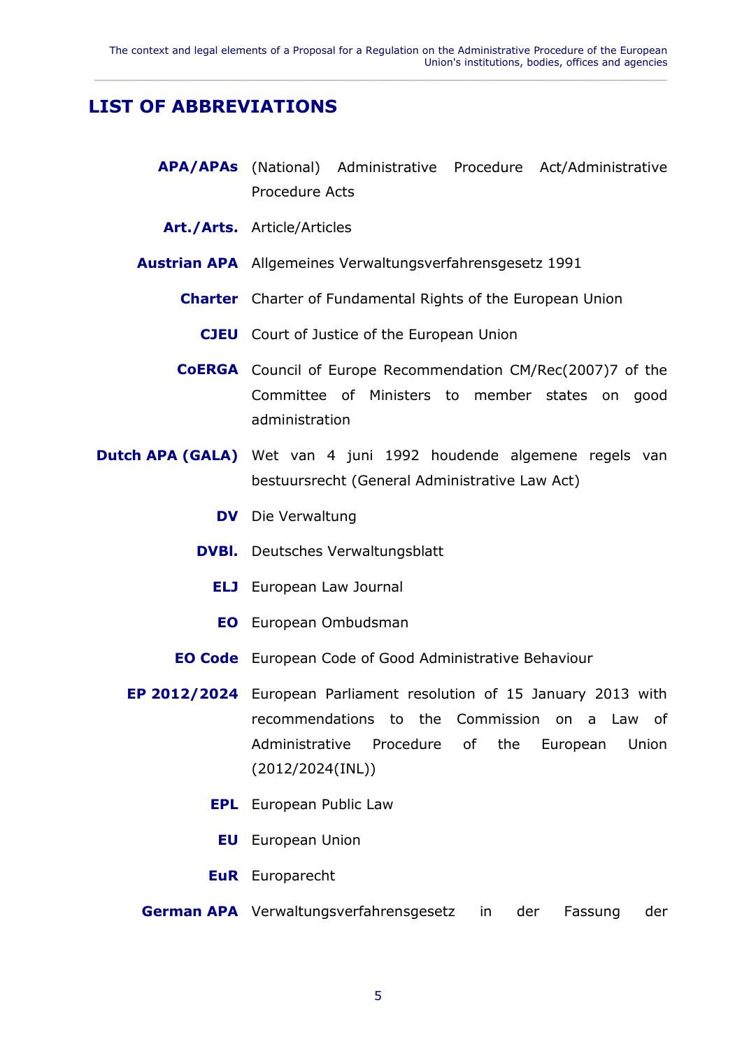## LIST OF ABBREVIATIONS

| | |
|---|---|
| **APA/APAs** | (National) Administrative Procedure Act/Administrative Procedure Acts |
| **Art./Arts.** | Article/Articles |
| **Austrian APA** | Allgemeines Verwaltungsverfahrensgesetz 1991 |
| **Charter** | Charter of Fundamental Rights of the European Union |
| **CJEU** | Court of Justice of the European Union |
| **CoERGA** | Council of Europe Recommendation CM/Rec(2007)7 of the Committee of Ministers to member states on good administration |
| **Dutch APA (GALA)** | Wet van 4 juni 1992 houdende algemene regels van bestuursrecht (General Administrative Law Act) |
| **DV** | Die Verwaltung |
| **DVBl.** | Deutsches Verwaltungsblatt |
| **ELJ** | European Law Journal |
| **EO** | European Ombudsman |
| **EO Code** | European Code of Good Administrative Behaviour |
| **EP 2012/2024** | European Parliament resolution of 15 January 2013 with recommendations to the Commission on a Law of Administrative Procedure of the European Union (2012/2024(INL)) |
| **EPL** | European Public Law |
| **EU** | European Union |
| **EuR** | Europarecht |
| **German APA** | Verwaltungsverfahrensgesetz in der Fassung der |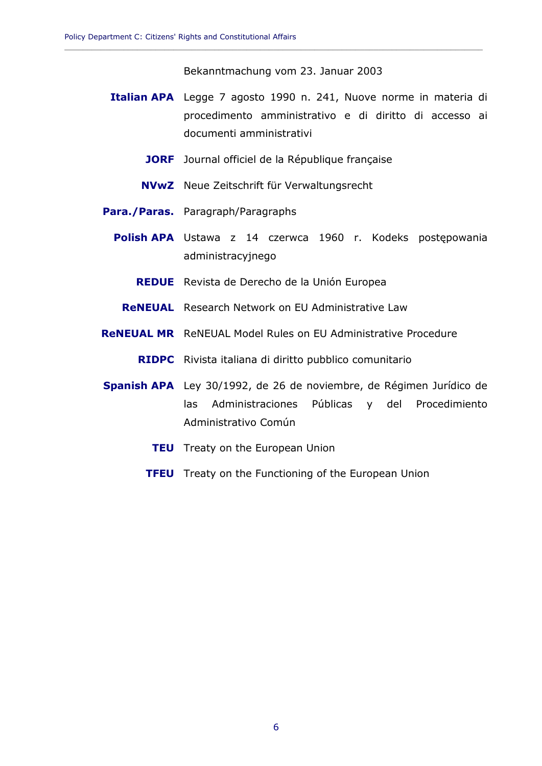Bekanntmachung vom 23. Januar 2003

**Italian APA** Legge 7 agosto 1990 n. 241, Nuove norme in materia di procedimento amministrativo e di diritto di accesso ai documenti amministrativi

**JORF** Journal officiel de la République française

**NVwZ** Neue Zeitschrift für Verwaltungsrecht

**Para./Paras.** Paragraph/Paragraphs

**Polish APA** Ustawa z 14 czerwca 1960 r. Kodeks postępowania administracyjnego

**REDUE** Revista de Derecho de la Unión Europea

**ReNEUAL** Research Network on EU Administrative Law

**ReNEUAL MR** ReNEUAL Model Rules on EU Administrative Procedure

**RIDPC** Rivista italiana di diritto pubblico comunitario

**Spanish APA** Ley 30/1992, de 26 de noviembre, de Régimen Jurídico de las Administraciones Públicas y del Procedimiento Administrativo Común

**TEU** Treaty on the European Union

**TFEU** Treaty on the Functioning of the European Union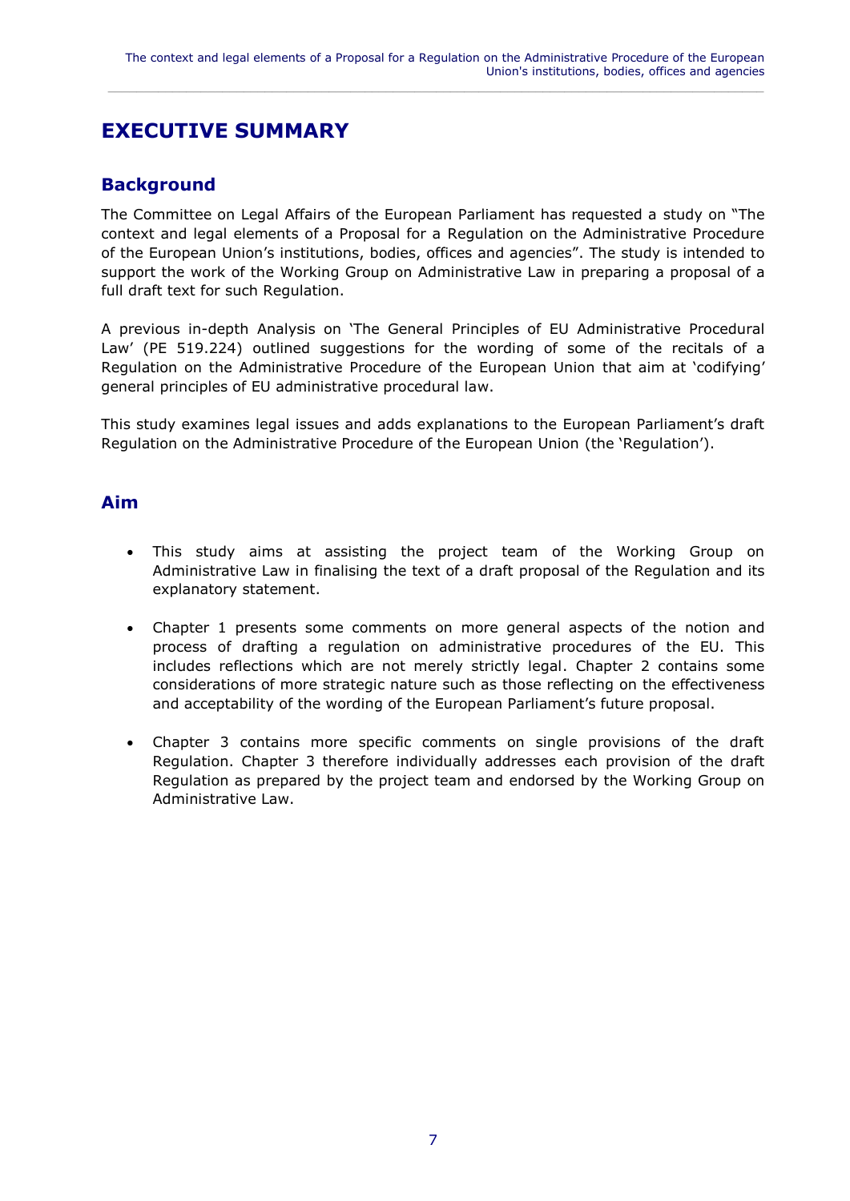# EXECUTIVE SUMMARY

## Background

The Committee on Legal Affairs of the European Parliament has requested a study on "The context and legal elements of a Proposal for a Regulation on the Administrative Procedure of the European Union's institutions, bodies, offices and agencies". The study is intended to support the work of the Working Group on Administrative Law in preparing a proposal of a full draft text for such Regulation.

A previous in-depth Analysis on 'The General Principles of EU Administrative Procedural Law' (PE 519.224) outlined suggestions for the wording of some of the recitals of a Regulation on the Administrative Procedure of the European Union that aim at 'codifying' general principles of EU administrative procedural law.

This study examines legal issues and adds explanations to the European Parliament's draft Regulation on the Administrative Procedure of the European Union (the 'Regulation').

## Aim

- This study aims at assisting the project team of the Working Group on Administrative Law in finalising the text of a draft proposal of the Regulation and its explanatory statement.
- Chapter 1 presents some comments on more general aspects of the notion and process of drafting a regulation on administrative procedures of the EU. This includes reflections which are not merely strictly legal. Chapter 2 contains some considerations of more strategic nature such as those reflecting on the effectiveness and acceptability of the wording of the European Parliament's future proposal.
- Chapter 3 contains more specific comments on single provisions of the draft Regulation. Chapter 3 therefore individually addresses each provision of the draft Regulation as prepared by the project team and endorsed by the Working Group on Administrative Law.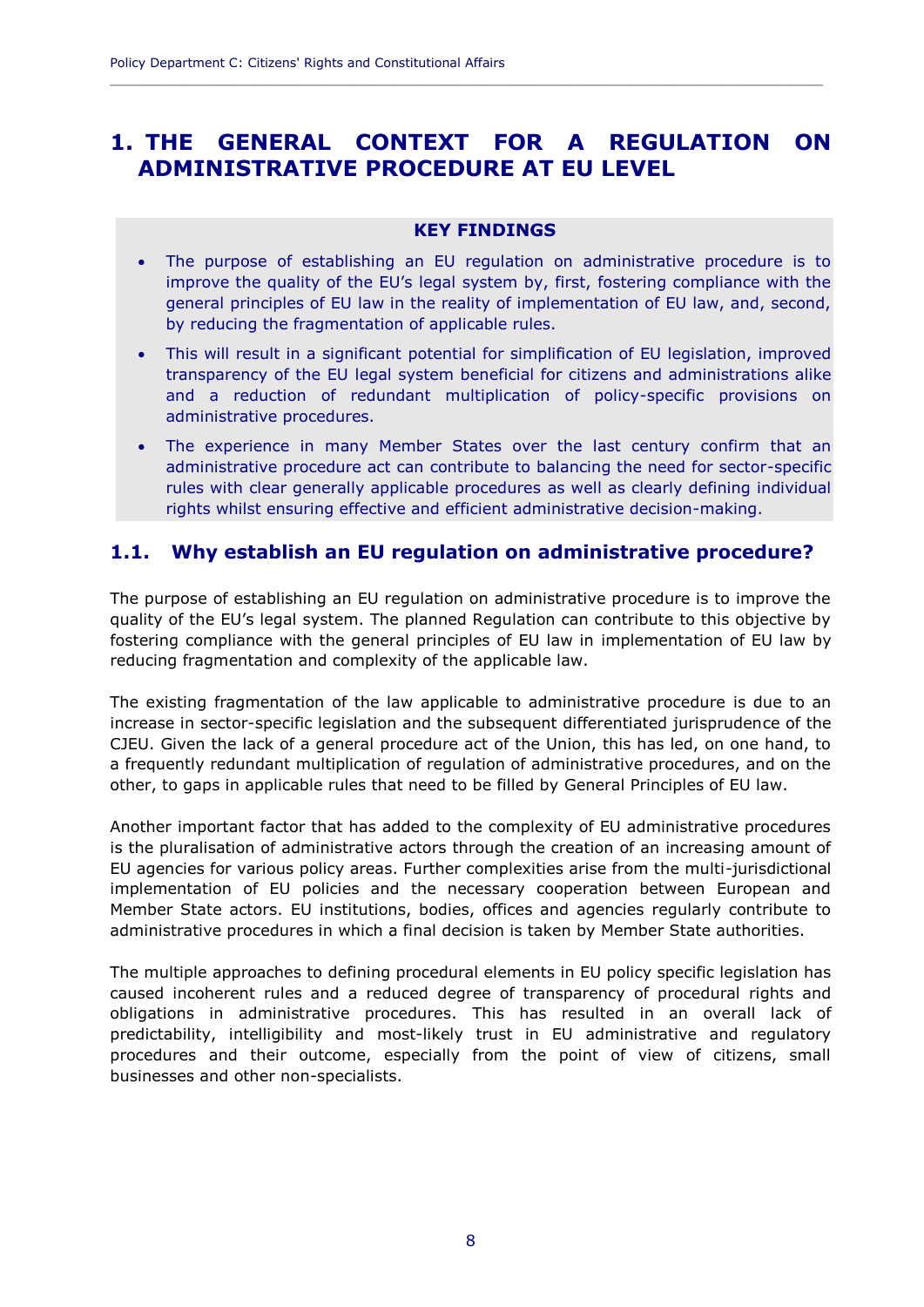# 1. THE GENERAL CONTEXT FOR A REGULATION ON ADMINISTRATIVE PROCEDURE AT EU LEVEL

**KEY FINDINGS**

- The purpose of establishing an EU regulation on administrative procedure is to improve the quality of the EU's legal system by, first, fostering compliance with the general principles of EU law in the reality of implementation of EU law, and, second, by reducing the fragmentation of applicable rules.
- This will result in a significant potential for simplification of EU legislation, improved transparency of the EU legal system beneficial for citizens and administrations alike and a reduction of redundant multiplication of policy-specific provisions on administrative procedures.
- The experience in many Member States over the last century confirm that an administrative procedure act can contribute to balancing the need for sector-specific rules with clear generally applicable procedures as well as clearly defining individual rights whilst ensuring effective and efficient administrative decision-making.

## 1.1. Why establish an EU regulation on administrative procedure?

The purpose of establishing an EU regulation on administrative procedure is to improve the quality of the EU's legal system. The planned Regulation can contribute to this objective by fostering compliance with the general principles of EU law in implementation of EU law by reducing fragmentation and complexity of the applicable law.

The existing fragmentation of the law applicable to administrative procedure is due to an increase in sector-specific legislation and the subsequent differentiated jurisprudence of the CJEU. Given the lack of a general procedure act of the Union, this has led, on one hand, to a frequently redundant multiplication of regulation of administrative procedures, and on the other, to gaps in applicable rules that need to be filled by General Principles of EU law.

Another important factor that has added to the complexity of EU administrative procedures is the pluralisation of administrative actors through the creation of an increasing amount of EU agencies for various policy areas. Further complexities arise from the multi-jurisdictional implementation of EU policies and the necessary cooperation between European and Member State actors. EU institutions, bodies, offices and agencies regularly contribute to administrative procedures in which a final decision is taken by Member State authorities.

The multiple approaches to defining procedural elements in EU policy specific legislation has caused incoherent rules and a reduced degree of transparency of procedural rights and obligations in administrative procedures. This has resulted in an overall lack of predictability, intelligibility and most-likely trust in EU administrative and regulatory procedures and their outcome, especially from the point of view of citizens, small businesses and other non-specialists.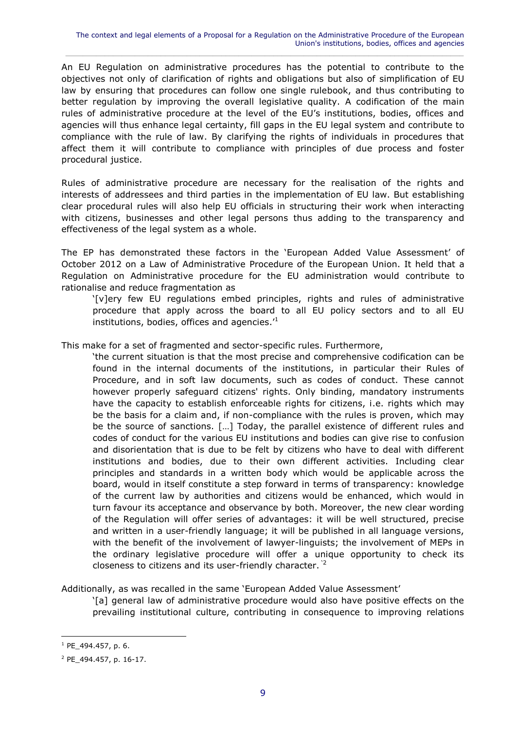An EU Regulation on administrative procedures has the potential to contribute to the objectives not only of clarification of rights and obligations but also of simplification of EU law by ensuring that procedures can follow one single rulebook, and thus contributing to better regulation by improving the overall legislative quality. A codification of the main rules of administrative procedure at the level of the EU's institutions, bodies, offices and agencies will thus enhance legal certainty, fill gaps in the EU legal system and contribute to compliance with the rule of law. By clarifying the rights of individuals in procedures that affect them it will contribute to compliance with principles of due process and foster procedural justice.

Rules of administrative procedure are necessary for the realisation of the rights and interests of addressees and third parties in the implementation of EU law. But establishing clear procedural rules will also help EU officials in structuring their work when interacting with citizens, businesses and other legal persons thus adding to the transparency and effectiveness of the legal system as a whole.

The EP has demonstrated these factors in the 'European Added Value Assessment' of October 2012 on a Law of Administrative Procedure of the European Union. It held that a Regulation on Administrative procedure for the EU administration would contribute to rationalise and reduce fragmentation as

> '[v]ery few EU regulations embed principles, rights and rules of administrative procedure that apply across the board to all EU policy sectors and to all EU institutions, bodies, offices and agencies.'[1]

This make for a set of fragmented and sector-specific rules. Furthermore,

> 'the current situation is that the most precise and comprehensive codification can be found in the internal documents of the institutions, in particular their Rules of Procedure, and in soft law documents, such as codes of conduct. These cannot however properly safeguard citizens' rights. Only binding, mandatory instruments have the capacity to establish enforceable rights for citizens, i.e. rights which may be the basis for a claim and, if non-compliance with the rules is proven, which may be the source of sanctions. […] Today, the parallel existence of different rules and codes of conduct for the various EU institutions and bodies can give rise to confusion and disorientation that is due to be felt by citizens who have to deal with different institutions and bodies, due to their own different activities. Including clear principles and standards in a written body which would be applicable across the board, would in itself constitute a step forward in terms of transparency: knowledge of the current law by authorities and citizens would be enhanced, which would in turn favour its acceptance and observance by both. Moreover, the new clear wording of the Regulation will offer series of advantages: it will be well structured, precise and written in a user-friendly language; it will be published in all language versions, with the benefit of the involvement of lawyer-linguists; the involvement of MEPs in the ordinary legislative procedure will offer a unique opportunity to check its closeness to citizens and its user-friendly character.'[2]

Additionally, as was recalled in the same 'European Added Value Assessment'

> '[a] general law of administrative procedure would also have positive effects on the prevailing institutional culture, contributing in consequence to improving relations

---

[1] PE_494.457, p. 6.

[2] PE_494.457, p. 16-17.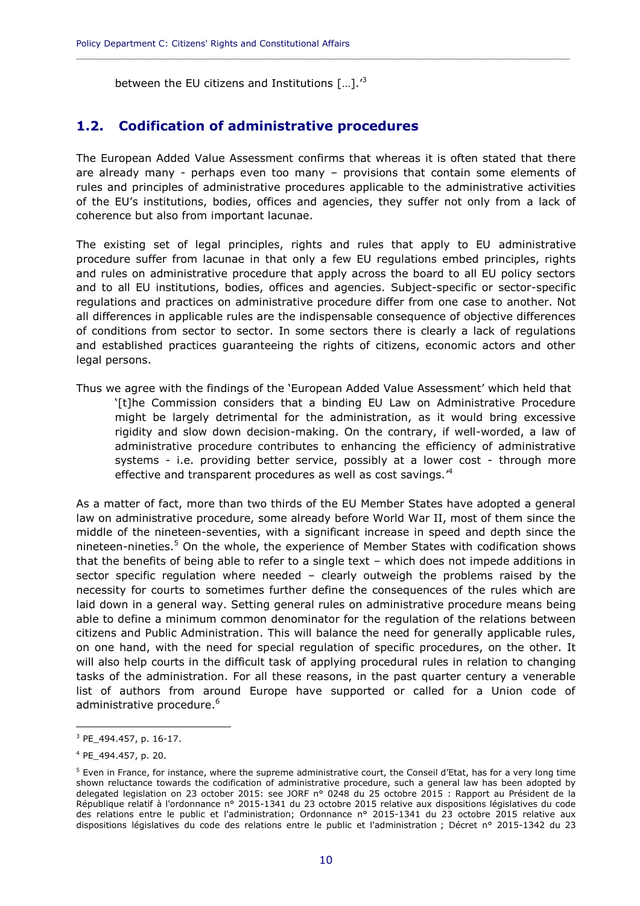between the EU citizens and Institutions […].'[3]

## 1.2. Codification of administrative procedures

The European Added Value Assessment confirms that whereas it is often stated that there are already many - perhaps even too many – provisions that contain some elements of rules and principles of administrative procedures applicable to the administrative activities of the EU's institutions, bodies, offices and agencies, they suffer not only from a lack of coherence but also from important lacunae.

The existing set of legal principles, rights and rules that apply to EU administrative procedure suffer from lacunae in that only a few EU regulations embed principles, rights and rules on administrative procedure that apply across the board to all EU policy sectors and to all EU institutions, bodies, offices and agencies. Subject-specific or sector-specific regulations and practices on administrative procedure differ from one case to another. Not all differences in applicable rules are the indispensable consequence of objective differences of conditions from sector to sector. In some sectors there is clearly a lack of regulations and established practices guaranteeing the rights of citizens, economic actors and other legal persons.

Thus we agree with the findings of the 'European Added Value Assessment' which held that

> '[t]he Commission considers that a binding EU Law on Administrative Procedure might be largely detrimental for the administration, as it would bring excessive rigidity and slow down decision-making. On the contrary, if well-worded, a law of administrative procedure contributes to enhancing the efficiency of administrative systems - i.e. providing better service, possibly at a lower cost - through more effective and transparent procedures as well as cost savings.'[4]

As a matter of fact, more than two thirds of the EU Member States have adopted a general law on administrative procedure, some already before World War II, most of them since the middle of the nineteen-seventies, with a significant increase in speed and depth since the nineteen-nineties.[5] On the whole, the experience of Member States with codification shows that the benefits of being able to refer to a single text – which does not impede additions in sector specific regulation where needed – clearly outweigh the problems raised by the necessity for courts to sometimes further define the consequences of the rules which are laid down in a general way. Setting general rules on administrative procedure means being able to define a minimum common denominator for the regulation of the relations between citizens and Public Administration. This will balance the need for generally applicable rules, on one hand, with the need for special regulation of specific procedures, on the other. It will also help courts in the difficult task of applying procedural rules in relation to changing tasks of the administration. For all these reasons, in the past quarter century a venerable list of authors from around Europe have supported or called for a Union code of administrative procedure.[6]

---

[3] PE_494.457, p. 16-17.

[4] PE_494.457, p. 20.

[5] Even in France, for instance, where the supreme administrative court, the Conseil d'Etat, has for a very long time shown reluctance towards the codification of administrative procedure, such a general law has been adopted by delegated legislation on 23 october 2015: see JORF n° 0248 du 25 octobre 2015 : Rapport au Président de la République relatif à l'ordonnance n° 2015-1341 du 23 octobre 2015 relative aux dispositions législatives du code des relations entre le public et l'administration; Ordonnance n° 2015-1341 du 23 octobre 2015 relative aux dispositions législatives du code des relations entre le public et l'administration ; Décret n° 2015-1342 du 23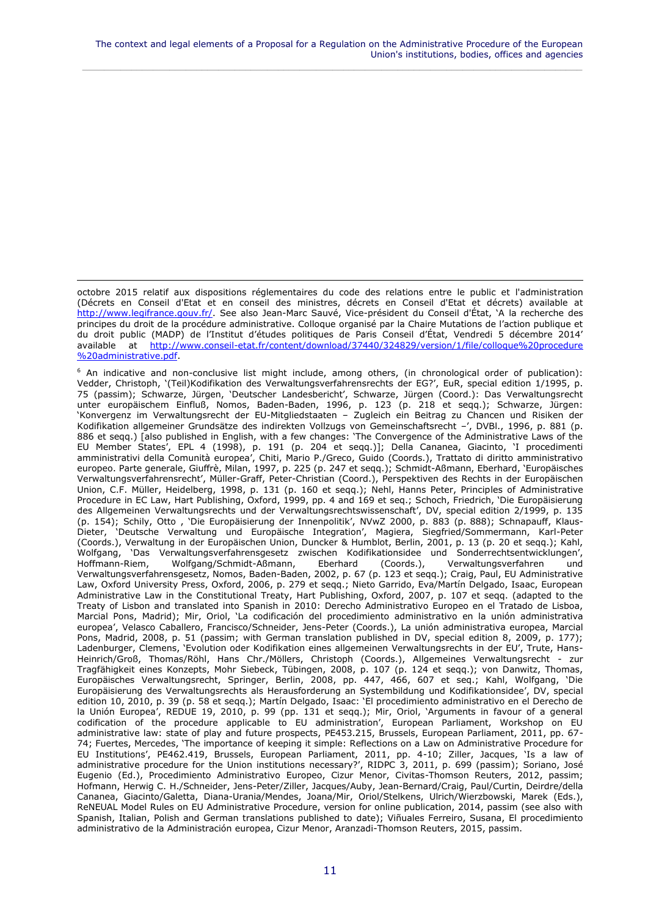octobre 2015 relatif aux dispositions réglementaires du code des relations entre le public et l'administration (Décrets en Conseil d'Etat et en conseil des ministres, décrets en Conseil d'Etat et décrets) available at http://www.legifrance.gouv.fr/. See also Jean-Marc Sauvé, Vice-président du Conseil d'État, 'A la recherche des principes du droit de la procédure administrative. Colloque organisé par la Chaire Mutations de l'action publique et du droit public (MADP) de l'Institut d'études politiques de Paris Conseil d'État, Vendredi 5 décembre 2014' available at http://www.conseil-etat.fr/content/download/37440/324829/version/1/file/colloque%20procedure%20administrative.pdf.

[6] An indicative and non-conclusive list might include, among others, (in chronological order of publication): Vedder, Christoph, '(Teil)Kodifikation des Verwaltungsverfahrensrechts der EG?', EuR, special edition 1/1995, p. 75 (passim); Schwarze, Jürgen, 'Deutscher Landesbericht', Schwarze, Jürgen (Coord.): Das Verwaltungsrecht unter europäischem Einfluß, Nomos, Baden-Baden, 1996, p. 123 (p. 218 et seqq.); Schwarze, Jürgen: 'Konvergenz im Verwaltungsrecht der EU-Mitgliedstaaten – Zugleich ein Beitrag zu Chancen und Risiken der Kodifikation allgemeiner Grundsätze des indirekten Vollzugs von Gemeinschaftsrecht –', DVBl., 1996, p. 881 (p. 886 et seqq.) [also published in English, with a few changes: 'The Convergence of the Administrative Laws of the EU Member States', EPL 4 (1998), p. 191 (p. 204 et seqq.)]; Della Cananea, Giacinto, 'I procedimenti amministrativi della Comunità europea', Chiti, Mario P./Greco, Guido (Coords.), Trattato di diritto amministrativo europeo. Parte generale, Giuffrè, Milan, 1997, p. 225 (p. 247 et seqq.); Schmidt-Aßmann, Eberhard, 'Europäisches Verwaltungsverfahrensrecht', Müller-Graff, Peter-Christian (Coord.), Perspektiven des Rechts in der Europäischen Union, C.F. Müller, Heidelberg, 1998, p. 131 (p. 160 et seqq.); Nehl, Hanns Peter, Principles of Administrative Procedure in EC Law, Hart Publishing, Oxford, 1999, pp. 4 and 169 et seq.; Schoch, Friedrich, 'Die Europäisierung des Allgemeinen Verwaltungsrechts und der Verwaltungsrechtswissenschaft', DV, special edition 2/1999, p. 135 (p. 154); Schily, Otto , 'Die Europäisierung der Innenpolitik', NVwZ 2000, p. 883 (p. 888); Schnapauff, Klaus-Dieter, 'Deutsche Verwaltung und Europäische Integration', Magiera, Siegfried/Sommermann, Karl-Peter (Coords.), Verwaltung in der Europäischen Union, Duncker & Humblot, Berlin, 2001, p. 13 (p. 20 et seqq.); Kahl, Wolfgang, 'Das Verwaltungsverfahrensgesetz zwischen Kodifikationsidee und Sonderrechtsentwicklungen', Hoffmann-Riem, Wolfgang/Schmidt-Aßmann, Eberhard (Coords.), Verwaltungsverfahren und Verwaltungsverfahrensgesetz, Nomos, Baden-Baden, 2002, p. 67 (p. 123 et seqq.); Craig, Paul, EU Administrative Law, Oxford University Press, Oxford, 2006, p. 279 et seqq.; Nieto Garrido, Eva/Martín Delgado, Isaac, European Administrative Law in the Constitutional Treaty, Hart Publishing, Oxford, 2007, p. 107 et seqq. (adapted to the Treaty of Lisbon and translated into Spanish in 2010: Derecho Administrativo Europeo en el Tratado de Lisboa, Marcial Pons, Madrid); Mir, Oriol, 'La codificación del procedimiento administrativo en la unión administrativa europea', Velasco Caballero, Francisco/Schneider, Jens-Peter (Coords.), La unión administrativa europea, Marcial Pons, Madrid, 2008, p. 51 (passim; with German translation published in DV, special edition 8, 2009, p. 177); Ladenburger, Clemens, 'Evolution oder Kodifikation eines allgemeinen Verwaltungsrechts in der EU', Trute, Hans-Heinrich/Groß, Thomas/Röhl, Hans Chr./Möllers, Christoph (Coords.), Allgemeines Verwaltungsrecht - zur Tragfähigkeit eines Konzepts, Mohr Siebeck, Tübingen, 2008, p. 107 (p. 124 et seqq.); von Danwitz, Thomas, Europäisches Verwaltungsrecht, Springer, Berlin, 2008, pp. 447, 466, 607 et seq.; Kahl, Wolfgang, 'Die Europäisierung des Verwaltungsrechts als Herausforderung an Systembildung und Kodifikationsidee', DV, special edition 10, 2010, p. 39 (p. 58 et seqq.); Martín Delgado, Isaac: 'El procedimiento administrativo en el Derecho de la Unión Europea', REDUE 19, 2010, p. 99 (pp. 131 et seqq.); Mir, Oriol, 'Arguments in favour of a general codification of the procedure applicable to EU administration', European Parliament, Workshop on EU administrative law: state of play and future prospects, PE453.215, Brussels, European Parliament, 2011, pp. 67-74; Fuertes, Mercedes, 'The importance of keeping it simple: Reflections on a Law on Administrative Procedure for EU Institutions', PE462.419, Brussels, European Parliament, 2011, pp. 4-10; Ziller, Jacques, 'Is a law of administrative procedure for the Union institutions necessary?', RIDPC 3, 2011, p. 699 (passim); Soriano, José Eugenio (Ed.), Procedimiento Administrativo Europeo, Cizur Menor, Civitas-Thomson Reuters, 2012, passim; Hofmann, Herwig C. H./Schneider, Jens-Peter/Ziller, Jacques/Auby, Jean-Bernard/Craig, Paul/Curtin, Deirdre/della Cananea, Giacinto/Galetta, Diana-Urania/Mendes, Joana/Mir, Oriol/Stelkens, Ulrich/Wierzbowski, Marek (Eds.), ReNEUAL Model Rules on EU Administrative Procedure, version for online publication, 2014, passim (see also with Spanish, Italian, Polish and German translations published to date); Viñuales Ferreiro, Susana, El procedimiento administrativo de la Administración europea, Cizur Menor, Aranzadi-Thomson Reuters, 2015, passim.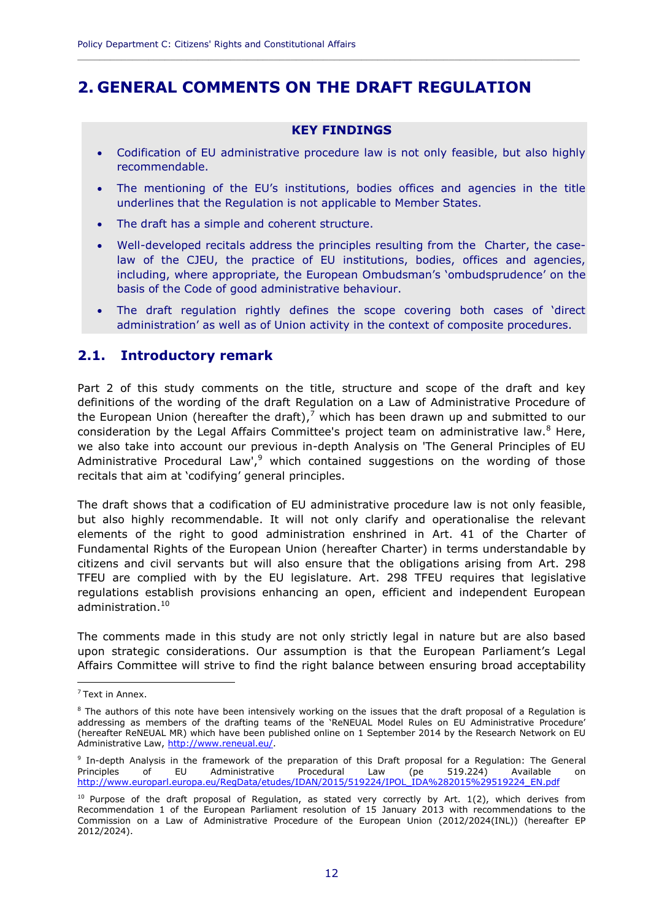# 2. GENERAL COMMENTS ON THE DRAFT REGULATION

**KEY FINDINGS**

- Codification of EU administrative procedure law is not only feasible, but also highly recommendable.
- The mentioning of the EU's institutions, bodies offices and agencies in the title underlines that the Regulation is not applicable to Member States.
- The draft has a simple and coherent structure.
- Well-developed recitals address the principles resulting from the Charter, the case-law of the CJEU, the practice of EU institutions, bodies, offices and agencies, including, where appropriate, the European Ombudsman's 'ombudsprudence' on the basis of the Code of good administrative behaviour.
- The draft regulation rightly defines the scope covering both cases of 'direct administration' as well as of Union activity in the context of composite procedures.

## 2.1. Introductory remark

Part 2 of this study comments on the title, structure and scope of the draft and key definitions of the wording of the draft Regulation on a Law of Administrative Procedure of the European Union (hereafter the draft),[7] which has been drawn up and submitted to our consideration by the Legal Affairs Committee's project team on administrative law.[8] Here, we also take into account our previous in-depth Analysis on 'The General Principles of EU Administrative Procedural Law',[9] which contained suggestions on the wording of those recitals that aim at 'codifying' general principles.

The draft shows that a codification of EU administrative procedure law is not only feasible, but also highly recommendable. It will not only clarify and operationalise the relevant elements of the right to good administration enshrined in Art. 41 of the Charter of Fundamental Rights of the European Union (hereafter Charter) in terms understandable by citizens and civil servants but will also ensure that the obligations arising from Art. 298 TFEU are complied with by the EU legislature. Art. 298 TFEU requires that legislative regulations establish provisions enhancing an open, efficient and independent European administration.[10]

The comments made in this study are not only strictly legal in nature but are also based upon strategic considerations. Our assumption is that the European Parliament's Legal Affairs Committee will strive to find the right balance between ensuring broad acceptability

---

[7] Text in Annex.

[8] The authors of this note have been intensively working on the issues that the draft proposal of a Regulation is addressing as members of the drafting teams of the 'ReNEUAL Model Rules on EU Administrative Procedure' (hereafter ReNEUAL MR) which have been published online on 1 September 2014 by the Research Network on EU Administrative Law, http://www.reneual.eu/.

[9] In-depth Analysis in the framework of the preparation of this Draft proposal for a Regulation: The General Principles of EU Administrative Procedural Law (pe 519.224) Available on http://www.europarl.europa.eu/RegData/etudes/IDAN/2015/519224/IPOL_IDA%282015%29519224_EN.pdf

[10] Purpose of the draft proposal of Regulation, as stated very correctly by Art. 1(2), which derives from Recommendation 1 of the European Parliament resolution of 15 January 2013 with recommendations to the Commission on a Law of Administrative Procedure of the European Union (2012/2024(INL)) (hereafter EP 2012/2024).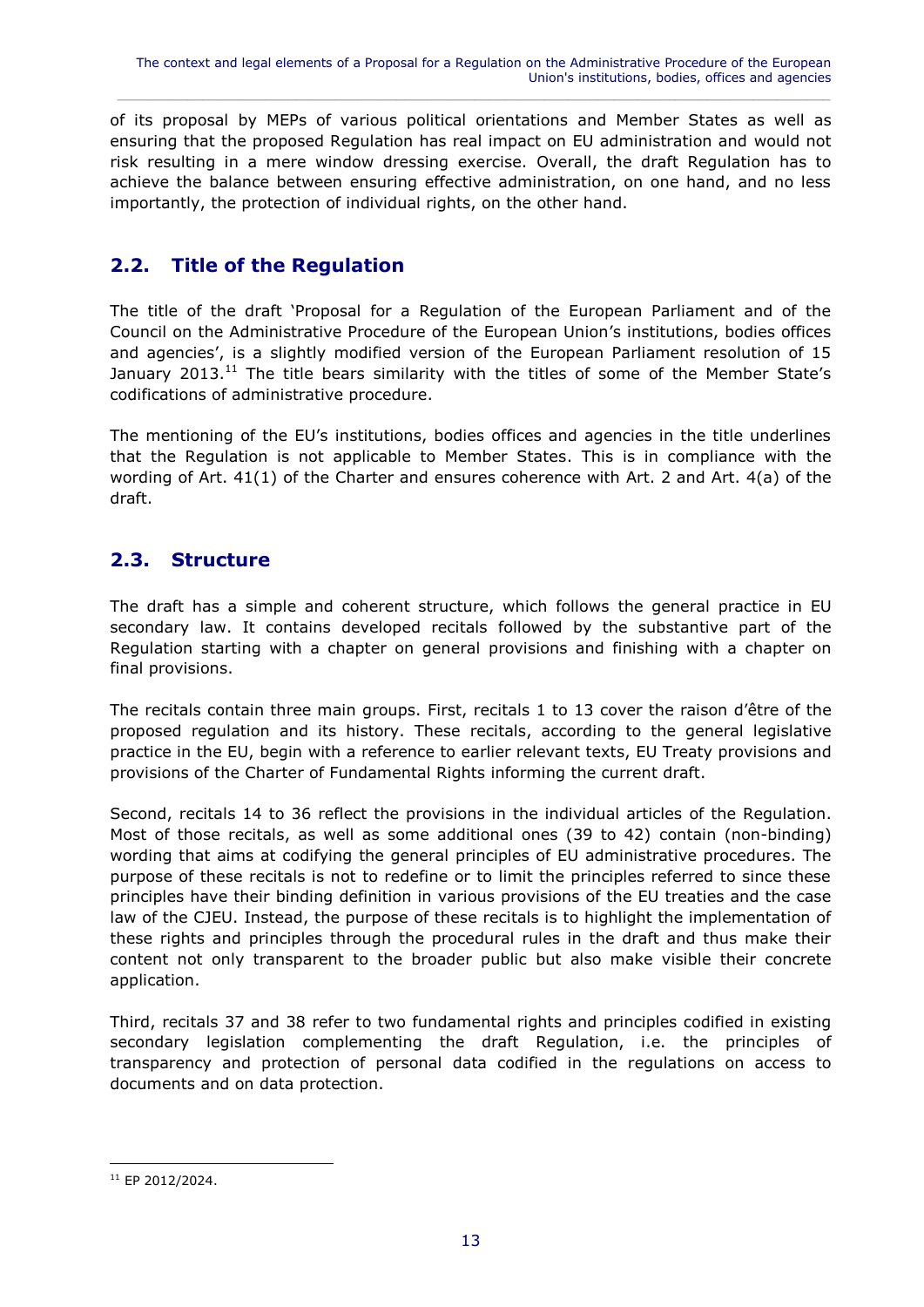of its proposal by MEPs of various political orientations and Member States as well as ensuring that the proposed Regulation has real impact on EU administration and would not risk resulting in a mere window dressing exercise. Overall, the draft Regulation has to achieve the balance between ensuring effective administration, on one hand, and no less importantly, the protection of individual rights, on the other hand.

## 2.2. Title of the Regulation

The title of the draft 'Proposal for a Regulation of the European Parliament and of the Council on the Administrative Procedure of the European Union's institutions, bodies offices and agencies', is a slightly modified version of the European Parliament resolution of 15 January 2013.[11] The title bears similarity with the titles of some of the Member State's codifications of administrative procedure.

The mentioning of the EU's institutions, bodies offices and agencies in the title underlines that the Regulation is not applicable to Member States. This is in compliance with the wording of Art. 41(1) of the Charter and ensures coherence with Art. 2 and Art. 4(a) of the draft.

## 2.3. Structure

The draft has a simple and coherent structure, which follows the general practice in EU secondary law. It contains developed recitals followed by the substantive part of the Regulation starting with a chapter on general provisions and finishing with a chapter on final provisions.

The recitals contain three main groups. First, recitals 1 to 13 cover the raison d'être of the proposed regulation and its history. These recitals, according to the general legislative practice in the EU, begin with a reference to earlier relevant texts, EU Treaty provisions and provisions of the Charter of Fundamental Rights informing the current draft.

Second, recitals 14 to 36 reflect the provisions in the individual articles of the Regulation. Most of those recitals, as well as some additional ones (39 to 42) contain (non-binding) wording that aims at codifying the general principles of EU administrative procedures. The purpose of these recitals is not to redefine or to limit the principles referred to since these principles have their binding definition in various provisions of the EU treaties and the case law of the CJEU. Instead, the purpose of these recitals is to highlight the implementation of these rights and principles through the procedural rules in the draft and thus make their content not only transparent to the broader public but also make visible their concrete application.

Third, recitals 37 and 38 refer to two fundamental rights and principles codified in existing secondary legislation complementing the draft Regulation, i.e. the principles of transparency and protection of personal data codified in the regulations on access to documents and on data protection.

---

[11] EP 2012/2024.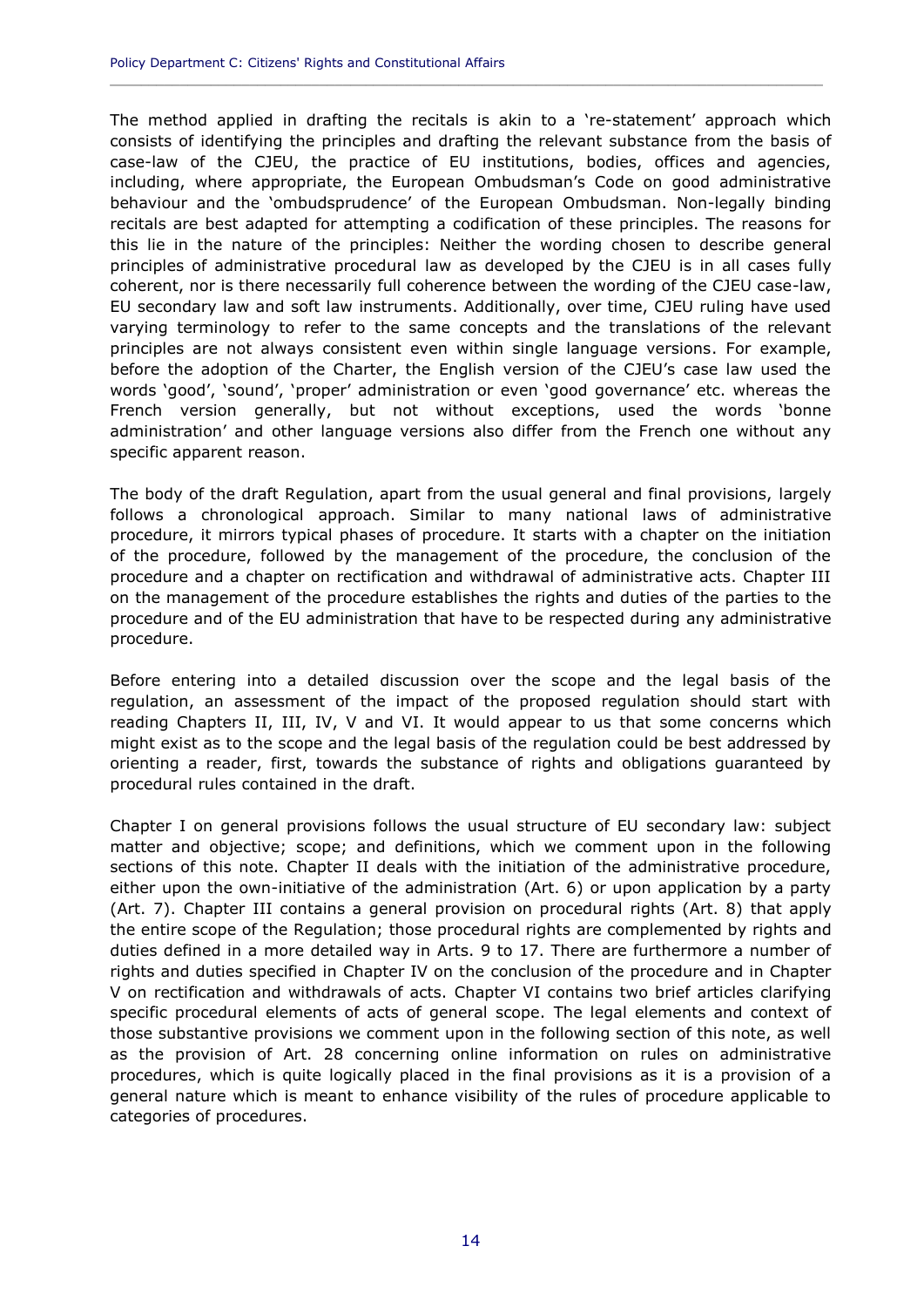The method applied in drafting the recitals is akin to a 're-statement' approach which consists of identifying the principles and drafting the relevant substance from the basis of case-law of the CJEU, the practice of EU institutions, bodies, offices and agencies, including, where appropriate, the European Ombudsman's Code on good administrative behaviour and the 'ombudsprudence' of the European Ombudsman. Non-legally binding recitals are best adapted for attempting a codification of these principles. The reasons for this lie in the nature of the principles: Neither the wording chosen to describe general principles of administrative procedural law as developed by the CJEU is in all cases fully coherent, nor is there necessarily full coherence between the wording of the CJEU case-law, EU secondary law and soft law instruments. Additionally, over time, CJEU ruling have used varying terminology to refer to the same concepts and the translations of the relevant principles are not always consistent even within single language versions. For example, before the adoption of the Charter, the English version of the CJEU's case law used the words 'good', 'sound', 'proper' administration or even 'good governance' etc. whereas the French version generally, but not without exceptions, used the words 'bonne administration' and other language versions also differ from the French one without any specific apparent reason.

The body of the draft Regulation, apart from the usual general and final provisions, largely follows a chronological approach. Similar to many national laws of administrative procedure, it mirrors typical phases of procedure. It starts with a chapter on the initiation of the procedure, followed by the management of the procedure, the conclusion of the procedure and a chapter on rectification and withdrawal of administrative acts. Chapter III on the management of the procedure establishes the rights and duties of the parties to the procedure and of the EU administration that have to be respected during any administrative procedure.

Before entering into a detailed discussion over the scope and the legal basis of the regulation, an assessment of the impact of the proposed regulation should start with reading Chapters II, III, IV, V and VI. It would appear to us that some concerns which might exist as to the scope and the legal basis of the regulation could be best addressed by orienting a reader, first, towards the substance of rights and obligations guaranteed by procedural rules contained in the draft.

Chapter I on general provisions follows the usual structure of EU secondary law: subject matter and objective; scope; and definitions, which we comment upon in the following sections of this note. Chapter II deals with the initiation of the administrative procedure, either upon the own-initiative of the administration (Art. 6) or upon application by a party (Art. 7). Chapter III contains a general provision on procedural rights (Art. 8) that apply the entire scope of the Regulation; those procedural rights are complemented by rights and duties defined in a more detailed way in Arts. 9 to 17. There are furthermore a number of rights and duties specified in Chapter IV on the conclusion of the procedure and in Chapter V on rectification and withdrawals of acts. Chapter VI contains two brief articles clarifying specific procedural elements of acts of general scope. The legal elements and context of those substantive provisions we comment upon in the following section of this note, as well as the provision of Art. 28 concerning online information on rules on administrative procedures, which is quite logically placed in the final provisions as it is a provision of a general nature which is meant to enhance visibility of the rules of procedure applicable to categories of procedures.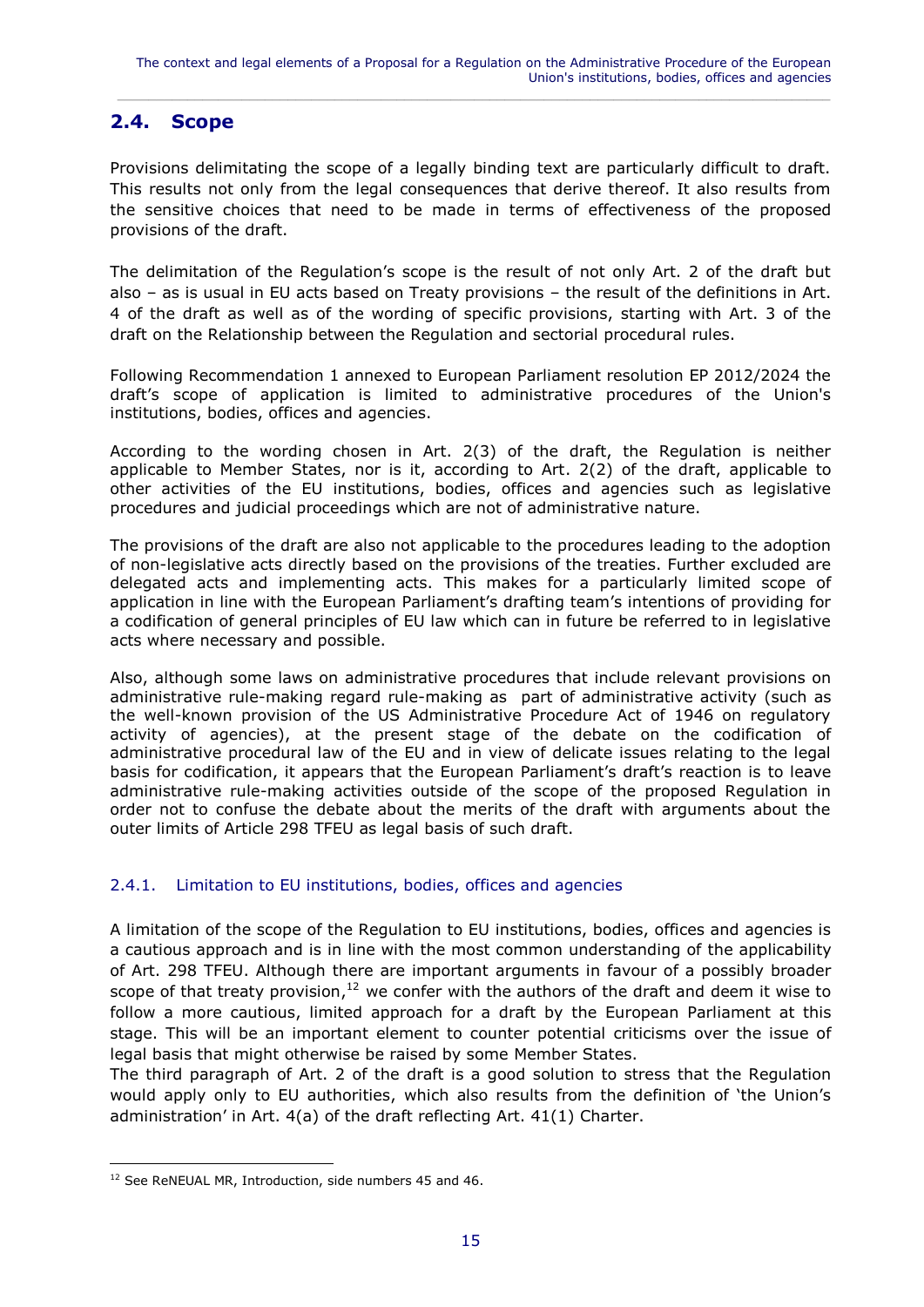## 2.4. Scope

Provisions delimitating the scope of a legally binding text are particularly difficult to draft. This results not only from the legal consequences that derive thereof. It also results from the sensitive choices that need to be made in terms of effectiveness of the proposed provisions of the draft.

The delimitation of the Regulation's scope is the result of not only Art. 2 of the draft but also – as is usual in EU acts based on Treaty provisions – the result of the definitions in Art. 4 of the draft as well as of the wording of specific provisions, starting with Art. 3 of the draft on the Relationship between the Regulation and sectorial procedural rules.

Following Recommendation 1 annexed to European Parliament resolution EP 2012/2024 the draft's scope of application is limited to administrative procedures of the Union's institutions, bodies, offices and agencies.

According to the wording chosen in Art. 2(3) of the draft, the Regulation is neither applicable to Member States, nor is it, according to Art. 2(2) of the draft, applicable to other activities of the EU institutions, bodies, offices and agencies such as legislative procedures and judicial proceedings which are not of administrative nature.

The provisions of the draft are also not applicable to the procedures leading to the adoption of non-legislative acts directly based on the provisions of the treaties. Further excluded are delegated acts and implementing acts. This makes for a particularly limited scope of application in line with the European Parliament's drafting team's intentions of providing for a codification of general principles of EU law which can in future be referred to in legislative acts where necessary and possible.

Also, although some laws on administrative procedures that include relevant provisions on administrative rule-making regard rule-making as part of administrative activity (such as the well-known provision of the US Administrative Procedure Act of 1946 on regulatory activity of agencies), at the present stage of the debate on the codification of administrative procedural law of the EU and in view of delicate issues relating to the legal basis for codification, it appears that the European Parliament's draft's reaction is to leave administrative rule-making activities outside of the scope of the proposed Regulation in order not to confuse the debate about the merits of the draft with arguments about the outer limits of Article 298 TFEU as legal basis of such draft.

### 2.4.1. Limitation to EU institutions, bodies, offices and agencies

A limitation of the scope of the Regulation to EU institutions, bodies, offices and agencies is a cautious approach and is in line with the most common understanding of the applicability of Art. 298 TFEU. Although there are important arguments in favour of a possibly broader scope of that treaty provision,[12] we confer with the authors of the draft and deem it wise to follow a more cautious, limited approach for a draft by the European Parliament at this stage. This will be an important element to counter potential criticisms over the issue of legal basis that might otherwise be raised by some Member States.
The third paragraph of Art. 2 of the draft is a good solution to stress that the Regulation would apply only to EU authorities, which also results from the definition of 'the Union's administration' in Art. 4(a) of the draft reflecting Art. 41(1) Charter.

---

[12] See ReNEUAL MR, Introduction, side numbers 45 and 46.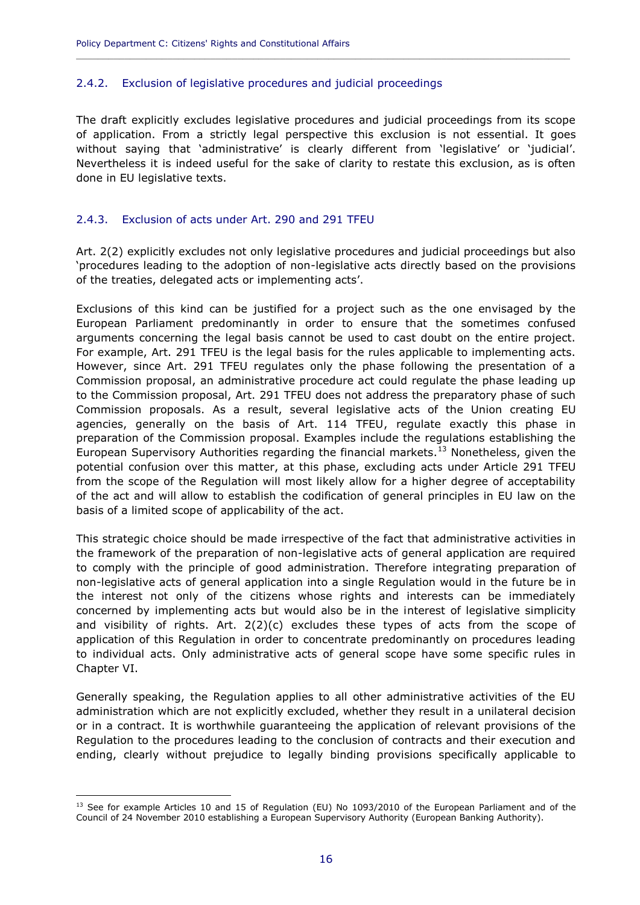#### 2.4.2. Exclusion of legislative procedures and judicial proceedings

The draft explicitly excludes legislative procedures and judicial proceedings from its scope of application. From a strictly legal perspective this exclusion is not essential. It goes without saying that 'administrative' is clearly different from 'legislative' or 'judicial'. Nevertheless it is indeed useful for the sake of clarity to restate this exclusion, as is often done in EU legislative texts.

#### 2.4.3. Exclusion of acts under Art. 290 and 291 TFEU

Art. 2(2) explicitly excludes not only legislative procedures and judicial proceedings but also 'procedures leading to the adoption of non-legislative acts directly based on the provisions of the treaties, delegated acts or implementing acts'.

Exclusions of this kind can be justified for a project such as the one envisaged by the European Parliament predominantly in order to ensure that the sometimes confused arguments concerning the legal basis cannot be used to cast doubt on the entire project. For example, Art. 291 TFEU is the legal basis for the rules applicable to implementing acts. However, since Art. 291 TFEU regulates only the phase following the presentation of a Commission proposal, an administrative procedure act could regulate the phase leading up to the Commission proposal, Art. 291 TFEU does not address the preparatory phase of such Commission proposals. As a result, several legislative acts of the Union creating EU agencies, generally on the basis of Art. 114 TFEU, regulate exactly this phase in preparation of the Commission proposal. Examples include the regulations establishing the European Supervisory Authorities regarding the financial markets.[13] Nonetheless, given the potential confusion over this matter, at this phase, excluding acts under Article 291 TFEU from the scope of the Regulation will most likely allow for a higher degree of acceptability of the act and will allow to establish the codification of general principles in EU law on the basis of a limited scope of applicability of the act.

This strategic choice should be made irrespective of the fact that administrative activities in the framework of the preparation of non-legislative acts of general application are required to comply with the principle of good administration. Therefore integrating preparation of non-legislative acts of general application into a single Regulation would in the future be in the interest not only of the citizens whose rights and interests can be immediately concerned by implementing acts but would also be in the interest of legislative simplicity and visibility of rights. Art. 2(2)(c) excludes these types of acts from the scope of application of this Regulation in order to concentrate predominantly on procedures leading to individual acts. Only administrative acts of general scope have some specific rules in Chapter VI.

Generally speaking, the Regulation applies to all other administrative activities of the EU administration which are not explicitly excluded, whether they result in a unilateral decision or in a contract. It is worthwhile guaranteeing the application of relevant provisions of the Regulation to the procedures leading to the conclusion of contracts and their execution and ending, clearly without prejudice to legally binding provisions specifically applicable to

---

[13] See for example Articles 10 and 15 of Regulation (EU) No 1093/2010 of the European Parliament and of the Council of 24 November 2010 establishing a European Supervisory Authority (European Banking Authority).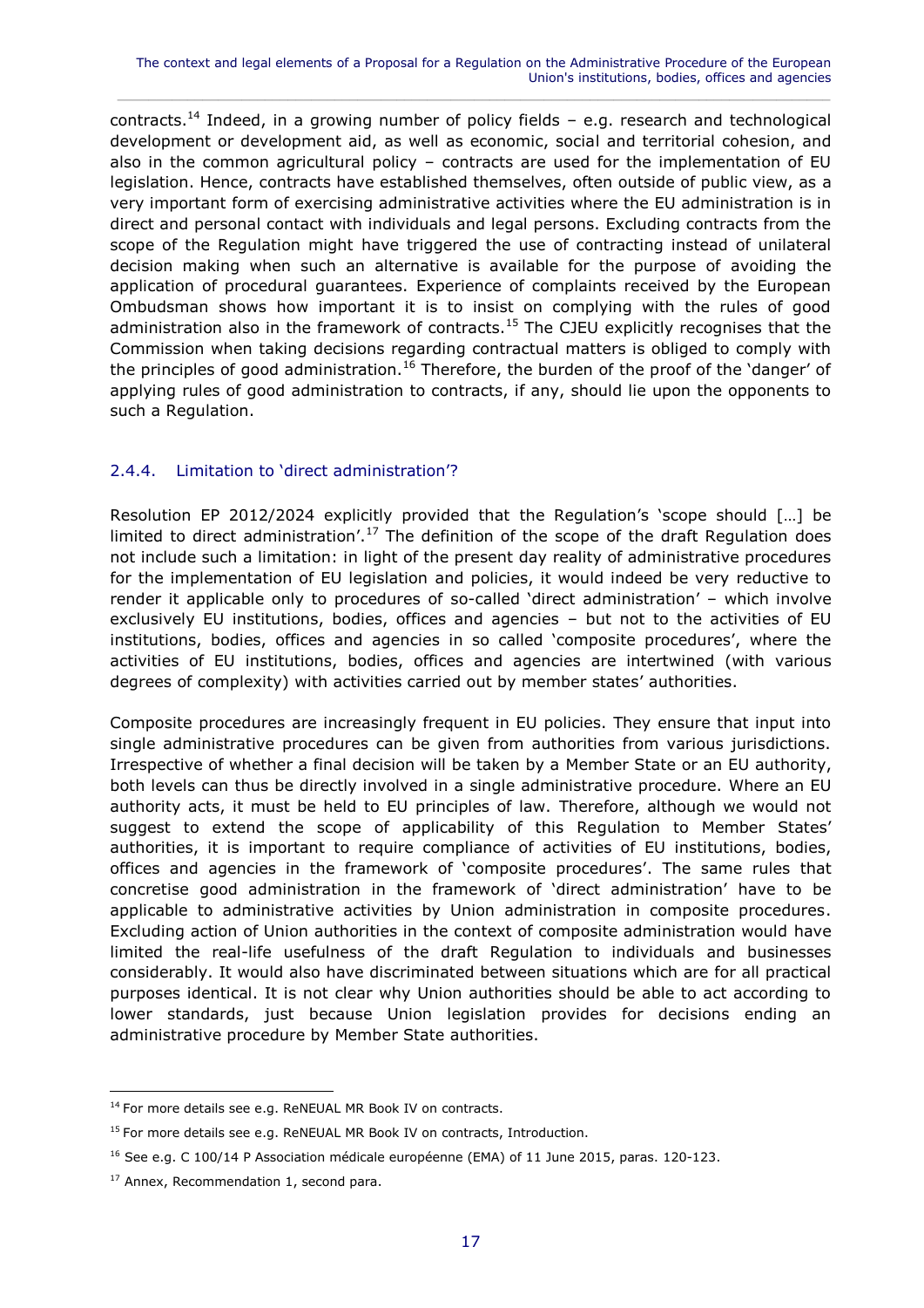contracts.[14] Indeed, in a growing number of policy fields – e.g. research and technological development or development aid, as well as economic, social and territorial cohesion, and also in the common agricultural policy – contracts are used for the implementation of EU legislation. Hence, contracts have established themselves, often outside of public view, as a very important form of exercising administrative activities where the EU administration is in direct and personal contact with individuals and legal persons. Excluding contracts from the scope of the Regulation might have triggered the use of contracting instead of unilateral decision making when such an alternative is available for the purpose of avoiding the application of procedural guarantees. Experience of complaints received by the European Ombudsman shows how important it is to insist on complying with the rules of good administration also in the framework of contracts.[15] The CJEU explicitly recognises that the Commission when taking decisions regarding contractual matters is obliged to comply with the principles of good administration.[16] Therefore, the burden of the proof of the 'danger' of applying rules of good administration to contracts, if any, should lie upon the opponents to such a Regulation.

### 2.4.4. Limitation to 'direct administration'?

Resolution EP 2012/2024 explicitly provided that the Regulation's 'scope should […] be limited to direct administration'.[17] The definition of the scope of the draft Regulation does not include such a limitation: in light of the present day reality of administrative procedures for the implementation of EU legislation and policies, it would indeed be very reductive to render it applicable only to procedures of so-called 'direct administration' – which involve exclusively EU institutions, bodies, offices and agencies – but not to the activities of EU institutions, bodies, offices and agencies in so called 'composite procedures', where the activities of EU institutions, bodies, offices and agencies are intertwined (with various degrees of complexity) with activities carried out by member states' authorities.

Composite procedures are increasingly frequent in EU policies. They ensure that input into single administrative procedures can be given from authorities from various jurisdictions. Irrespective of whether a final decision will be taken by a Member State or an EU authority, both levels can thus be directly involved in a single administrative procedure. Where an EU authority acts, it must be held to EU principles of law. Therefore, although we would not suggest to extend the scope of applicability of this Regulation to Member States' authorities, it is important to require compliance of activities of EU institutions, bodies, offices and agencies in the framework of 'composite procedures'. The same rules that concretise good administration in the framework of 'direct administration' have to be applicable to administrative activities by Union administration in composite procedures. Excluding action of Union authorities in the context of composite administration would have limited the real-life usefulness of the draft Regulation to individuals and businesses considerably. It would also have discriminated between situations which are for all practical purposes identical. It is not clear why Union authorities should be able to act according to lower standards, just because Union legislation provides for decisions ending an administrative procedure by Member State authorities.

---

[14] For more details see e.g. ReNEUAL MR Book IV on contracts.

[15] For more details see e.g. ReNEUAL MR Book IV on contracts, Introduction.

[16] See e.g. C 100/14 P Association médicale européenne (EMA) of 11 June 2015, paras. 120-123.

[17] Annex, Recommendation 1, second para.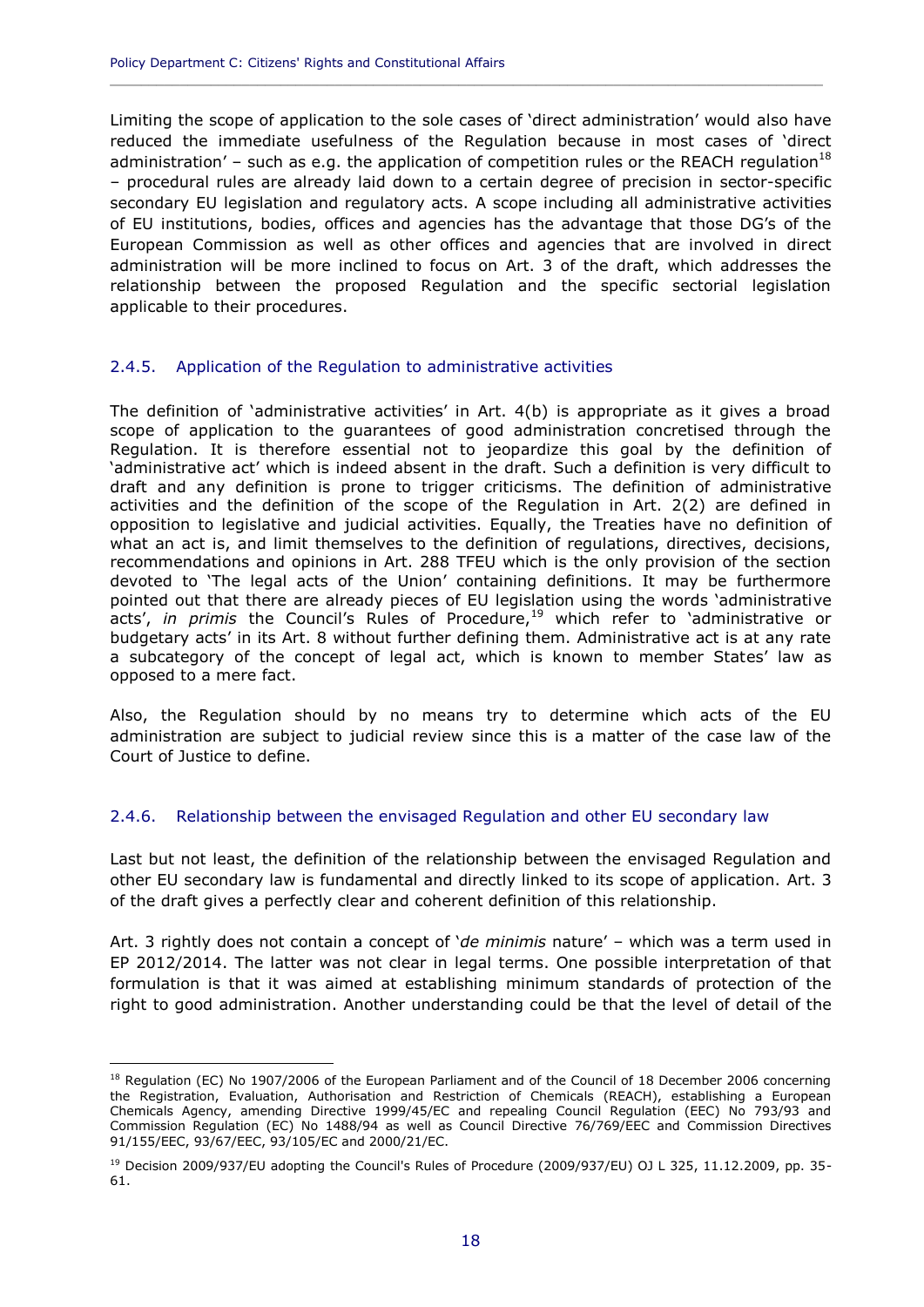Limiting the scope of application to the sole cases of 'direct administration' would also have reduced the immediate usefulness of the Regulation because in most cases of 'direct administration' – such as e.g. the application of competition rules or the REACH regulation[18] – procedural rules are already laid down to a certain degree of precision in sector-specific secondary EU legislation and regulatory acts. A scope including all administrative activities of EU institutions, bodies, offices and agencies has the advantage that those DG's of the European Commission as well as other offices and agencies that are involved in direct administration will be more inclined to focus on Art. 3 of the draft, which addresses the relationship between the proposed Regulation and the specific sectorial legislation applicable to their procedures.

### 2.4.5. Application of the Regulation to administrative activities

The definition of 'administrative activities' in Art. 4(b) is appropriate as it gives a broad scope of application to the guarantees of good administration concretised through the Regulation. It is therefore essential not to jeopardize this goal by the definition of 'administrative act' which is indeed absent in the draft. Such a definition is very difficult to draft and any definition is prone to trigger criticisms. The definition of administrative activities and the definition of the scope of the Regulation in Art. 2(2) are defined in opposition to legislative and judicial activities. Equally, the Treaties have no definition of what an act is, and limit themselves to the definition of regulations, directives, decisions, recommendations and opinions in Art. 288 TFEU which is the only provision of the section devoted to 'The legal acts of the Union' containing definitions. It may be furthermore pointed out that there are already pieces of EU legislation using the words 'administrative acts', *in primis* the Council's Rules of Procedure,[19] which refer to 'administrative or budgetary acts' in its Art. 8 without further defining them. Administrative act is at any rate a subcategory of the concept of legal act, which is known to member States' law as opposed to a mere fact.

Also, the Regulation should by no means try to determine which acts of the EU administration are subject to judicial review since this is a matter of the case law of the Court of Justice to define.

### 2.4.6. Relationship between the envisaged Regulation and other EU secondary law

Last but not least, the definition of the relationship between the envisaged Regulation and other EU secondary law is fundamental and directly linked to its scope of application. Art. 3 of the draft gives a perfectly clear and coherent definition of this relationship.

Art. 3 rightly does not contain a concept of '*de minimis* nature' – which was a term used in EP 2012/2014. The latter was not clear in legal terms. One possible interpretation of that formulation is that it was aimed at establishing minimum standards of protection of the right to good administration. Another understanding could be that the level of detail of the

---

[18] Regulation (EC) No 1907/2006 of the European Parliament and of the Council of 18 December 2006 concerning the Registration, Evaluation, Authorisation and Restriction of Chemicals (REACH), establishing a European Chemicals Agency, amending Directive 1999/45/EC and repealing Council Regulation (EEC) No 793/93 and Commission Regulation (EC) No 1488/94 as well as Council Directive 76/769/EEC and Commission Directives 91/155/EEC, 93/67/EEC, 93/105/EC and 2000/21/EC.

[19] Decision 2009/937/EU adopting the Council's Rules of Procedure (2009/937/EU) OJ L 325, 11.12.2009, pp. 35-61.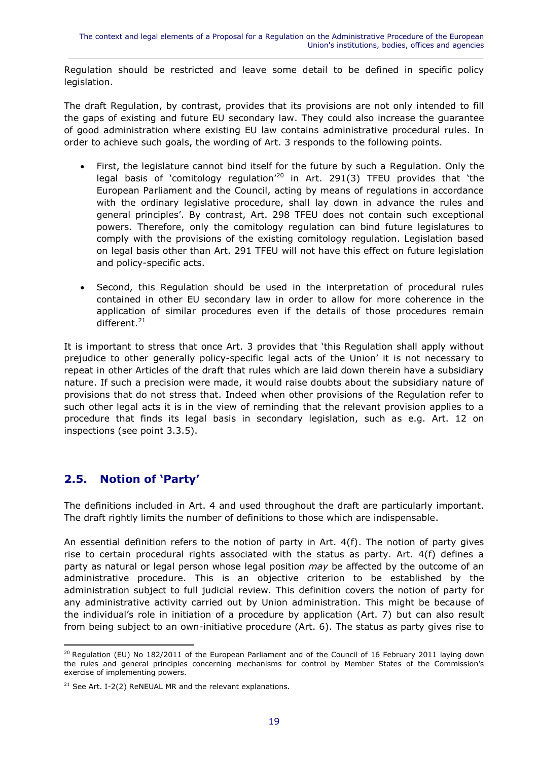Regulation should be restricted and leave some detail to be defined in specific policy legislation.

The draft Regulation, by contrast, provides that its provisions are not only intended to fill the gaps of existing and future EU secondary law. They could also increase the guarantee of good administration where existing EU law contains administrative procedural rules. In order to achieve such goals, the wording of Art. 3 responds to the following points.

- First, the legislature cannot bind itself for the future by such a Regulation. Only the legal basis of 'comitology regulation'[20] in Art. 291(3) TFEU provides that 'the European Parliament and the Council, acting by means of regulations in accordance with the ordinary legislative procedure, shall lay down in advance the rules and general principles'. By contrast, Art. 298 TFEU does not contain such exceptional powers. Therefore, only the comitology regulation can bind future legislatures to comply with the provisions of the existing comitology regulation. Legislation based on legal basis other than Art. 291 TFEU will not have this effect on future legislation and policy-specific acts.

- Second, this Regulation should be used in the interpretation of procedural rules contained in other EU secondary law in order to allow for more coherence in the application of similar procedures even if the details of those procedures remain different.[21]

It is important to stress that once Art. 3 provides that 'this Regulation shall apply without prejudice to other generally policy-specific legal acts of the Union' it is not necessary to repeat in other Articles of the draft that rules which are laid down therein have a subsidiary nature. If such a precision were made, it would raise doubts about the subsidiary nature of provisions that do not stress that. Indeed when other provisions of the Regulation refer to such other legal acts it is in the view of reminding that the relevant provision applies to a procedure that finds its legal basis in secondary legislation, such as e.g. Art. 12 on inspections (see point 3.3.5).

## 2.5. Notion of 'Party'

The definitions included in Art. 4 and used throughout the draft are particularly important. The draft rightly limits the number of definitions to those which are indispensable.

An essential definition refers to the notion of party in Art. 4(f). The notion of party gives rise to certain procedural rights associated with the status as party. Art. 4(f) defines a party as natural or legal person whose legal position *may* be affected by the outcome of an administrative procedure. This is an objective criterion to be established by the administration subject to full judicial review. This definition covers the notion of party for any administrative activity carried out by Union administration. This might be because of the individual's role in initiation of a procedure by application (Art. 7) but can also result from being subject to an own-initiative procedure (Art. 6). The status as party gives rise to

---

[20] Regulation (EU) No 182/2011 of the European Parliament and of the Council of 16 February 2011 laying down the rules and general principles concerning mechanisms for control by Member States of the Commission's exercise of implementing powers.

[21] See Art. I-2(2) ReNEUAL MR and the relevant explanations.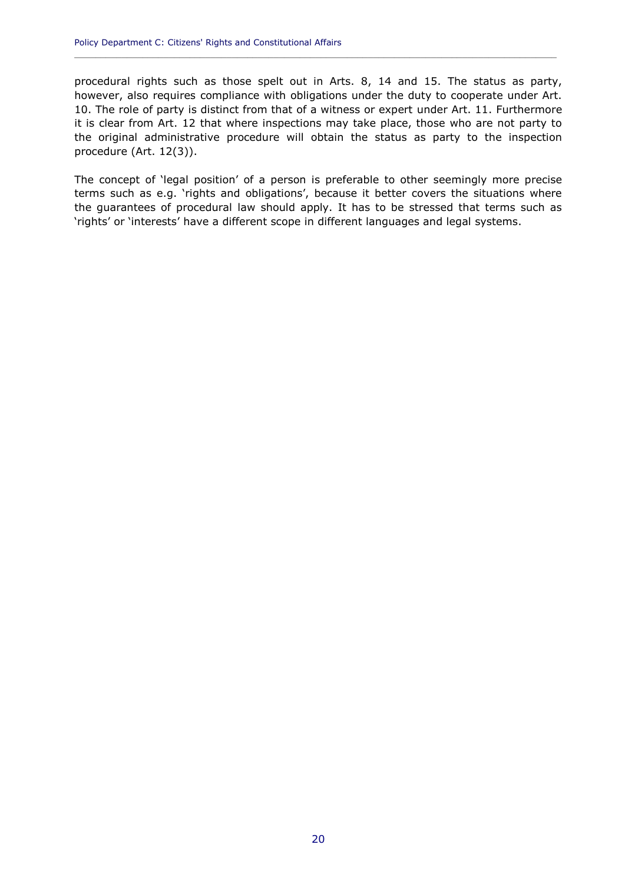procedural rights such as those spelt out in Arts. 8, 14 and 15. The status as party, however, also requires compliance with obligations under the duty to cooperate under Art. 10. The role of party is distinct from that of a witness or expert under Art. 11. Furthermore it is clear from Art. 12 that where inspections may take place, those who are not party to the original administrative procedure will obtain the status as party to the inspection procedure (Art. 12(3)).

The concept of 'legal position' of a person is preferable to other seemingly more precise terms such as e.g. 'rights and obligations', because it better covers the situations where the guarantees of procedural law should apply. It has to be stressed that terms such as 'rights' or 'interests' have a different scope in different languages and legal systems.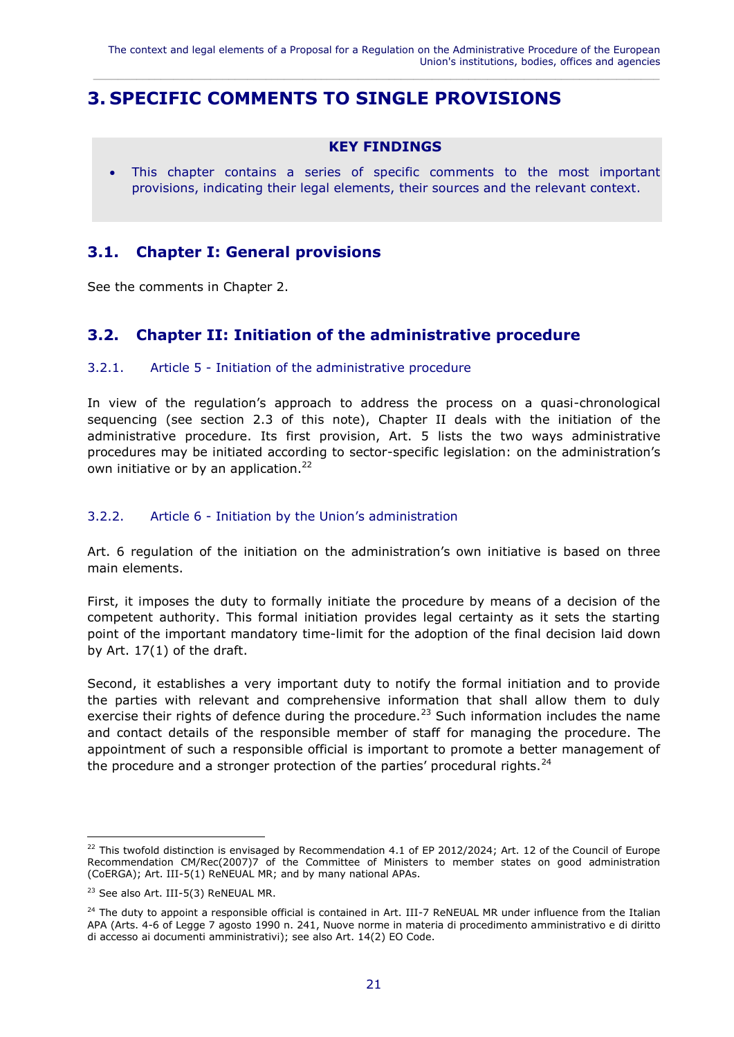# 3. SPECIFIC COMMENTS TO SINGLE PROVISIONS

**KEY FINDINGS**

- This chapter contains a series of specific comments to the most important provisions, indicating their legal elements, their sources and the relevant context.

## 3.1. Chapter I: General provisions

See the comments in Chapter 2.

## 3.2. Chapter II: Initiation of the administrative procedure

### 3.2.1. Article 5 - Initiation of the administrative procedure

In view of the regulation's approach to address the process on a quasi-chronological sequencing (see section 2.3 of this note), Chapter II deals with the initiation of the administrative procedure. Its first provision, Art. 5 lists the two ways administrative procedures may be initiated according to sector-specific legislation: on the administration's own initiative or by an application.[22]

### 3.2.2. Article 6 - Initiation by the Union's administration

Art. 6 regulation of the initiation on the administration's own initiative is based on three main elements.

First, it imposes the duty to formally initiate the procedure by means of a decision of the competent authority. This formal initiation provides legal certainty as it sets the starting point of the important mandatory time-limit for the adoption of the final decision laid down by Art. 17(1) of the draft.

Second, it establishes a very important duty to notify the formal initiation and to provide the parties with relevant and comprehensive information that shall allow them to duly exercise their rights of defence during the procedure.[23] Such information includes the name and contact details of the responsible member of staff for managing the procedure. The appointment of such a responsible official is important to promote a better management of the procedure and a stronger protection of the parties' procedural rights.[24]

---

[22] This twofold distinction is envisaged by Recommendation 4.1 of EP 2012/2024; Art. 12 of the Council of Europe Recommendation CM/Rec(2007)7 of the Committee of Ministers to member states on good administration (CoERGA); Art. III-5(1) ReNEUAL MR; and by many national APAs.

[23] See also Art. III-5(3) ReNEUAL MR.

[24] The duty to appoint a responsible official is contained in Art. III-7 ReNEUAL MR under influence from the Italian APA (Arts. 4-6 of Legge 7 agosto 1990 n. 241, Nuove norme in materia di procedimento amministrativo e di diritto di accesso ai documenti amministrativi); see also Art. 14(2) EO Code.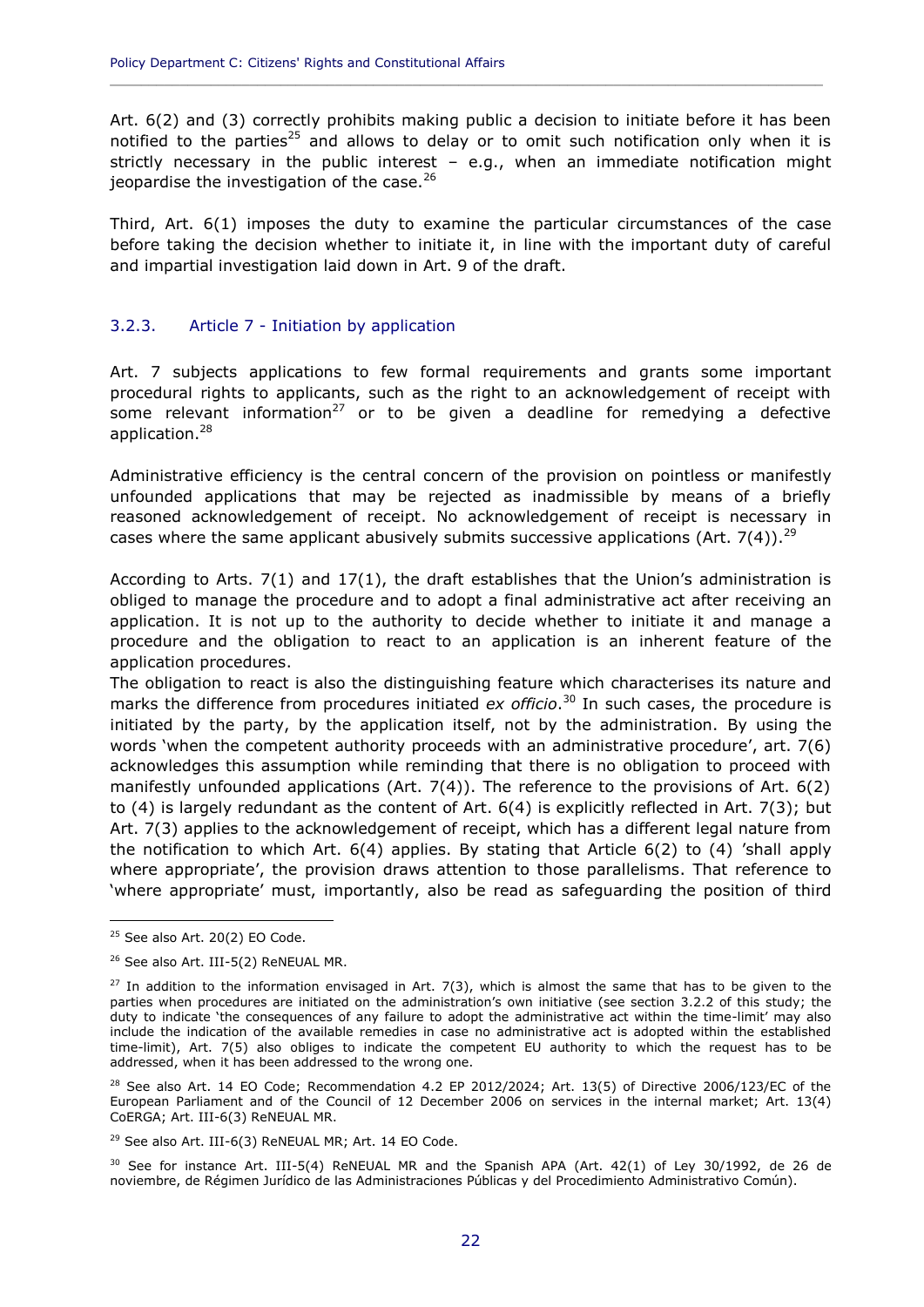Art. 6(2) and (3) correctly prohibits making public a decision to initiate before it has been notified to the parties[25] and allows to delay or to omit such notification only when it is strictly necessary in the public interest – e.g., when an immediate notification might jeopardise the investigation of the case.[26]

Third, Art. 6(1) imposes the duty to examine the particular circumstances of the case before taking the decision whether to initiate it, in line with the important duty of careful and impartial investigation laid down in Art. 9 of the draft.

### 3.2.3. Article 7 - Initiation by application

Art. 7 subjects applications to few formal requirements and grants some important procedural rights to applicants, such as the right to an acknowledgement of receipt with some relevant information[27] or to be given a deadline for remedying a defective application.[28]

Administrative efficiency is the central concern of the provision on pointless or manifestly unfounded applications that may be rejected as inadmissible by means of a briefly reasoned acknowledgement of receipt. No acknowledgement of receipt is necessary in cases where the same applicant abusively submits successive applications (Art. 7(4)).[29]

According to Arts. 7(1) and 17(1), the draft establishes that the Union's administration is obliged to manage the procedure and to adopt a final administrative act after receiving an application. It is not up to the authority to decide whether to initiate it and manage a procedure and the obligation to react to an application is an inherent feature of the application procedures.
The obligation to react is also the distinguishing feature which characterises its nature and marks the difference from procedures initiated *ex officio*.[30] In such cases, the procedure is initiated by the party, by the application itself, not by the administration. By using the words 'when the competent authority proceeds with an administrative procedure', art. 7(6) acknowledges this assumption while reminding that there is no obligation to proceed with manifestly unfounded applications (Art. 7(4)). The reference to the provisions of Art. 6(2) to (4) is largely redundant as the content of Art. 6(4) is explicitly reflected in Art. 7(3); but Art. 7(3) applies to the acknowledgement of receipt, which has a different legal nature from the notification to which Art. 6(4) applies. By stating that Article 6(2) to (4) 'shall apply where appropriate', the provision draws attention to those parallelisms. That reference to 'where appropriate' must, importantly, also be read as safeguarding the position of third

---

[25] See also Art. 20(2) EO Code.

[26] See also Art. III-5(2) ReNEUAL MR.

[27] In addition to the information envisaged in Art. 7(3), which is almost the same that has to be given to the parties when procedures are initiated on the administration's own initiative (see section 3.2.2 of this study; the duty to indicate 'the consequences of any failure to adopt the administrative act within the time-limit' may also include the indication of the available remedies in case no administrative act is adopted within the established time-limit), Art. 7(5) also obliges to indicate the competent EU authority to which the request has to be addressed, when it has been addressed to the wrong one.

[28] See also Art. 14 EO Code; Recommendation 4.2 EP 2012/2024; Art. 13(5) of Directive 2006/123/EC of the European Parliament and of the Council of 12 December 2006 on services in the internal market; Art. 13(4) CoERGA; Art. III-6(3) ReNEUAL MR.

[29] See also Art. III-6(3) ReNEUAL MR; Art. 14 EO Code.

[30] See for instance Art. III-5(4) ReNEUAL MR and the Spanish APA (Art. 42(1) of Ley 30/1992, de 26 de noviembre, de Régimen Jurídico de las Administraciones Públicas y del Procedimiento Administrativo Común).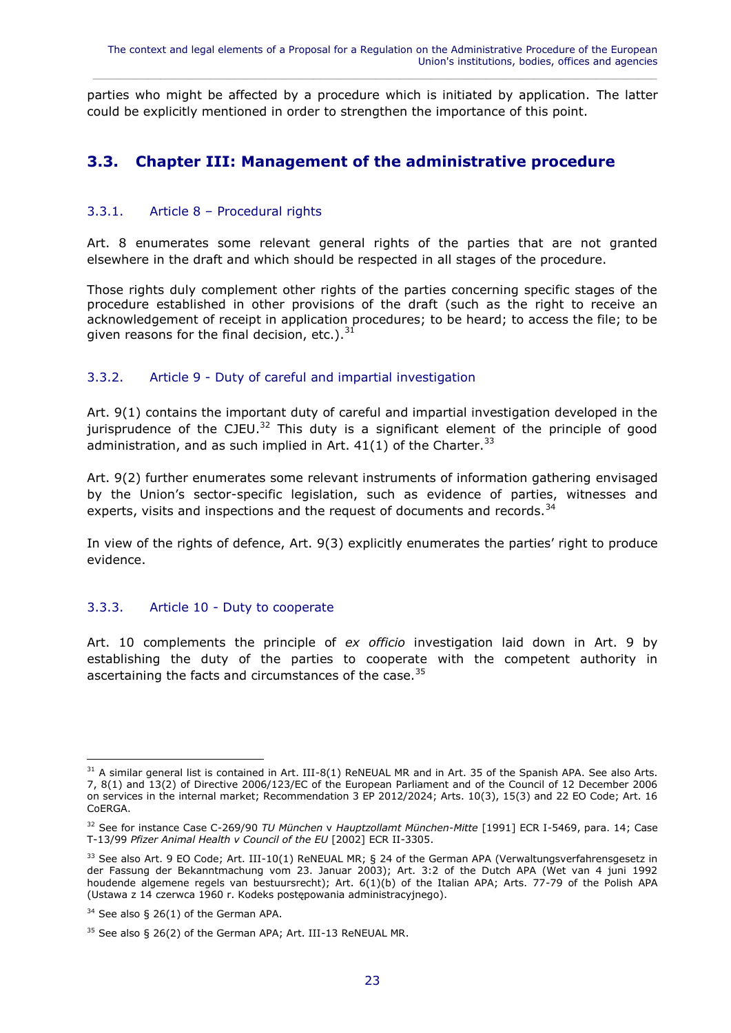parties who might be affected by a procedure which is initiated by application. The latter could be explicitly mentioned in order to strengthen the importance of this point.

## 3.3. Chapter III: Management of the administrative procedure

### 3.3.1. Article 8 – Procedural rights

Art. 8 enumerates some relevant general rights of the parties that are not granted elsewhere in the draft and which should be respected in all stages of the procedure.

Those rights duly complement other rights of the parties concerning specific stages of the procedure established in other provisions of the draft (such as the right to receive an acknowledgement of receipt in application procedures; to be heard; to access the file; to be given reasons for the final decision, etc.).[31]

### 3.3.2. Article 9 - Duty of careful and impartial investigation

Art. 9(1) contains the important duty of careful and impartial investigation developed in the jurisprudence of the CJEU.[32] This duty is a significant element of the principle of good administration, and as such implied in Art. 41(1) of the Charter.[33]

Art. 9(2) further enumerates some relevant instruments of information gathering envisaged by the Union's sector-specific legislation, such as evidence of parties, witnesses and experts, visits and inspections and the request of documents and records.[34]

In view of the rights of defence, Art. 9(3) explicitly enumerates the parties' right to produce evidence.

### 3.3.3. Article 10 - Duty to cooperate

Art. 10 complements the principle of *ex officio* investigation laid down in Art. 9 by establishing the duty of the parties to cooperate with the competent authority in ascertaining the facts and circumstances of the case.[35]

---

[31] A similar general list is contained in Art. III-8(1) ReNEUAL MR and in Art. 35 of the Spanish APA. See also Arts. 7, 8(1) and 13(2) of Directive 2006/123/EC of the European Parliament and of the Council of 12 December 2006 on services in the internal market; Recommendation 3 EP 2012/2024; Arts. 10(3), 15(3) and 22 EO Code; Art. 16 CoERGA.

[32] See for instance Case C-269/90 *TU München* v *Hauptzollamt München-Mitte* [1991] ECR I-5469, para. 14; Case T-13/99 *Pfizer Animal Health v Council of the EU* [2002] ECR II-3305.

[33] See also Art. 9 EO Code; Art. III-10(1) ReNEUAL MR; § 24 of the German APA (Verwaltungsverfahrensgesetz in der Fassung der Bekanntmachung vom 23. Januar 2003); Art. 3:2 of the Dutch APA (Wet van 4 juni 1992 houdende algemene regels van bestuursrecht); Art. 6(1)(b) of the Italian APA; Arts. 77-79 of the Polish APA (Ustawa z 14 czerwca 1960 r. Kodeks postępowania administracyjnego).

[34] See also § 26(1) of the German APA.

[35] See also § 26(2) of the German APA; Art. III-13 ReNEUAL MR.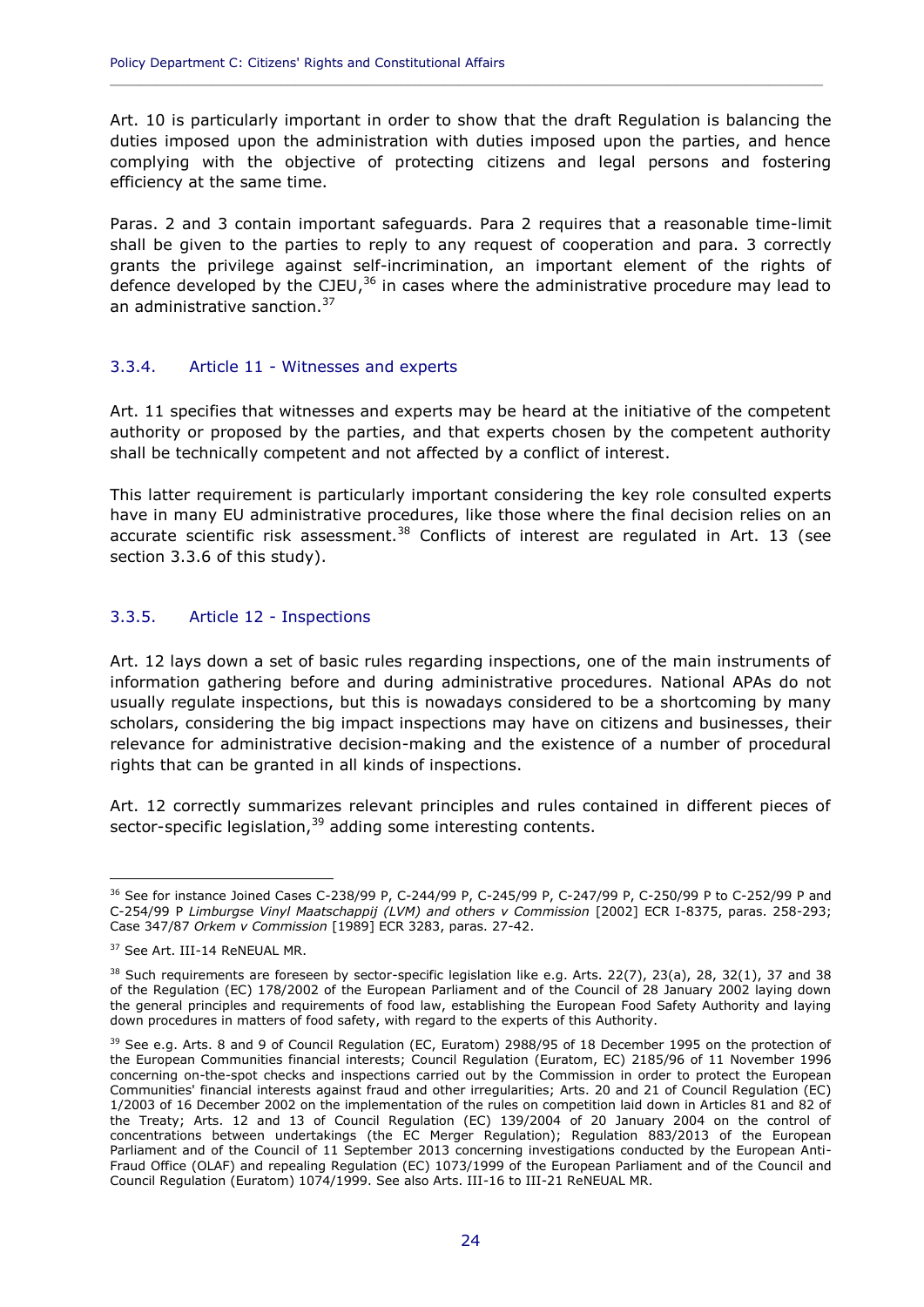Art. 10 is particularly important in order to show that the draft Regulation is balancing the duties imposed upon the administration with duties imposed upon the parties, and hence complying with the objective of protecting citizens and legal persons and fostering efficiency at the same time.

Paras. 2 and 3 contain important safeguards. Para 2 requires that a reasonable time-limit shall be given to the parties to reply to any request of cooperation and para. 3 correctly grants the privilege against self-incrimination, an important element of the rights of defence developed by the CJEU,[36] in cases where the administrative procedure may lead to an administrative sanction.[37]

### 3.3.4. Article 11 - Witnesses and experts

Art. 11 specifies that witnesses and experts may be heard at the initiative of the competent authority or proposed by the parties, and that experts chosen by the competent authority shall be technically competent and not affected by a conflict of interest.

This latter requirement is particularly important considering the key role consulted experts have in many EU administrative procedures, like those where the final decision relies on an accurate scientific risk assessment.[38] Conflicts of interest are regulated in Art. 13 (see section 3.3.6 of this study).

### 3.3.5. Article 12 - Inspections

Art. 12 lays down a set of basic rules regarding inspections, one of the main instruments of information gathering before and during administrative procedures. National APAs do not usually regulate inspections, but this is nowadays considered to be a shortcoming by many scholars, considering the big impact inspections may have on citizens and businesses, their relevance for administrative decision-making and the existence of a number of procedural rights that can be granted in all kinds of inspections.

Art. 12 correctly summarizes relevant principles and rules contained in different pieces of sector-specific legislation,[39] adding some interesting contents.

---

[36] See for instance Joined Cases C-238/99 P, C-244/99 P, C-245/99 P, C-247/99 P, C-250/99 P to C-252/99 P and C-254/99 P *Limburgse Vinyl Maatschappij (LVM) and others v Commission* [2002] ECR I-8375, paras. 258-293; Case 347/87 *Orkem v Commission* [1989] ECR 3283, paras. 27-42.

[37] See Art. III-14 ReNEUAL MR.

[38] Such requirements are foreseen by sector-specific legislation like e.g. Arts. 22(7), 23(a), 28, 32(1), 37 and 38 of the Regulation (EC) 178/2002 of the European Parliament and of the Council of 28 January 2002 laying down the general principles and requirements of food law, establishing the European Food Safety Authority and laying down procedures in matters of food safety, with regard to the experts of this Authority.

[39] See e.g. Arts. 8 and 9 of Council Regulation (EC, Euratom) 2988/95 of 18 December 1995 on the protection of the European Communities financial interests; Council Regulation (Euratom, EC) 2185/96 of 11 November 1996 concerning on-the-spot checks and inspections carried out by the Commission in order to protect the European Communities' financial interests against fraud and other irregularities; Arts. 20 and 21 of Council Regulation (EC) 1/2003 of 16 December 2002 on the implementation of the rules on competition laid down in Articles 81 and 82 of the Treaty; Arts. 12 and 13 of Council Regulation (EC) 139/2004 of 20 January 2004 on the control of concentrations between undertakings (the EC Merger Regulation); Regulation 883/2013 of the European Parliament and of the Council of 11 September 2013 concerning investigations conducted by the European Anti-Fraud Office (OLAF) and repealing Regulation (EC) 1073/1999 of the European Parliament and of the Council and Council Regulation (Euratom) 1074/1999. See also Arts. III-16 to III-21 ReNEUAL MR.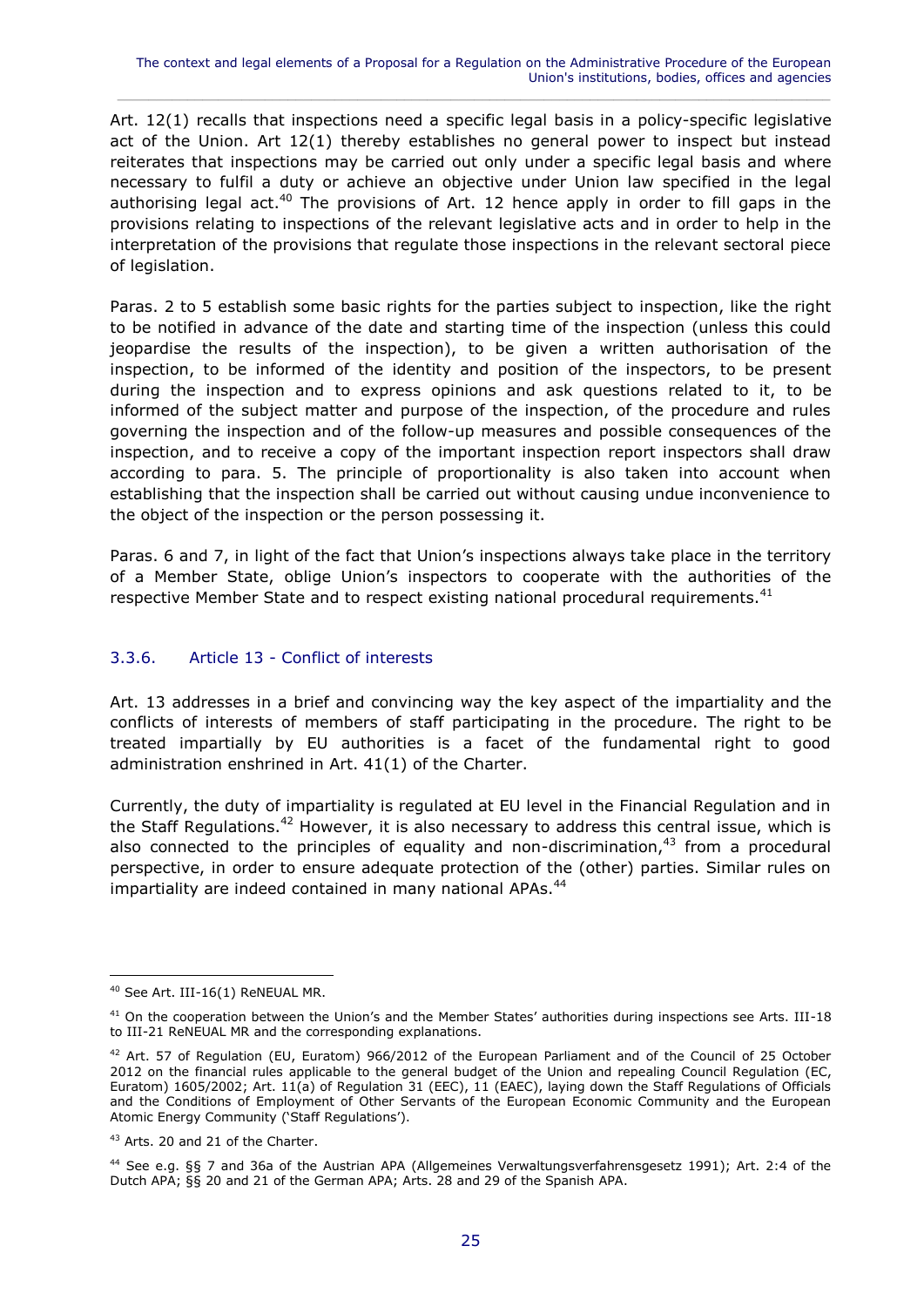Art. 12(1) recalls that inspections need a specific legal basis in a policy-specific legislative act of the Union. Art 12(1) thereby establishes no general power to inspect but instead reiterates that inspections may be carried out only under a specific legal basis and where necessary to fulfil a duty or achieve an objective under Union law specified in the legal authorising legal act.[40] The provisions of Art. 12 hence apply in order to fill gaps in the provisions relating to inspections of the relevant legislative acts and in order to help in the interpretation of the provisions that regulate those inspections in the relevant sectoral piece of legislation.

Paras. 2 to 5 establish some basic rights for the parties subject to inspection, like the right to be notified in advance of the date and starting time of the inspection (unless this could jeopardise the results of the inspection), to be given a written authorisation of the inspection, to be informed of the identity and position of the inspectors, to be present during the inspection and to express opinions and ask questions related to it, to be informed of the subject matter and purpose of the inspection, of the procedure and rules governing the inspection and of the follow-up measures and possible consequences of the inspection, and to receive a copy of the important inspection report inspectors shall draw according to para. 5. The principle of proportionality is also taken into account when establishing that the inspection shall be carried out without causing undue inconvenience to the object of the inspection or the person possessing it.

Paras. 6 and 7, in light of the fact that Union's inspections always take place in the territory of a Member State, oblige Union's inspectors to cooperate with the authorities of the respective Member State and to respect existing national procedural requirements.[41]

### 3.3.6. Article 13 - Conflict of interests

Art. 13 addresses in a brief and convincing way the key aspect of the impartiality and the conflicts of interests of members of staff participating in the procedure. The right to be treated impartially by EU authorities is a facet of the fundamental right to good administration enshrined in Art. 41(1) of the Charter.

Currently, the duty of impartiality is regulated at EU level in the Financial Regulation and in the Staff Regulations.[42] However, it is also necessary to address this central issue, which is also connected to the principles of equality and non-discrimination,[43] from a procedural perspective, in order to ensure adequate protection of the (other) parties. Similar rules on impartiality are indeed contained in many national APAs.[44]

---

[40] See Art. III-16(1) ReNEUAL MR.

[41] On the cooperation between the Union's and the Member States' authorities during inspections see Arts. III-18 to III-21 ReNEUAL MR and the corresponding explanations.

[42] Art. 57 of Regulation (EU, Euratom) 966/2012 of the European Parliament and of the Council of 25 October 2012 on the financial rules applicable to the general budget of the Union and repealing Council Regulation (EC, Euratom) 1605/2002; Art. 11(a) of Regulation 31 (EEC), 11 (EAEC), laying down the Staff Regulations of Officials and the Conditions of Employment of Other Servants of the European Economic Community and the European Atomic Energy Community ('Staff Regulations').

[43] Arts. 20 and 21 of the Charter.

[44] See e.g. §§ 7 and 36a of the Austrian APA (Allgemeines Verwaltungsverfahrensgesetz 1991); Art. 2:4 of the Dutch APA; §§ 20 and 21 of the German APA; Arts. 28 and 29 of the Spanish APA.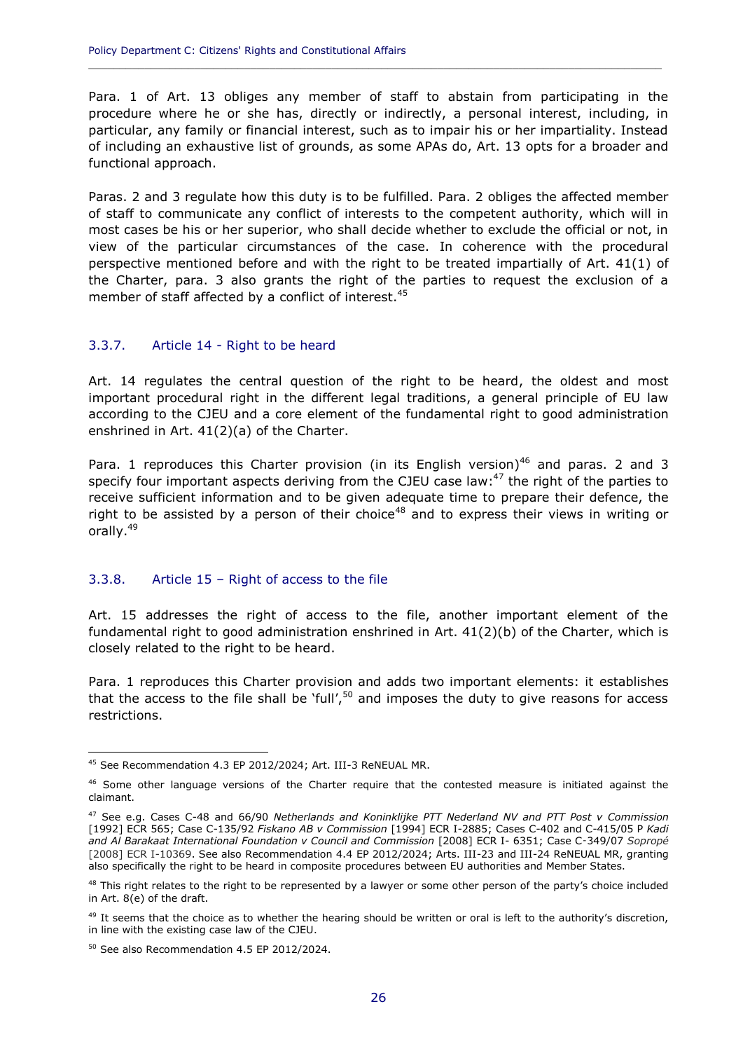Para. 1 of Art. 13 obliges any member of staff to abstain from participating in the procedure where he or she has, directly or indirectly, a personal interest, including, in particular, any family or financial interest, such as to impair his or her impartiality. Instead of including an exhaustive list of grounds, as some APAs do, Art. 13 opts for a broader and functional approach.

Paras. 2 and 3 regulate how this duty is to be fulfilled. Para. 2 obliges the affected member of staff to communicate any conflict of interests to the competent authority, which will in most cases be his or her superior, who shall decide whether to exclude the official or not, in view of the particular circumstances of the case. In coherence with the procedural perspective mentioned before and with the right to be treated impartially of Art. 41(1) of the Charter, para. 3 also grants the right of the parties to request the exclusion of a member of staff affected by a conflict of interest.[45]

### 3.3.7. Article 14 - Right to be heard

Art. 14 regulates the central question of the right to be heard, the oldest and most important procedural right in the different legal traditions, a general principle of EU law according to the CJEU and a core element of the fundamental right to good administration enshrined in Art. 41(2)(a) of the Charter.

Para. 1 reproduces this Charter provision (in its English version)[46] and paras. 2 and 3 specify four important aspects deriving from the CJEU case law:[47] the right of the parties to receive sufficient information and to be given adequate time to prepare their defence, the right to be assisted by a person of their choice[48] and to express their views in writing or orally.[49]

### 3.3.8. Article 15 – Right of access to the file

Art. 15 addresses the right of access to the file, another important element of the fundamental right to good administration enshrined in Art. 41(2)(b) of the Charter, which is closely related to the right to be heard.

Para. 1 reproduces this Charter provision and adds two important elements: it establishes that the access to the file shall be 'full',[50] and imposes the duty to give reasons for access restrictions.

---

[45] See Recommendation 4.3 EP 2012/2024; Art. III-3 ReNEUAL MR.

[46] Some other language versions of the Charter require that the contested measure is initiated against the claimant.

[47] See e.g. Cases C-48 and 66/90 *Netherlands and Koninklijke PTT Nederland NV and PTT Post v Commission* [1992] ECR 565; Case C-135/92 *Fiskano AB v Commission* [1994] ECR I-2885; Cases C-402 and C-415/05 P *Kadi and Al Barakaat International Foundation v Council and Commission* [2008] ECR I- 6351; Case C-349/07 *Sopropé* [2008] ECR I-10369. See also Recommendation 4.4 EP 2012/2024; Arts. III-23 and III-24 ReNEUAL MR, granting also specifically the right to be heard in composite procedures between EU authorities and Member States.

[48] This right relates to the right to be represented by a lawyer or some other person of the party's choice included in Art. 8(e) of the draft.

[49] It seems that the choice as to whether the hearing should be written or oral is left to the authority's discretion, in line with the existing case law of the CJEU.

[50] See also Recommendation 4.5 EP 2012/2024.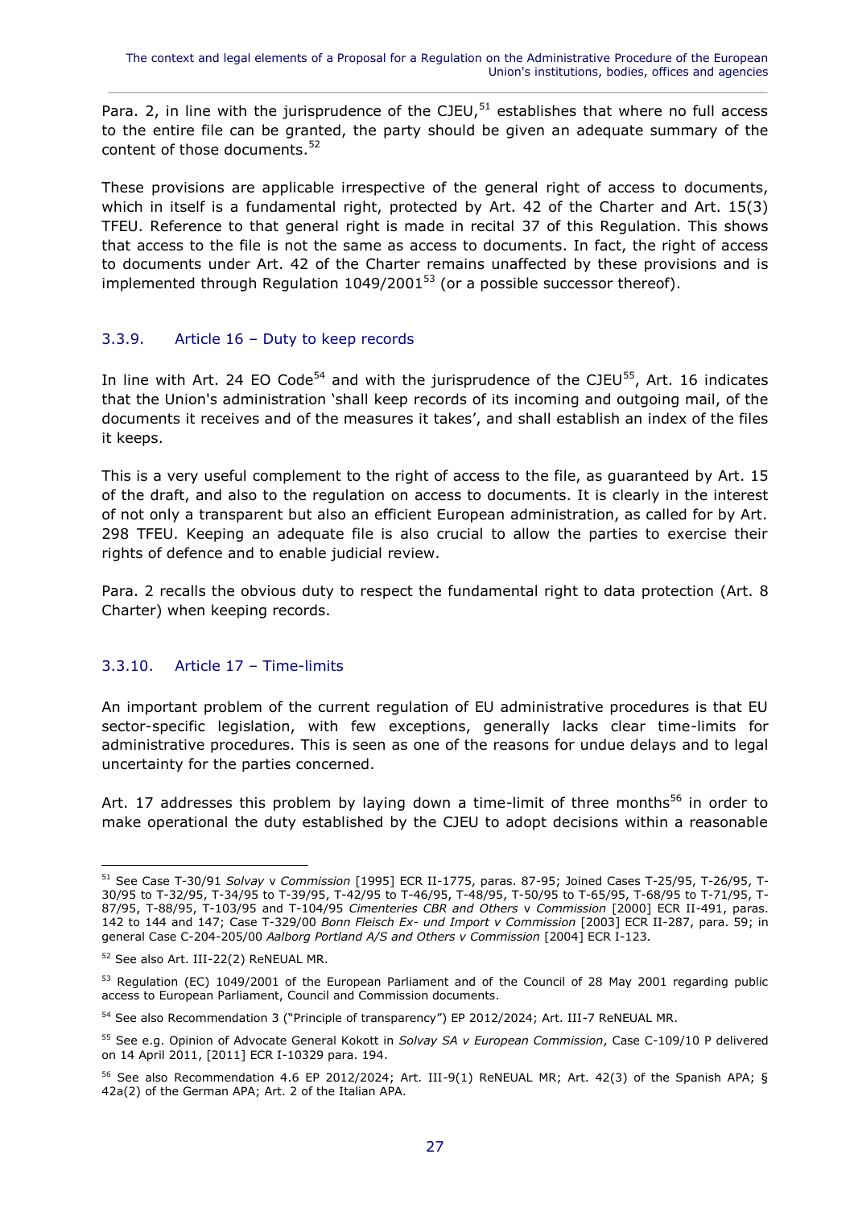Para. 2, in line with the jurisprudence of the CJEU,[51] establishes that where no full access to the entire file can be granted, the party should be given an adequate summary of the content of those documents.[52]

These provisions are applicable irrespective of the general right of access to documents, which in itself is a fundamental right, protected by Art. 42 of the Charter and Art. 15(3) TFEU. Reference to that general right is made in recital 37 of this Regulation. This shows that access to the file is not the same as access to documents. In fact, the right of access to documents under Art. 42 of the Charter remains unaffected by these provisions and is implemented through Regulation 1049/2001[53] (or a possible successor thereof).

### 3.3.9. Article 16 – Duty to keep records

In line with Art. 24 EO Code[54] and with the jurisprudence of the CJEU[55], Art. 16 indicates that the Union's administration 'shall keep records of its incoming and outgoing mail, of the documents it receives and of the measures it takes', and shall establish an index of the files it keeps.

This is a very useful complement to the right of access to the file, as guaranteed by Art. 15 of the draft, and also to the regulation on access to documents. It is clearly in the interest of not only a transparent but also an efficient European administration, as called for by Art. 298 TFEU. Keeping an adequate file is also crucial to allow the parties to exercise their rights of defence and to enable judicial review.

Para. 2 recalls the obvious duty to respect the fundamental right to data protection (Art. 8 Charter) when keeping records.

### 3.3.10. Article 17 – Time-limits

An important problem of the current regulation of EU administrative procedures is that EU sector-specific legislation, with few exceptions, generally lacks clear time-limits for administrative procedures. This is seen as one of the reasons for undue delays and to legal uncertainty for the parties concerned.

Art. 17 addresses this problem by laying down a time-limit of three months[56] in order to make operational the duty established by the CJEU to adopt decisions within a reasonable

---

[51] See Case T-30/91 *Solvay* v *Commission* [1995] ECR II-1775, paras. 87-95; Joined Cases T-25/95, T-26/95, T-30/95 to T-32/95, T-34/95 to T-39/95, T-42/95 to T-46/95, T-48/95, T-50/95 to T-65/95, T-68/95 to T-71/95, T-87/95, T-88/95, T-103/95 and T-104/95 *Cimenteries CBR and Others* v *Commission* [2000] ECR II-491, paras. 142 to 144 and 147; Case T-329/00 *Bonn Fleisch Ex- und Import v Commission* [2003] ECR II-287, para. 59; in general Case C-204-205/00 *Aalborg Portland A/S and Others v Commission* [2004] ECR I-123.

[52] See also Art. III-22(2) ReNEUAL MR.

[53] Regulation (EC) 1049/2001 of the European Parliament and of the Council of 28 May 2001 regarding public access to European Parliament, Council and Commission documents.

[54] See also Recommendation 3 ("Principle of transparency") EP 2012/2024; Art. III-7 ReNEUAL MR.

[55] See e.g. Opinion of Advocate General Kokott in *Solvay SA v European Commission*, Case C-109/10 P delivered on 14 April 2011, [2011] ECR I-10329 para. 194.

[56] See also Recommendation 4.6 EP 2012/2024; Art. III-9(1) ReNEUAL MR; Art. 42(3) of the Spanish APA; § 42a(2) of the German APA; Art. 2 of the Italian APA.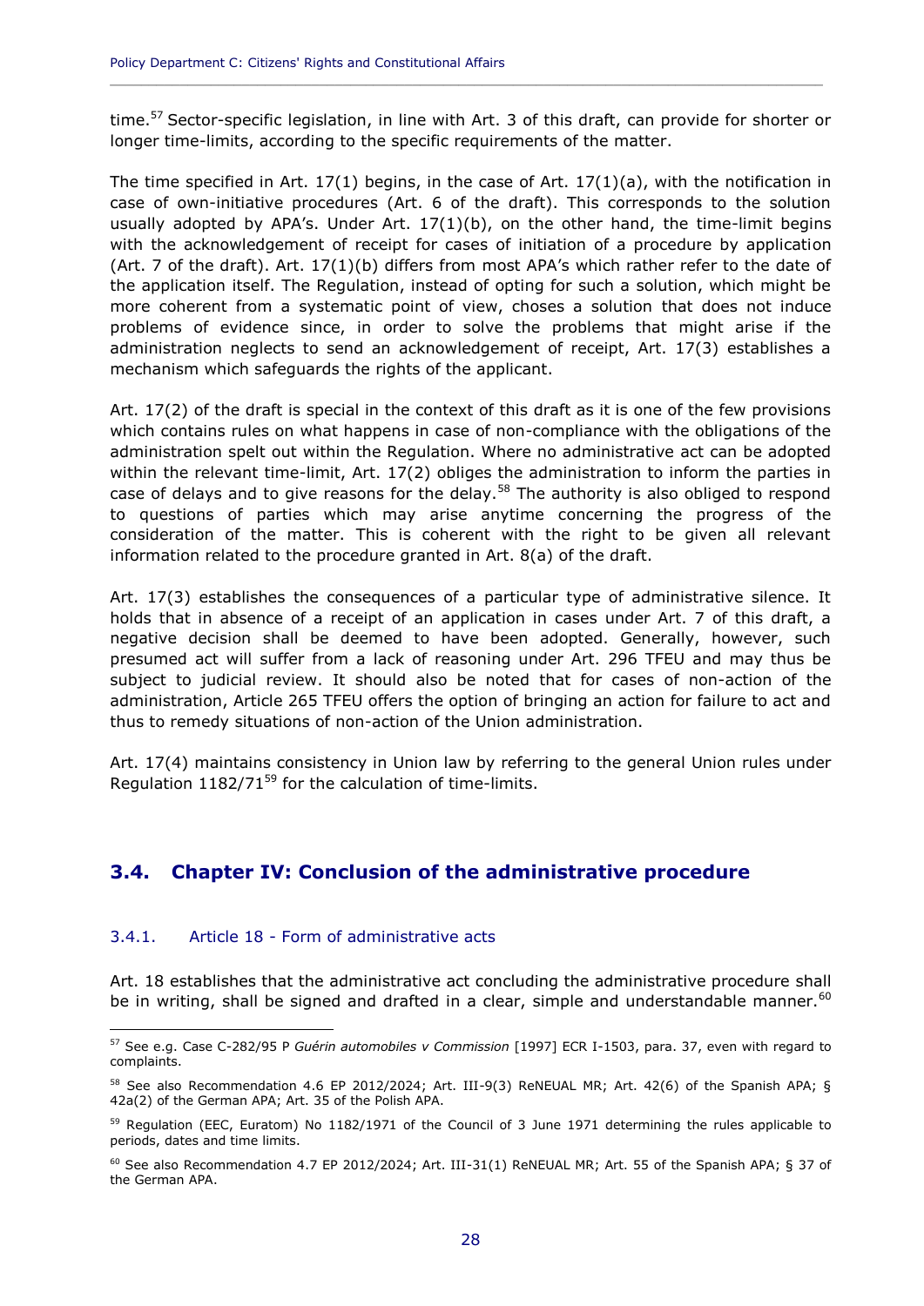time.[57] Sector-specific legislation, in line with Art. 3 of this draft, can provide for shorter or longer time-limits, according to the specific requirements of the matter.

The time specified in Art. 17(1) begins, in the case of Art. 17(1)(a), with the notification in case of own-initiative procedures (Art. 6 of the draft). This corresponds to the solution usually adopted by APA's. Under Art. 17(1)(b), on the other hand, the time-limit begins with the acknowledgement of receipt for cases of initiation of a procedure by application (Art. 7 of the draft). Art. 17(1)(b) differs from most APA's which rather refer to the date of the application itself. The Regulation, instead of opting for such a solution, which might be more coherent from a systematic point of view, choses a solution that does not induce problems of evidence since, in order to solve the problems that might arise if the administration neglects to send an acknowledgement of receipt, Art. 17(3) establishes a mechanism which safeguards the rights of the applicant.

Art. 17(2) of the draft is special in the context of this draft as it is one of the few provisions which contains rules on what happens in case of non-compliance with the obligations of the administration spelt out within the Regulation. Where no administrative act can be adopted within the relevant time-limit, Art. 17(2) obliges the administration to inform the parties in case of delays and to give reasons for the delay.[58] The authority is also obliged to respond to questions of parties which may arise anytime concerning the progress of the consideration of the matter. This is coherent with the right to be given all relevant information related to the procedure granted in Art. 8(a) of the draft.

Art. 17(3) establishes the consequences of a particular type of administrative silence. It holds that in absence of a receipt of an application in cases under Art. 7 of this draft, a negative decision shall be deemed to have been adopted. Generally, however, such presumed act will suffer from a lack of reasoning under Art. 296 TFEU and may thus be subject to judicial review. It should also be noted that for cases of non-action of the administration, Article 265 TFEU offers the option of bringing an action for failure to act and thus to remedy situations of non-action of the Union administration.

Art. 17(4) maintains consistency in Union law by referring to the general Union rules under Regulation 1182/71[59] for the calculation of time-limits.

## 3.4. Chapter IV: Conclusion of the administrative procedure

### 3.4.1. Article 18 - Form of administrative acts

Art. 18 establishes that the administrative act concluding the administrative procedure shall be in writing, shall be signed and drafted in a clear, simple and understandable manner.[60]

---

[57] See e.g. Case C-282/95 P *Guérin automobiles v Commission* [1997] ECR I-1503, para. 37, even with regard to complaints.

[58] See also Recommendation 4.6 EP 2012/2024; Art. III-9(3) ReNEUAL MR; Art. 42(6) of the Spanish APA; § 42a(2) of the German APA; Art. 35 of the Polish APA.

[59] Regulation (EEC, Euratom) No 1182/1971 of the Council of 3 June 1971 determining the rules applicable to periods, dates and time limits.

[60] See also Recommendation 4.7 EP 2012/2024; Art. III-31(1) ReNEUAL MR; Art. 55 of the Spanish APA; § 37 of the German APA.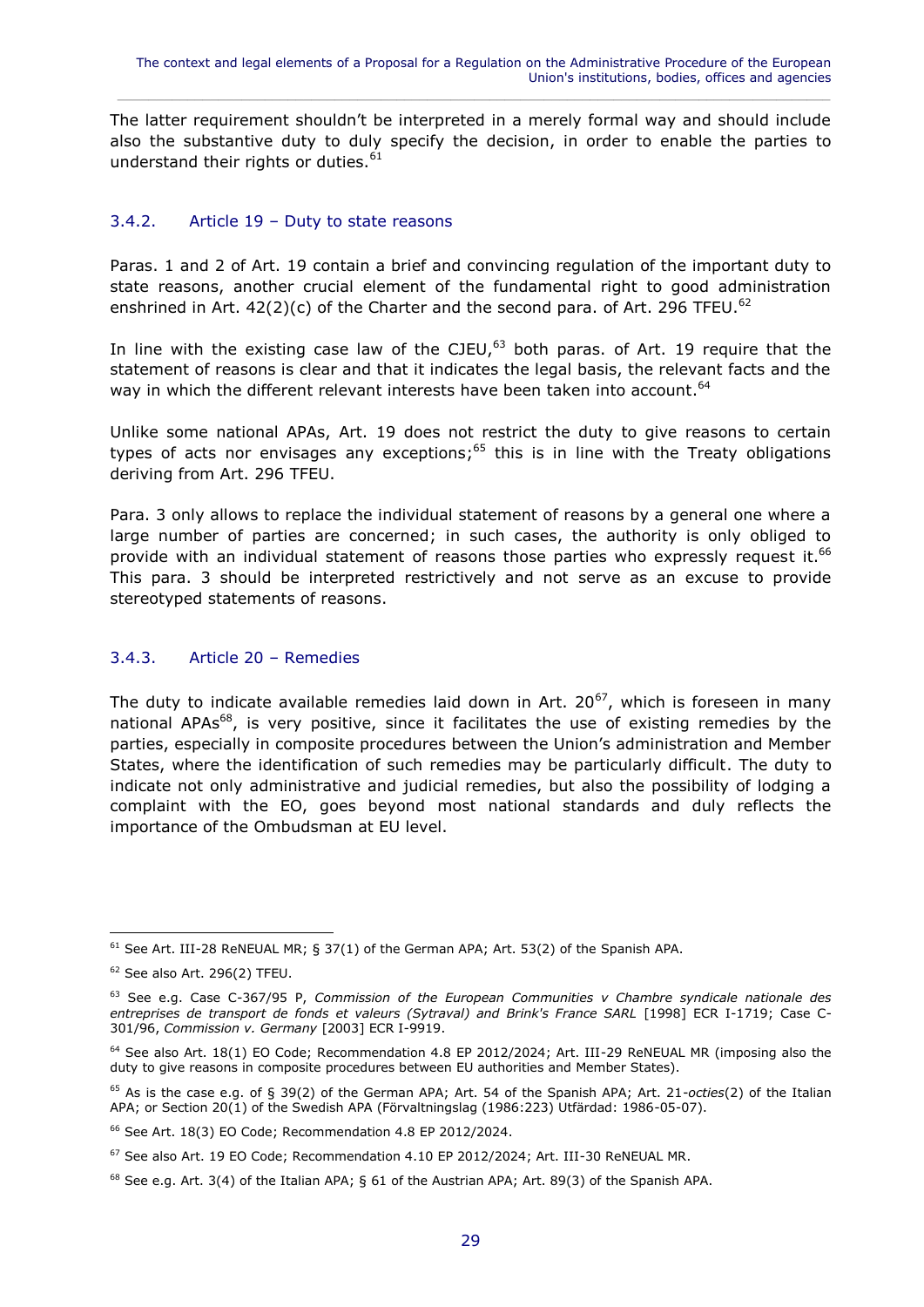The latter requirement shouldn't be interpreted in a merely formal way and should include also the substantive duty to duly specify the decision, in order to enable the parties to understand their rights or duties.[61]

### 3.4.2. Article 19 – Duty to state reasons

Paras. 1 and 2 of Art. 19 contain a brief and convincing regulation of the important duty to state reasons, another crucial element of the fundamental right to good administration enshrined in Art. 42(2)(c) of the Charter and the second para. of Art. 296 TFEU.[62]

In line with the existing case law of the CJEU,[63] both paras. of Art. 19 require that the statement of reasons is clear and that it indicates the legal basis, the relevant facts and the way in which the different relevant interests have been taken into account.[64]

Unlike some national APAs, Art. 19 does not restrict the duty to give reasons to certain types of acts nor envisages any exceptions;[65] this is in line with the Treaty obligations deriving from Art. 296 TFEU.

Para. 3 only allows to replace the individual statement of reasons by a general one where a large number of parties are concerned; in such cases, the authority is only obliged to provide with an individual statement of reasons those parties who expressly request it.[66] This para. 3 should be interpreted restrictively and not serve as an excuse to provide stereotyped statements of reasons.

### 3.4.3. Article 20 – Remedies

The duty to indicate available remedies laid down in Art. 20[67], which is foreseen in many national APAs[68], is very positive, since it facilitates the use of existing remedies by the parties, especially in composite procedures between the Union's administration and Member States, where the identification of such remedies may be particularly difficult. The duty to indicate not only administrative and judicial remedies, but also the possibility of lodging a complaint with the EO, goes beyond most national standards and duly reflects the importance of the Ombudsman at EU level.

---

[61] See Art. III-28 ReNEUAL MR; § 37(1) of the German APA; Art. 53(2) of the Spanish APA.

[62] See also Art. 296(2) TFEU.

[63] See e.g. Case C-367/95 P, *Commission of the European Communities v Chambre syndicale nationale des entreprises de transport de fonds et valeurs (Sytraval) and Brink's France SARL* [1998] ECR I-1719; Case C-301/96, *Commission v. Germany* [2003] ECR I-9919.

[64] See also Art. 18(1) EO Code; Recommendation 4.8 EP 2012/2024; Art. III-29 ReNEUAL MR (imposing also the duty to give reasons in composite procedures between EU authorities and Member States).

[65] As is the case e.g. of § 39(2) of the German APA; Art. 54 of the Spanish APA; Art. 21-*octies*(2) of the Italian APA; or Section 20(1) of the Swedish APA (Förvaltningslag (1986:223) Utfärdad: 1986-05-07).

[66] See Art. 18(3) EO Code; Recommendation 4.8 EP 2012/2024.

[67] See also Art. 19 EO Code; Recommendation 4.10 EP 2012/2024; Art. III-30 ReNEUAL MR.

[68] See e.g. Art. 3(4) of the Italian APA; § 61 of the Austrian APA; Art. 89(3) of the Spanish APA.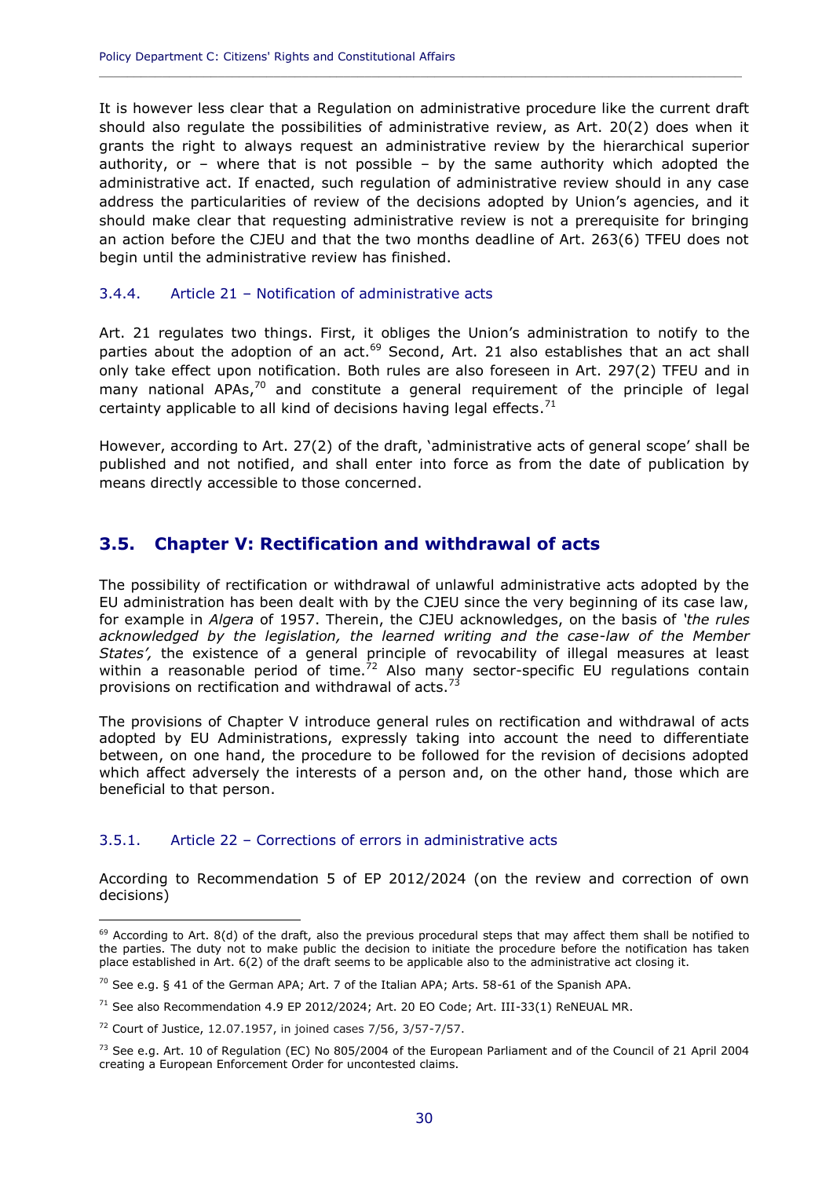It is however less clear that a Regulation on administrative procedure like the current draft should also regulate the possibilities of administrative review, as Art. 20(2) does when it grants the right to always request an administrative review by the hierarchical superior authority, or – where that is not possible – by the same authority which adopted the administrative act. If enacted, such regulation of administrative review should in any case address the particularities of review of the decisions adopted by Union's agencies, and it should make clear that requesting administrative review is not a prerequisite for bringing an action before the CJEU and that the two months deadline of Art. 263(6) TFEU does not begin until the administrative review has finished.

#### 3.4.4. Article 21 – Notification of administrative acts

Art. 21 regulates two things. First, it obliges the Union's administration to notify to the parties about the adoption of an act.[69] Second, Art. 21 also establishes that an act shall only take effect upon notification. Both rules are also foreseen in Art. 297(2) TFEU and in many national APAs,[70] and constitute a general requirement of the principle of legal certainty applicable to all kind of decisions having legal effects.[71]

However, according to Art. 27(2) of the draft, 'administrative acts of general scope' shall be published and not notified, and shall enter into force as from the date of publication by means directly accessible to those concerned.

## 3.5. Chapter V: Rectification and withdrawal of acts

The possibility of rectification or withdrawal of unlawful administrative acts adopted by the EU administration has been dealt with by the CJEU since the very beginning of its case law, for example in *Algera* of 1957. Therein, the CJEU acknowledges, on the basis of *'the rules acknowledged by the legislation, the learned writing and the case-law of the Member States',* the existence of a general principle of revocability of illegal measures at least within a reasonable period of time.[72] Also many sector-specific EU regulations contain provisions on rectification and withdrawal of acts.[73]

The provisions of Chapter V introduce general rules on rectification and withdrawal of acts adopted by EU Administrations, expressly taking into account the need to differentiate between, on one hand, the procedure to be followed for the revision of decisions adopted which affect adversely the interests of a person and, on the other hand, those which are beneficial to that person.

#### 3.5.1. Article 22 – Corrections of errors in administrative acts

According to Recommendation 5 of EP 2012/2024 (on the review and correction of own decisions)

---

[69] According to Art. 8(d) of the draft, also the previous procedural steps that may affect them shall be notified to the parties. The duty not to make public the decision to initiate the procedure before the notification has taken place established in Art. 6(2) of the draft seems to be applicable also to the administrative act closing it.

[70] See e.g. § 41 of the German APA; Art. 7 of the Italian APA; Arts. 58-61 of the Spanish APA.

[71] See also Recommendation 4.9 EP 2012/2024; Art. 20 EO Code; Art. III-33(1) ReNEUAL MR.

[72] Court of Justice, 12.07.1957, in joined cases 7/56, 3/57-7/57.

[73] See e.g. Art. 10 of Regulation (EC) No 805/2004 of the European Parliament and of the Council of 21 April 2004 creating a European Enforcement Order for uncontested claims.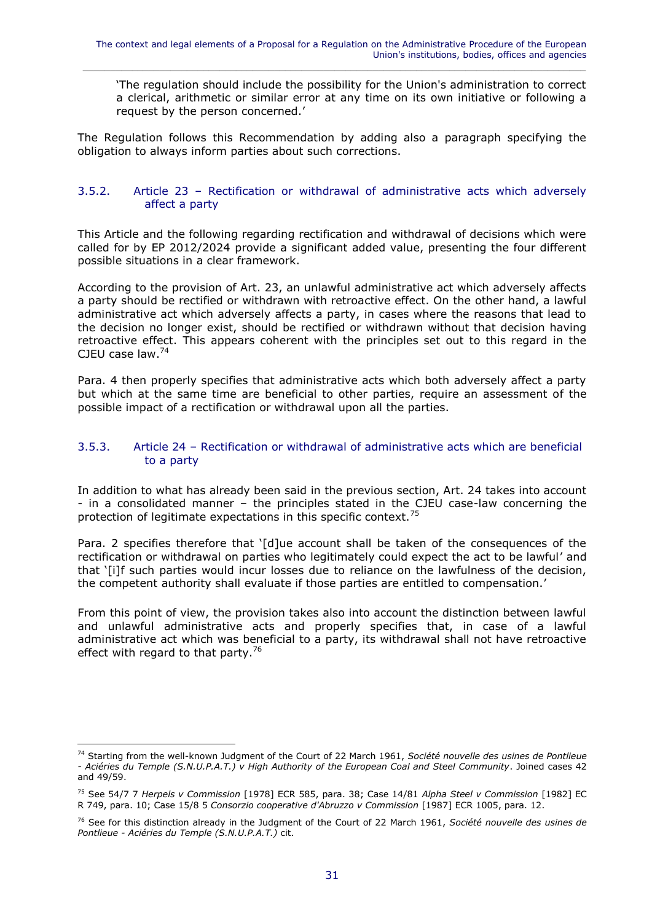> 'The regulation should include the possibility for the Union's administration to correct a clerical, arithmetic or similar error at any time on its own initiative or following a request by the person concerned.'

The Regulation follows this Recommendation by adding also a paragraph specifying the obligation to always inform parties about such corrections.

### 3.5.2. Article 23 – Rectification or withdrawal of administrative acts which adversely affect a party

This Article and the following regarding rectification and withdrawal of decisions which were called for by EP 2012/2024 provide a significant added value, presenting the four different possible situations in a clear framework.

According to the provision of Art. 23, an unlawful administrative act which adversely affects a party should be rectified or withdrawn with retroactive effect. On the other hand, a lawful administrative act which adversely affects a party, in cases where the reasons that lead to the decision no longer exist, should be rectified or withdrawn without that decision having retroactive effect. This appears coherent with the principles set out to this regard in the CJEU case law.[74]

Para. 4 then properly specifies that administrative acts which both adversely affect a party but which at the same time are beneficial to other parties, require an assessment of the possible impact of a rectification or withdrawal upon all the parties.

### 3.5.3. Article 24 – Rectification or withdrawal of administrative acts which are beneficial to a party

In addition to what has already been said in the previous section, Art. 24 takes into account - in a consolidated manner – the principles stated in the CJEU case-law concerning the protection of legitimate expectations in this specific context.[75]

Para. 2 specifies therefore that '[d]ue account shall be taken of the consequences of the rectification or withdrawal on parties who legitimately could expect the act to be lawful' and that '[i]f such parties would incur losses due to reliance on the lawfulness of the decision, the competent authority shall evaluate if those parties are entitled to compensation.'

From this point of view, the provision takes also into account the distinction between lawful and unlawful administrative acts and properly specifies that, in case of a lawful administrative act which was beneficial to a party, its withdrawal shall not have retroactive effect with regard to that party.[76]

---

[74] Starting from the well-known Judgment of the Court of 22 March 1961, *Société nouvelle des usines de Pontlieue - Aciéries du Temple (S.N.U.P.A.T.) v High Authority of the European Coal and Steel Community*. Joined cases 42 and 49/59.

[75] See 54/7 7 *Herpels v Commission* [1978] ECR 585, para. 38; Case 14/81 *Alpha Steel v Commission* [1982] EC R 749, para. 10; Case 15/8 5 *Consorzio cooperative d'Abruzzo v Commission* [1987] ECR 1005, para. 12.

[76] See for this distinction already in the Judgment of the Court of 22 March 1961, *Société nouvelle des usines de Pontlieue - Aciéries du Temple (S.N.U.P.A.T.)* cit.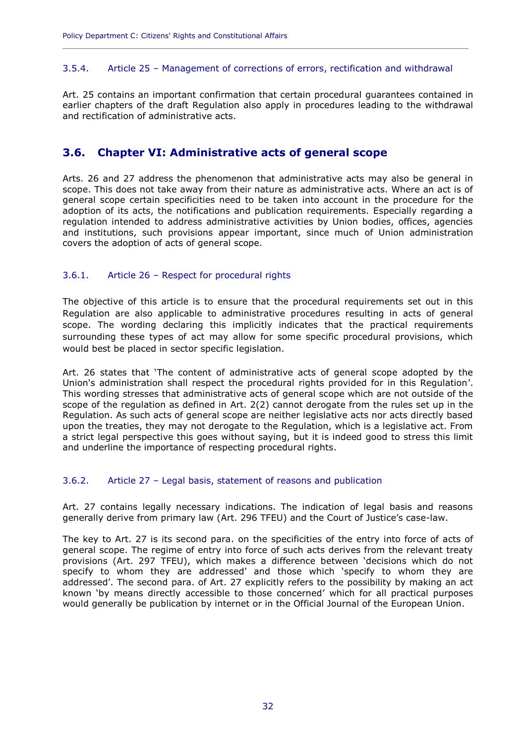### 3.5.4. Article 25 – Management of corrections of errors, rectification and withdrawal

Art. 25 contains an important confirmation that certain procedural guarantees contained in earlier chapters of the draft Regulation also apply in procedures leading to the withdrawal and rectification of administrative acts.

## 3.6. Chapter VI: Administrative acts of general scope

Arts. 26 and 27 address the phenomenon that administrative acts may also be general in scope. This does not take away from their nature as administrative acts. Where an act is of general scope certain specificities need to be taken into account in the procedure for the adoption of its acts, the notifications and publication requirements. Especially regarding a regulation intended to address administrative activities by Union bodies, offices, agencies and institutions, such provisions appear important, since much of Union administration covers the adoption of acts of general scope.

### 3.6.1. Article 26 – Respect for procedural rights

The objective of this article is to ensure that the procedural requirements set out in this Regulation are also applicable to administrative procedures resulting in acts of general scope. The wording declaring this implicitly indicates that the practical requirements surrounding these types of act may allow for some specific procedural provisions, which would best be placed in sector specific legislation.

Art. 26 states that 'The content of administrative acts of general scope adopted by the Union's administration shall respect the procedural rights provided for in this Regulation'. This wording stresses that administrative acts of general scope which are not outside of the scope of the regulation as defined in Art. 2(2) cannot derogate from the rules set up in the Regulation. As such acts of general scope are neither legislative acts nor acts directly based upon the treaties, they may not derogate to the Regulation, which is a legislative act. From a strict legal perspective this goes without saying, but it is indeed good to stress this limit and underline the importance of respecting procedural rights.

### 3.6.2. Article 27 – Legal basis, statement of reasons and publication

Art. 27 contains legally necessary indications. The indication of legal basis and reasons generally derive from primary law (Art. 296 TFEU) and the Court of Justice's case-law.

The key to Art. 27 is its second para. on the specificities of the entry into force of acts of general scope. The regime of entry into force of such acts derives from the relevant treaty provisions (Art. 297 TFEU), which makes a difference between 'decisions which do not specify to whom they are addressed' and those which 'specify to whom they are addressed'. The second para. of Art. 27 explicitly refers to the possibility by making an act known 'by means directly accessible to those concerned' which for all practical purposes would generally be publication by internet or in the Official Journal of the European Union.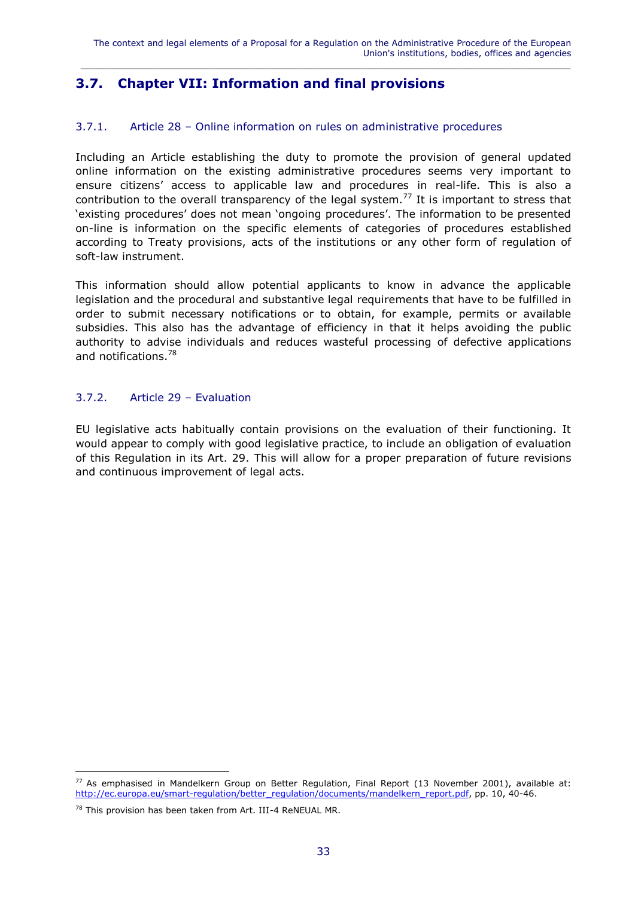## 3.7. Chapter VII: Information and final provisions

### 3.7.1. Article 28 – Online information on rules on administrative procedures

Including an Article establishing the duty to promote the provision of general updated online information on the existing administrative procedures seems very important to ensure citizens' access to applicable law and procedures in real-life. This is also a contribution to the overall transparency of the legal system.[77] It is important to stress that 'existing procedures' does not mean 'ongoing procedures'. The information to be presented on-line is information on the specific elements of categories of procedures established according to Treaty provisions, acts of the institutions or any other form of regulation of soft-law instrument.

This information should allow potential applicants to know in advance the applicable legislation and the procedural and substantive legal requirements that have to be fulfilled in order to submit necessary notifications or to obtain, for example, permits or available subsidies. This also has the advantage of efficiency in that it helps avoiding the public authority to advise individuals and reduces wasteful processing of defective applications and notifications.[78]

### 3.7.2. Article 29 – Evaluation

EU legislative acts habitually contain provisions on the evaluation of their functioning. It would appear to comply with good legislative practice, to include an obligation of evaluation of this Regulation in its Art. 29. This will allow for a proper preparation of future revisions and continuous improvement of legal acts.

---

[77] As emphasised in Mandelkern Group on Better Regulation, Final Report (13 November 2001), available at: http://ec.europa.eu/smart-regulation/better_regulation/documents/mandelkern_report.pdf, pp. 10, 40-46.

[78] This provision has been taken from Art. III-4 ReNEUAL MR.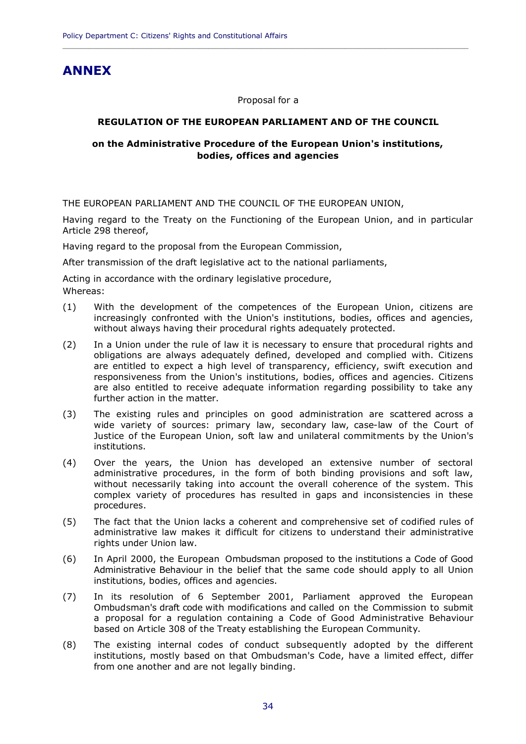# ANNEX

Proposal for a

**REGULATION OF THE EUROPEAN PARLIAMENT AND OF THE COUNCIL**

**on the Administrative Procedure of the European Union's institutions, bodies, offices and agencies**

THE EUROPEAN PARLIAMENT AND THE COUNCIL OF THE EUROPEAN UNION,

Having regard to the Treaty on the Functioning of the European Union, and in particular Article 298 thereof,

Having regard to the proposal from the European Commission,

After transmission of the draft legislative act to the national parliaments,

Acting in accordance with the ordinary legislative procedure,
Whereas:

(1) With the development of the competences of the European Union, citizens are increasingly confronted with the Union's institutions, bodies, offices and agencies, without always having their procedural rights adequately protected.

(2) In a Union under the rule of law it is necessary to ensure that procedural rights and obligations are always adequately defined, developed and complied with. Citizens are entitled to expect a high level of transparency, efficiency, swift execution and responsiveness from the Union's institutions, bodies, offices and agencies. Citizens are also entitled to receive adequate information regarding possibility to take any further action in the matter.

(3) The existing rules and principles on good administration are scattered across a wide variety of sources: primary law, secondary law, case-law of the Court of Justice of the European Union, soft law and unilateral commitments by the Union's institutions.

(4) Over the years, the Union has developed an extensive number of sectoral administrative procedures, in the form of both binding provisions and soft law, without necessarily taking into account the overall coherence of the system. This complex variety of procedures has resulted in gaps and inconsistencies in these procedures.

(5) The fact that the Union lacks a coherent and comprehensive set of codified rules of administrative law makes it difficult for citizens to understand their administrative rights under Union law.

(6) In April 2000, the European Ombudsman proposed to the institutions a Code of Good Administrative Behaviour in the belief that the same code should apply to all Union institutions, bodies, offices and agencies.

(7) In its resolution of 6 September 2001, Parliament approved the European Ombudsman's draft code with modifications and called on the Commission to submit a proposal for a regulation containing a Code of Good Administrative Behaviour based on Article 308 of the Treaty establishing the European Community.

(8) The existing internal codes of conduct subsequently adopted by the different institutions, mostly based on that Ombudsman's Code, have a limited effect, differ from one another and are not legally binding.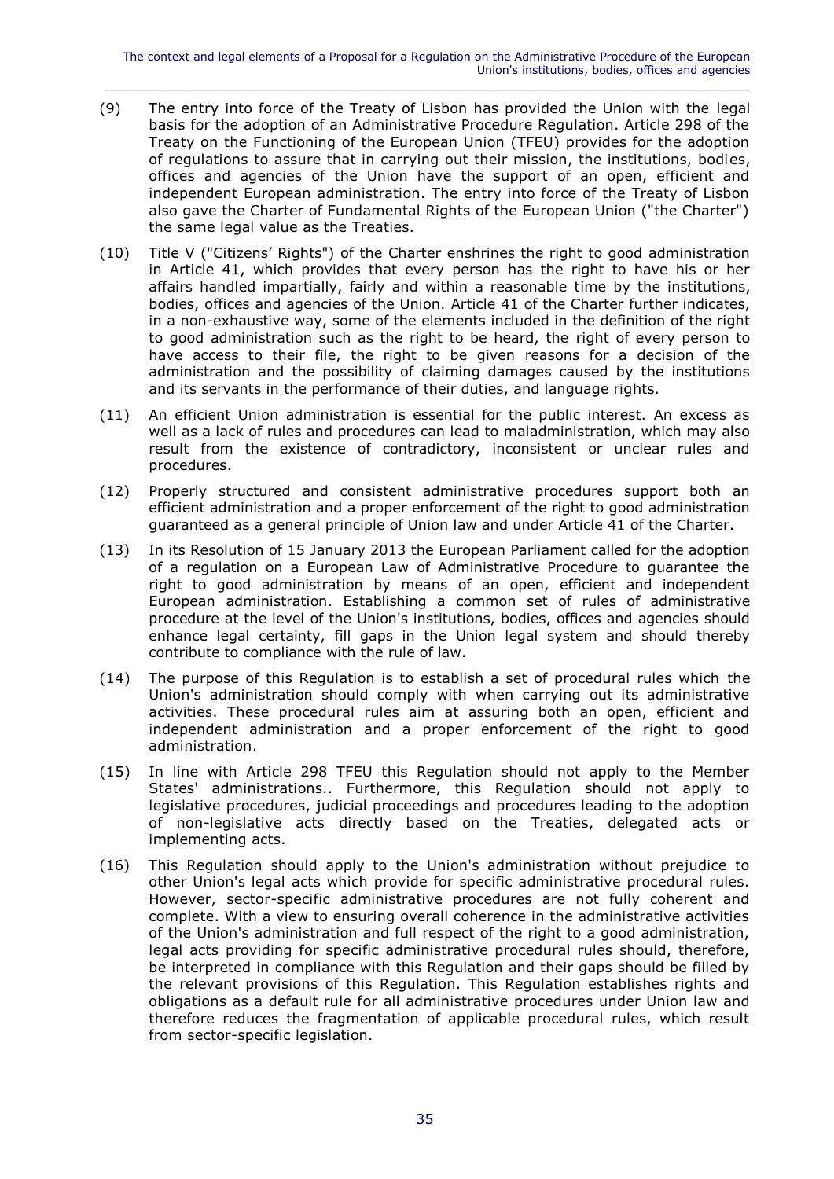(9) The entry into force of the Treaty of Lisbon has provided the Union with the legal basis for the adoption of an Administrative Procedure Regulation. Article 298 of the Treaty on the Functioning of the European Union (TFEU) provides for the adoption of regulations to assure that in carrying out their mission, the institutions, bodies, offices and agencies of the Union have the support of an open, efficient and independent European administration. The entry into force of the Treaty of Lisbon also gave the Charter of Fundamental Rights of the European Union ("the Charter") the same legal value as the Treaties.

(10) Title V ("Citizens' Rights") of the Charter enshrines the right to good administration in Article 41, which provides that every person has the right to have his or her affairs handled impartially, fairly and within a reasonable time by the institutions, bodies, offices and agencies of the Union. Article 41 of the Charter further indicates, in a non-exhaustive way, some of the elements included in the definition of the right to good administration such as the right to be heard, the right of every person to have access to their file, the right to be given reasons for a decision of the administration and the possibility of claiming damages caused by the institutions and its servants in the performance of their duties, and language rights.

(11) An efficient Union administration is essential for the public interest. An excess as well as a lack of rules and procedures can lead to maladministration, which may also result from the existence of contradictory, inconsistent or unclear rules and procedures.

(12) Properly structured and consistent administrative procedures support both an efficient administration and a proper enforcement of the right to good administration guaranteed as a general principle of Union law and under Article 41 of the Charter.

(13) In its Resolution of 15 January 2013 the European Parliament called for the adoption of a regulation on a European Law of Administrative Procedure to guarantee the right to good administration by means of an open, efficient and independent European administration. Establishing a common set of rules of administrative procedure at the level of the Union's institutions, bodies, offices and agencies should enhance legal certainty, fill gaps in the Union legal system and should thereby contribute to compliance with the rule of law.

(14) The purpose of this Regulation is to establish a set of procedural rules which the Union's administration should comply with when carrying out its administrative activities. These procedural rules aim at assuring both an open, efficient and independent administration and a proper enforcement of the right to good administration.

(15) In line with Article 298 TFEU this Regulation should not apply to the Member States' administrations.. Furthermore, this Regulation should not apply to legislative procedures, judicial proceedings and procedures leading to the adoption of non-legislative acts directly based on the Treaties, delegated acts or implementing acts.

(16) This Regulation should apply to the Union's administration without prejudice to other Union's legal acts which provide for specific administrative procedural rules. However, sector-specific administrative procedures are not fully coherent and complete. With a view to ensuring overall coherence in the administrative activities of the Union's administration and full respect of the right to a good administration, legal acts providing for specific administrative procedural rules should, therefore, be interpreted in compliance with this Regulation and their gaps should be filled by the relevant provisions of this Regulation. This Regulation establishes rights and obligations as a default rule for all administrative procedures under Union law and therefore reduces the fragmentation of applicable procedural rules, which result from sector-specific legislation.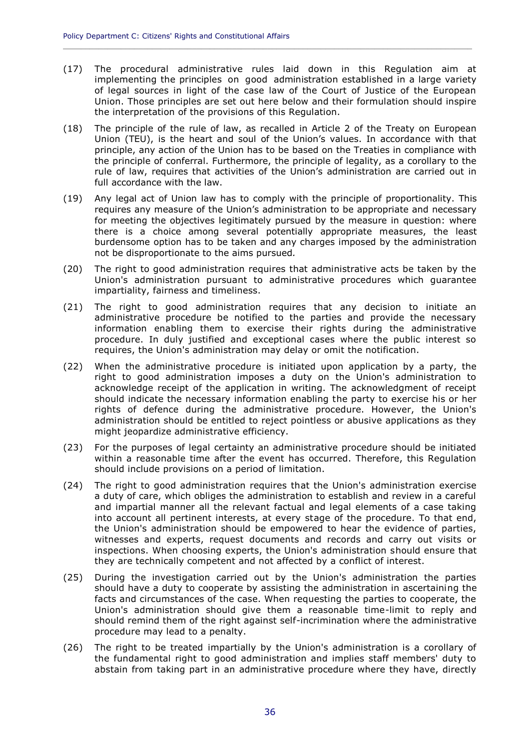(17) The procedural administrative rules laid down in this Regulation aim at implementing the principles on good administration established in a large variety of legal sources in light of the case law of the Court of Justice of the European Union. Those principles are set out here below and their formulation should inspire the interpretation of the provisions of this Regulation.

(18) The principle of the rule of law, as recalled in Article 2 of the Treaty on European Union (TEU), is the heart and soul of the Union's values. In accordance with that principle, any action of the Union has to be based on the Treaties in compliance with the principle of conferral. Furthermore, the principle of legality, as a corollary to the rule of law, requires that activities of the Union's administration are carried out in full accordance with the law.

(19) Any legal act of Union law has to comply with the principle of proportionality. This requires any measure of the Union's administration to be appropriate and necessary for meeting the objectives legitimately pursued by the measure in question: where there is a choice among several potentially appropriate measures, the least burdensome option has to be taken and any charges imposed by the administration not be disproportionate to the aims pursued.

(20) The right to good administration requires that administrative acts be taken by the Union's administration pursuant to administrative procedures which guarantee impartiality, fairness and timeliness.

(21) The right to good administration requires that any decision to initiate an administrative procedure be notified to the parties and provide the necessary information enabling them to exercise their rights during the administrative procedure. In duly justified and exceptional cases where the public interest so requires, the Union's administration may delay or omit the notification.

(22) When the administrative procedure is initiated upon application by a party, the right to good administration imposes a duty on the Union's administration to acknowledge receipt of the application in writing. The acknowledgment of receipt should indicate the necessary information enabling the party to exercise his or her rights of defence during the administrative procedure. However, the Union's administration should be entitled to reject pointless or abusive applications as they might jeopardize administrative efficiency.

(23) For the purposes of legal certainty an administrative procedure should be initiated within a reasonable time after the event has occurred. Therefore, this Regulation should include provisions on a period of limitation.

(24) The right to good administration requires that the Union's administration exercise a duty of care, which obliges the administration to establish and review in a careful and impartial manner all the relevant factual and legal elements of a case taking into account all pertinent interests, at every stage of the procedure. To that end, the Union's administration should be empowered to hear the evidence of parties, witnesses and experts, request documents and records and carry out visits or inspections. When choosing experts, the Union's administration should ensure that they are technically competent and not affected by a conflict of interest.

(25) During the investigation carried out by the Union's administration the parties should have a duty to cooperate by assisting the administration in ascertaining the facts and circumstances of the case. When requesting the parties to cooperate, the Union's administration should give them a reasonable time-limit to reply and should remind them of the right against self-incrimination where the administrative procedure may lead to a penalty.

(26) The right to be treated impartially by the Union's administration is a corollary of the fundamental right to good administration and implies staff members' duty to abstain from taking part in an administrative procedure where they have, directly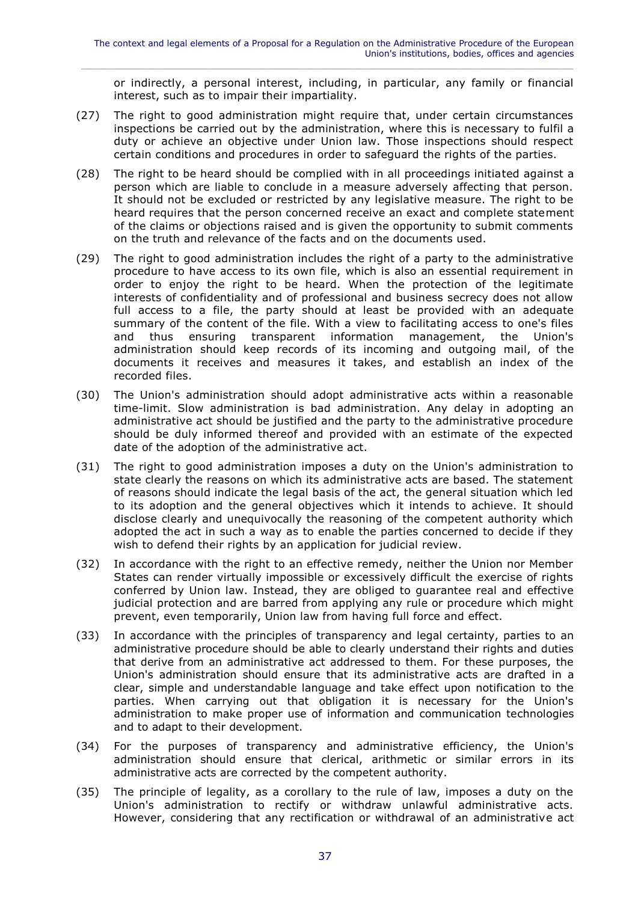or indirectly, a personal interest, including, in particular, any family or financial interest, such as to impair their impartiality.

(27) The right to good administration might require that, under certain circumstances inspections be carried out by the administration, where this is necessary to fulfil a duty or achieve an objective under Union law. Those inspections should respect certain conditions and procedures in order to safeguard the rights of the parties.

(28) The right to be heard should be complied with in all proceedings initiated against a person which are liable to conclude in a measure adversely affecting that person. It should not be excluded or restricted by any legislative measure. The right to be heard requires that the person concerned receive an exact and complete statement of the claims or objections raised and is given the opportunity to submit comments on the truth and relevance of the facts and on the documents used.

(29) The right to good administration includes the right of a party to the administrative procedure to have access to its own file, which is also an essential requirement in order to enjoy the right to be heard. When the protection of the legitimate interests of confidentiality and of professional and business secrecy does not allow full access to a file, the party should at least be provided with an adequate summary of the content of the file. With a view to facilitating access to one's files and thus ensuring transparent information management, the Union's administration should keep records of its incoming and outgoing mail, of the documents it receives and measures it takes, and establish an index of the recorded files.

(30) The Union's administration should adopt administrative acts within a reasonable time-limit. Slow administration is bad administration. Any delay in adopting an administrative act should be justified and the party to the administrative procedure should be duly informed thereof and provided with an estimate of the expected date of the adoption of the administrative act.

(31) The right to good administration imposes a duty on the Union's administration to state clearly the reasons on which its administrative acts are based. The statement of reasons should indicate the legal basis of the act, the general situation which led to its adoption and the general objectives which it intends to achieve. It should disclose clearly and unequivocally the reasoning of the competent authority which adopted the act in such a way as to enable the parties concerned to decide if they wish to defend their rights by an application for judicial review.

(32) In accordance with the right to an effective remedy, neither the Union nor Member States can render virtually impossible or excessively difficult the exercise of rights conferred by Union law. Instead, they are obliged to guarantee real and effective judicial protection and are barred from applying any rule or procedure which might prevent, even temporarily, Union law from having full force and effect.

(33) In accordance with the principles of transparency and legal certainty, parties to an administrative procedure should be able to clearly understand their rights and duties that derive from an administrative act addressed to them. For these purposes, the Union's administration should ensure that its administrative acts are drafted in a clear, simple and understandable language and take effect upon notification to the parties. When carrying out that obligation it is necessary for the Union's administration to make proper use of information and communication technologies and to adapt to their development.

(34) For the purposes of transparency and administrative efficiency, the Union's administration should ensure that clerical, arithmetic or similar errors in its administrative acts are corrected by the competent authority.

(35) The principle of legality, as a corollary to the rule of law, imposes a duty on the Union's administration to rectify or withdraw unlawful administrative acts. However, considering that any rectification or withdrawal of an administrative act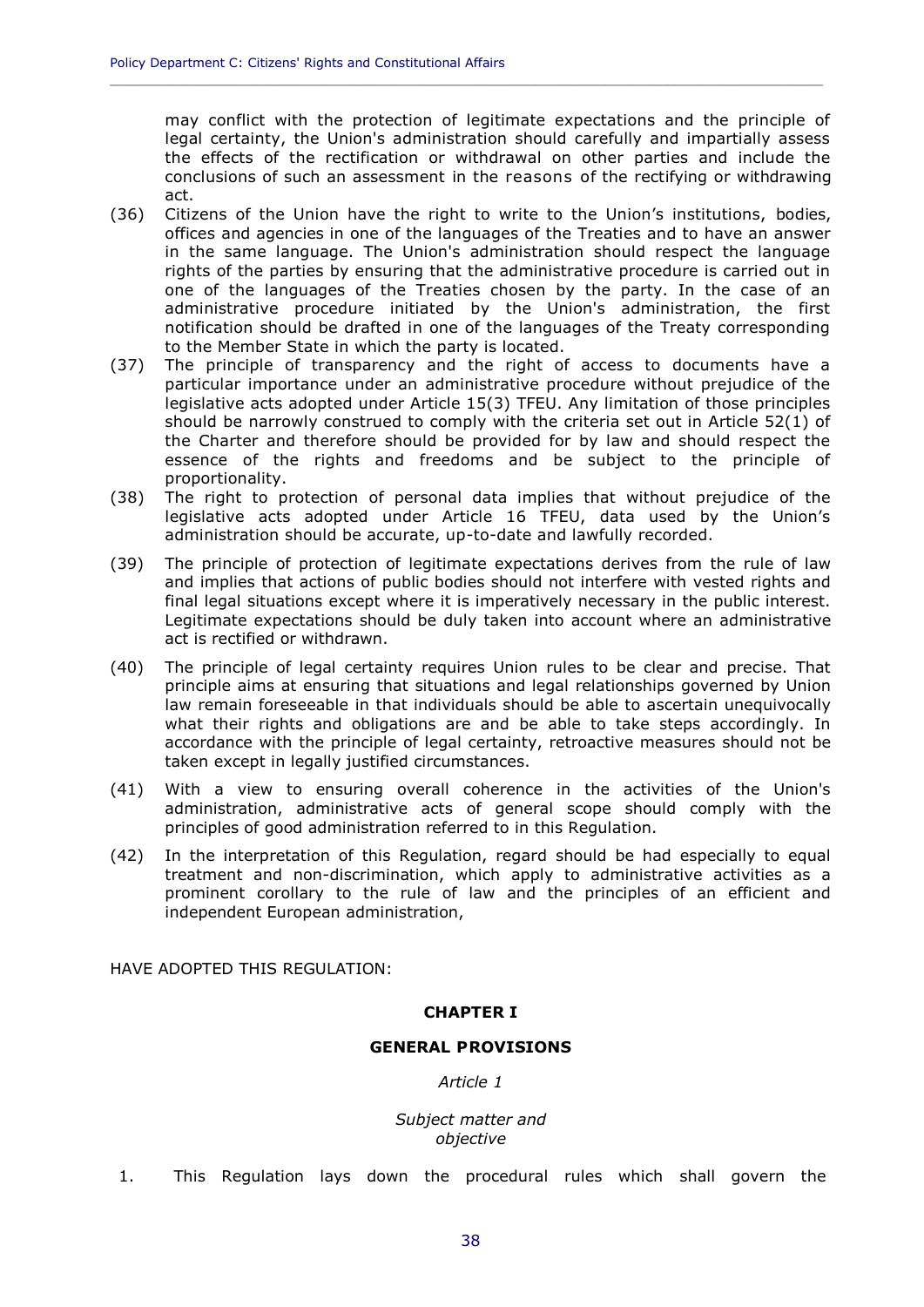may conflict with the protection of legitimate expectations and the principle of legal certainty, the Union's administration should carefully and impartially assess the effects of the rectification or withdrawal on other parties and include the conclusions of such an assessment in the reasons of the rectifying or withdrawing act.

(36) Citizens of the Union have the right to write to the Union's institutions, bodies, offices and agencies in one of the languages of the Treaties and to have an answer in the same language. The Union's administration should respect the language rights of the parties by ensuring that the administrative procedure is carried out in one of the languages of the Treaties chosen by the party. In the case of an administrative procedure initiated by the Union's administration, the first notification should be drafted in one of the languages of the Treaty corresponding to the Member State in which the party is located.

(37) The principle of transparency and the right of access to documents have a particular importance under an administrative procedure without prejudice of the legislative acts adopted under Article 15(3) TFEU. Any limitation of those principles should be narrowly construed to comply with the criteria set out in Article 52(1) of the Charter and therefore should be provided for by law and should respect the essence of the rights and freedoms and be subject to the principle of proportionality.

(38) The right to protection of personal data implies that without prejudice of the legislative acts adopted under Article 16 TFEU, data used by the Union's administration should be accurate, up-to-date and lawfully recorded.

(39) The principle of protection of legitimate expectations derives from the rule of law and implies that actions of public bodies should not interfere with vested rights and final legal situations except where it is imperatively necessary in the public interest. Legitimate expectations should be duly taken into account where an administrative act is rectified or withdrawn.

(40) The principle of legal certainty requires Union rules to be clear and precise. That principle aims at ensuring that situations and legal relationships governed by Union law remain foreseeable in that individuals should be able to ascertain unequivocally what their rights and obligations are and be able to take steps accordingly. In accordance with the principle of legal certainty, retroactive measures should not be taken except in legally justified circumstances.

(41) With a view to ensuring overall coherence in the activities of the Union's administration, administrative acts of general scope should comply with the principles of good administration referred to in this Regulation.

(42) In the interpretation of this Regulation, regard should be had especially to equal treatment and non-discrimination, which apply to administrative activities as a prominent corollary to the rule of law and the principles of an efficient and independent European administration,

HAVE ADOPTED THIS REGULATION:

## CHAPTER I

## GENERAL PROVISIONS

*Article 1*

*Subject matter and objective*

1. This Regulation lays down the procedural rules which shall govern the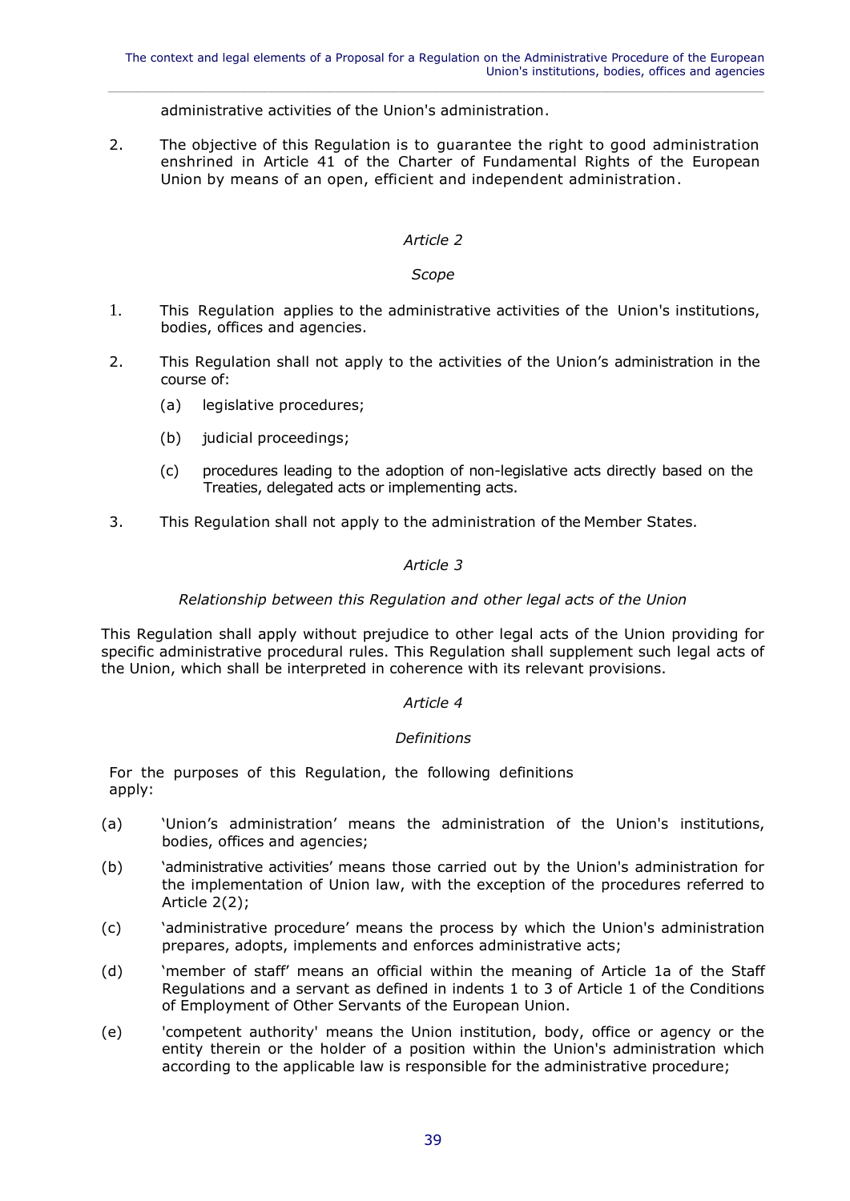administrative activities of the Union's administration.

2. The objective of this Regulation is to guarantee the right to good administration enshrined in Article 41 of the Charter of Fundamental Rights of the European Union by means of an open, efficient and independent administration.

*Article 2*

*Scope*

1. This Regulation applies to the administrative activities of the Union's institutions, bodies, offices and agencies.

2. This Regulation shall not apply to the activities of the Union's administration in the course of:

   (a) legislative procedures;

   (b) judicial proceedings;

   (c) procedures leading to the adoption of non-legislative acts directly based on the Treaties, delegated acts or implementing acts.

3. This Regulation shall not apply to the administration of the Member States.

*Article 3*

*Relationship between this Regulation and other legal acts of the Union*

This Regulation shall apply without prejudice to other legal acts of the Union providing for specific administrative procedural rules. This Regulation shall supplement such legal acts of the Union, which shall be interpreted in coherence with its relevant provisions.

*Article 4*

*Definitions*

For the purposes of this Regulation, the following definitions apply:

(a) 'Union's administration' means the administration of the Union's institutions, bodies, offices and agencies;

(b) 'administrative activities' means those carried out by the Union's administration for the implementation of Union law, with the exception of the procedures referred to Article 2(2);

(c) 'administrative procedure' means the process by which the Union's administration prepares, adopts, implements and enforces administrative acts;

(d) 'member of staff' means an official within the meaning of Article 1a of the Staff Regulations and a servant as defined in indents 1 to 3 of Article 1 of the Conditions of Employment of Other Servants of the European Union.

(e) 'competent authority' means the Union institution, body, office or agency or the entity therein or the holder of a position within the Union's administration which according to the applicable law is responsible for the administrative procedure;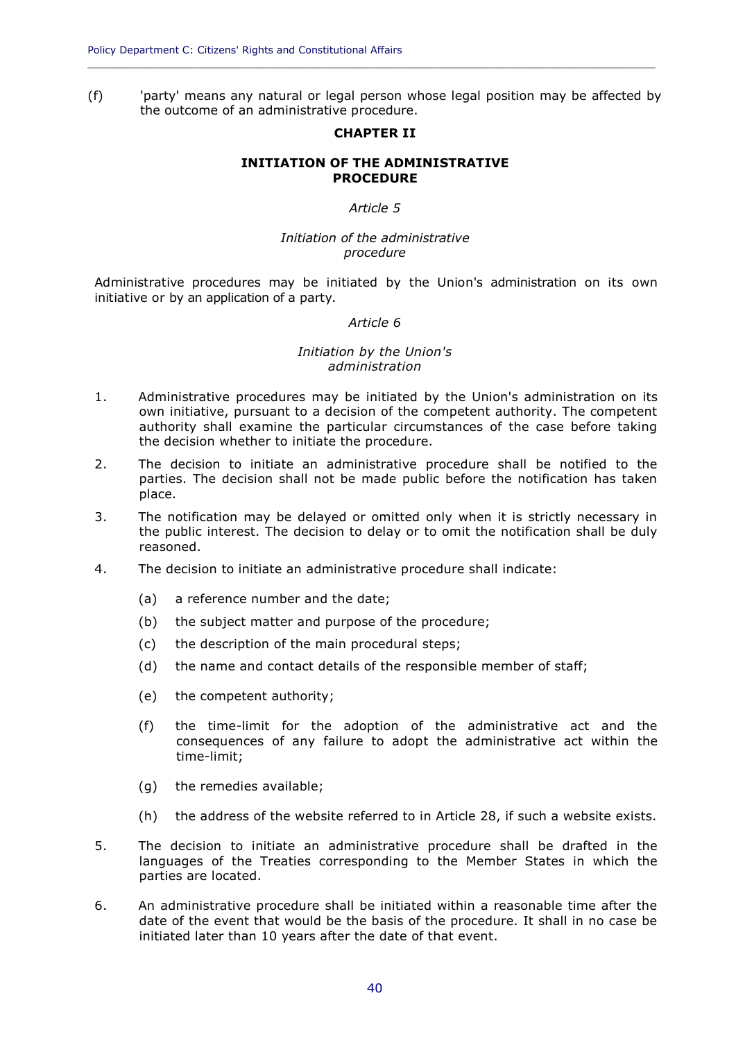(f) 'party' means any natural or legal person whose legal position may be affected by the outcome of an administrative procedure.

## CHAPTER II

## INITIATION OF THE ADMINISTRATIVE PROCEDURE

*Article 5*

*Initiation of the administrative procedure*

Administrative procedures may be initiated by the Union's administration on its own initiative or by an application of a party.

*Article 6*

*Initiation by the Union's administration*

1. Administrative procedures may be initiated by the Union's administration on its own initiative, pursuant to a decision of the competent authority. The competent authority shall examine the particular circumstances of the case before taking the decision whether to initiate the procedure.
2. The decision to initiate an administrative procedure shall be notified to the parties. The decision shall not be made public before the notification has taken place.
3. The notification may be delayed or omitted only when it is strictly necessary in the public interest. The decision to delay or to omit the notification shall be duly reasoned.
4. The decision to initiate an administrative procedure shall indicate:
   - (a) a reference number and the date;
   - (b) the subject matter and purpose of the procedure;
   - (c) the description of the main procedural steps;
   - (d) the name and contact details of the responsible member of staff;
   - (e) the competent authority;
   - (f) the time-limit for the adoption of the administrative act and the consequences of any failure to adopt the administrative act within the time-limit;
   - (g) the remedies available;
   - (h) the address of the website referred to in Article 28, if such a website exists.
5. The decision to initiate an administrative procedure shall be drafted in the languages of the Treaties corresponding to the Member States in which the parties are located.
6. An administrative procedure shall be initiated within a reasonable time after the date of the event that would be the basis of the procedure. It shall in no case be initiated later than 10 years after the date of that event.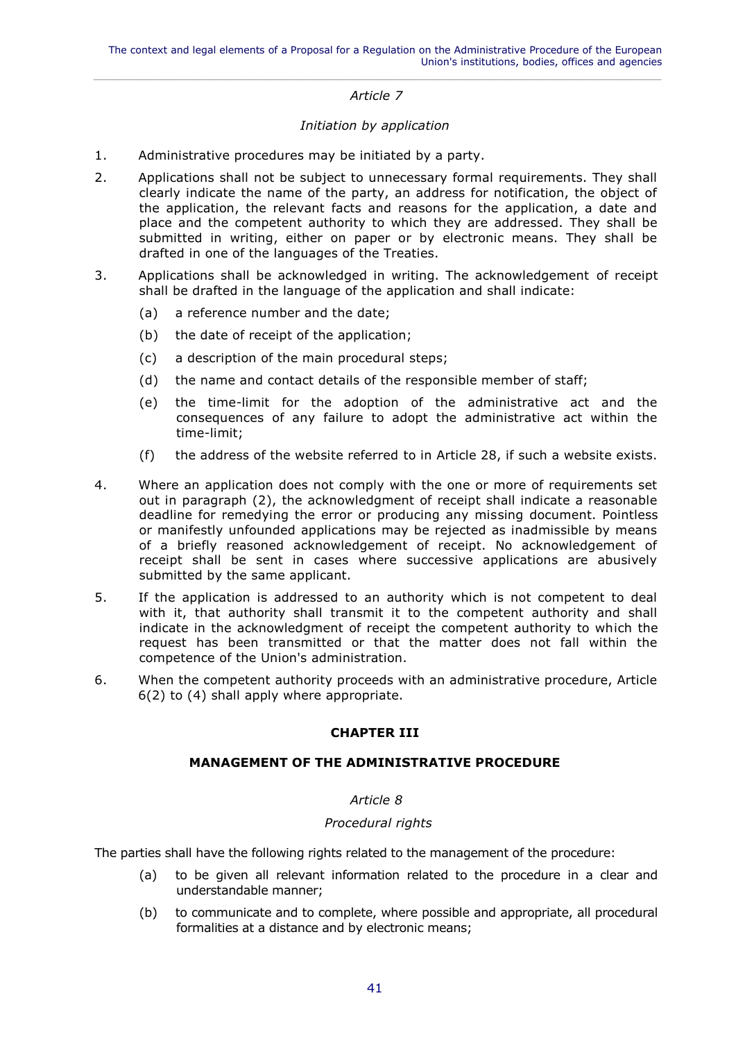*Article 7*

*Initiation by application*

1. Administrative procedures may be initiated by a party.

2. Applications shall not be subject to unnecessary formal requirements. They shall clearly indicate the name of the party, an address for notification, the object of the application, the relevant facts and reasons for the application, a date and place and the competent authority to which they are addressed. They shall be submitted in writing, either on paper or by electronic means. They shall be drafted in one of the languages of the Treaties.

3. Applications shall be acknowledged in writing. The acknowledgement of receipt shall be drafted in the language of the application and shall indicate:

   (a) a reference number and the date;

   (b) the date of receipt of the application;

   (c) a description of the main procedural steps;

   (d) the name and contact details of the responsible member of staff;

   (e) the time-limit for the adoption of the administrative act and the consequences of any failure to adopt the administrative act within the time-limit;

   (f) the address of the website referred to in Article 28, if such a website exists.

4. Where an application does not comply with the one or more of requirements set out in paragraph (2), the acknowledgment of receipt shall indicate a reasonable deadline for remedying the error or producing any missing document. Pointless or manifestly unfounded applications may be rejected as inadmissible by means of a briefly reasoned acknowledgement of receipt. No acknowledgement of receipt shall be sent in cases where successive applications are abusively submitted by the same applicant.

5. If the application is addressed to an authority which is not competent to deal with it, that authority shall transmit it to the competent authority and shall indicate in the acknowledgment of receipt the competent authority to which the request has been transmitted or that the matter does not fall within the competence of the Union's administration.

6. When the competent authority proceeds with an administrative procedure, Article 6(2) to (4) shall apply where appropriate.

## CHAPTER III

## MANAGEMENT OF THE ADMINISTRATIVE PROCEDURE

*Article 8*

*Procedural rights*

The parties shall have the following rights related to the management of the procedure:

(a) to be given all relevant information related to the procedure in a clear and understandable manner;

(b) to communicate and to complete, where possible and appropriate, all procedural formalities at a distance and by electronic means;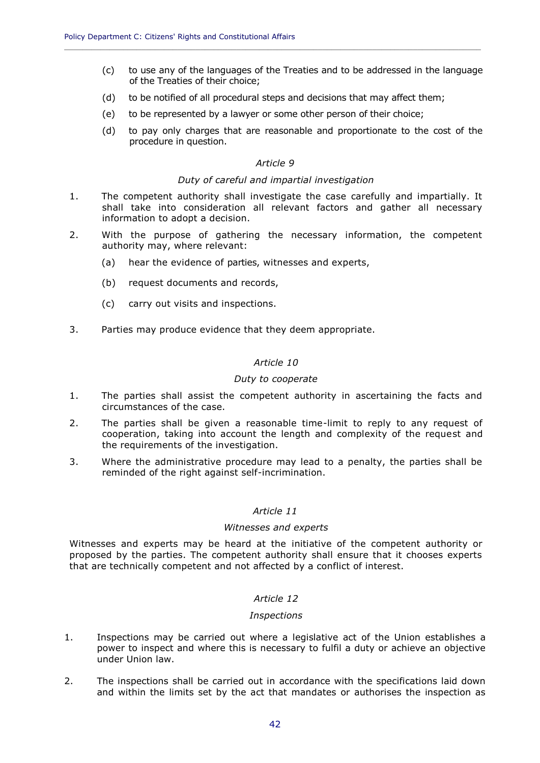(c) to use any of the languages of the Treaties and to be addressed in the language of the Treaties of their choice;

(d) to be notified of all procedural steps and decisions that may affect them;

(e) to be represented by a lawyer or some other person of their choice;

(d) to pay only charges that are reasonable and proportionate to the cost of the procedure in question.

*Article 9*

*Duty of careful and impartial investigation*

1. The competent authority shall investigate the case carefully and impartially. It shall take into consideration all relevant factors and gather all necessary information to adopt a decision.

2. With the purpose of gathering the necessary information, the competent authority may, where relevant:

   (a) hear the evidence of parties, witnesses and experts,

   (b) request documents and records,

   (c) carry out visits and inspections.

3. Parties may produce evidence that they deem appropriate.

*Article 10*

*Duty to cooperate*

1. The parties shall assist the competent authority in ascertaining the facts and circumstances of the case.

2. The parties shall be given a reasonable time-limit to reply to any request of cooperation, taking into account the length and complexity of the request and the requirements of the investigation.

3. Where the administrative procedure may lead to a penalty, the parties shall be reminded of the right against self-incrimination.

*Article 11*

*Witnesses and experts*

Witnesses and experts may be heard at the initiative of the competent authority or proposed by the parties. The competent authority shall ensure that it chooses experts that are technically competent and not affected by a conflict of interest.

*Article 12*

*Inspections*

1. Inspections may be carried out where a legislative act of the Union establishes a power to inspect and where this is necessary to fulfil a duty or achieve an objective under Union law.

2. The inspections shall be carried out in accordance with the specifications laid down and within the limits set by the act that mandates or authorises the inspection as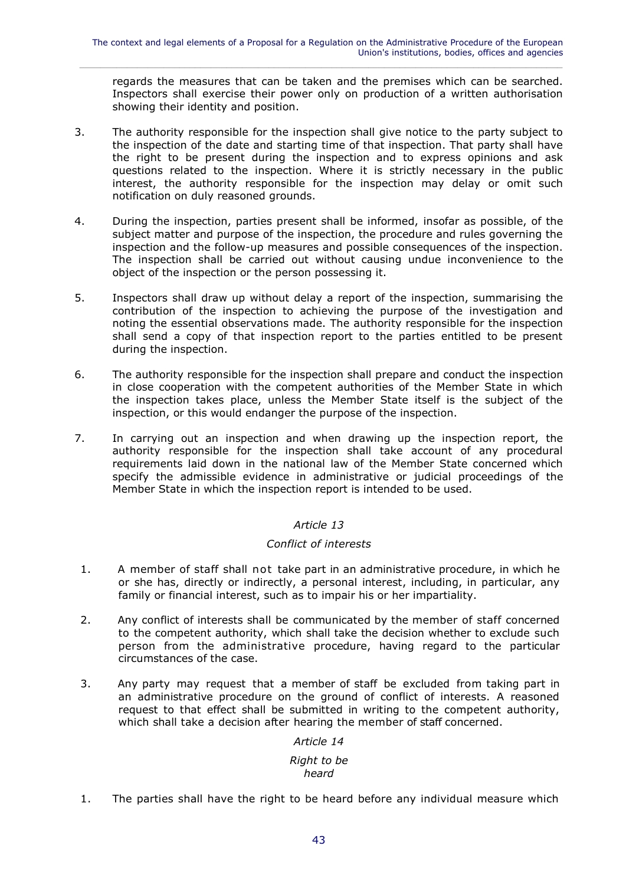regards the measures that can be taken and the premises which can be searched. Inspectors shall exercise their power only on production of a written authorisation showing their identity and position.

3. The authority responsible for the inspection shall give notice to the party subject to the inspection of the date and starting time of that inspection. That party shall have the right to be present during the inspection and to express opinions and ask questions related to the inspection. Where it is strictly necessary in the public interest, the authority responsible for the inspection may delay or omit such notification on duly reasoned grounds.

4. During the inspection, parties present shall be informed, insofar as possible, of the subject matter and purpose of the inspection, the procedure and rules governing the inspection and the follow-up measures and possible consequences of the inspection. The inspection shall be carried out without causing undue inconvenience to the object of the inspection or the person possessing it.

5. Inspectors shall draw up without delay a report of the inspection, summarising the contribution of the inspection to achieving the purpose of the investigation and noting the essential observations made. The authority responsible for the inspection shall send a copy of that inspection report to the parties entitled to be present during the inspection.

6. The authority responsible for the inspection shall prepare and conduct the inspection in close cooperation with the competent authorities of the Member State in which the inspection takes place, unless the Member State itself is the subject of the inspection, or this would endanger the purpose of the inspection.

7. In carrying out an inspection and when drawing up the inspection report, the authority responsible for the inspection shall take account of any procedural requirements laid down in the national law of the Member State concerned which specify the admissible evidence in administrative or judicial proceedings of the Member State in which the inspection report is intended to be used.

*Article 13*

*Conflict of interests*

1. A member of staff shall not take part in an administrative procedure, in which he or she has, directly or indirectly, a personal interest, including, in particular, any family or financial interest, such as to impair his or her impartiality.

2. Any conflict of interests shall be communicated by the member of staff concerned to the competent authority, which shall take the decision whether to exclude such person from the administrative procedure, having regard to the particular circumstances of the case.

3. Any party may request that a member of staff be excluded from taking part in an administrative procedure on the ground of conflict of interests. A reasoned request to that effect shall be submitted in writing to the competent authority, which shall take a decision after hearing the member of staff concerned.

*Article 14*

*Right to be heard*

1. The parties shall have the right to be heard before any individual measure which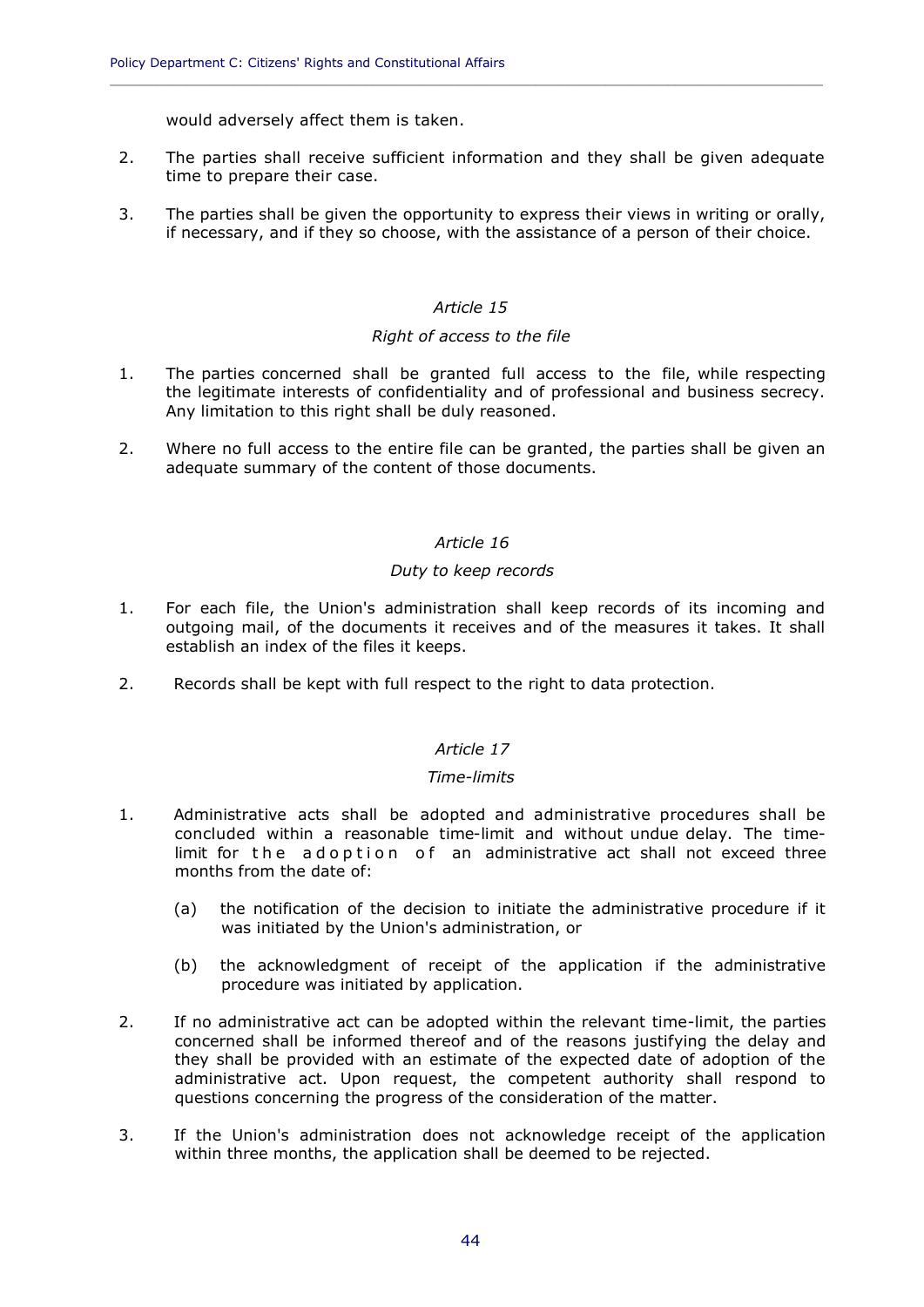would adversely affect them is taken.

2. The parties shall receive sufficient information and they shall be given adequate time to prepare their case.

3. The parties shall be given the opportunity to express their views in writing or orally, if necessary, and if they so choose, with the assistance of a person of their choice.

*Article 15*

*Right of access to the file*

1. The parties concerned shall be granted full access to the file, while respecting the legitimate interests of confidentiality and of professional and business secrecy. Any limitation to this right shall be duly reasoned.

2. Where no full access to the entire file can be granted, the parties shall be given an adequate summary of the content of those documents.

*Article 16*

*Duty to keep records*

1. For each file, the Union's administration shall keep records of its incoming and outgoing mail, of the documents it receives and of the measures it takes. It shall establish an index of the files it keeps.

2. Records shall be kept with full respect to the right to data protection.

*Article 17*

*Time-limits*

1. Administrative acts shall be adopted and administrative procedures shall be concluded within a reasonable time-limit and without undue delay. The time-limit for the adoption of an administrative act shall not exceed three months from the date of:

   (a) the notification of the decision to initiate the administrative procedure if it was initiated by the Union's administration, or

   (b) the acknowledgment of receipt of the application if the administrative procedure was initiated by application.

2. If no administrative act can be adopted within the relevant time-limit, the parties concerned shall be informed thereof and of the reasons justifying the delay and they shall be provided with an estimate of the expected date of adoption of the administrative act. Upon request, the competent authority shall respond to questions concerning the progress of the consideration of the matter.

3. If the Union's administration does not acknowledge receipt of the application within three months, the application shall be deemed to be rejected.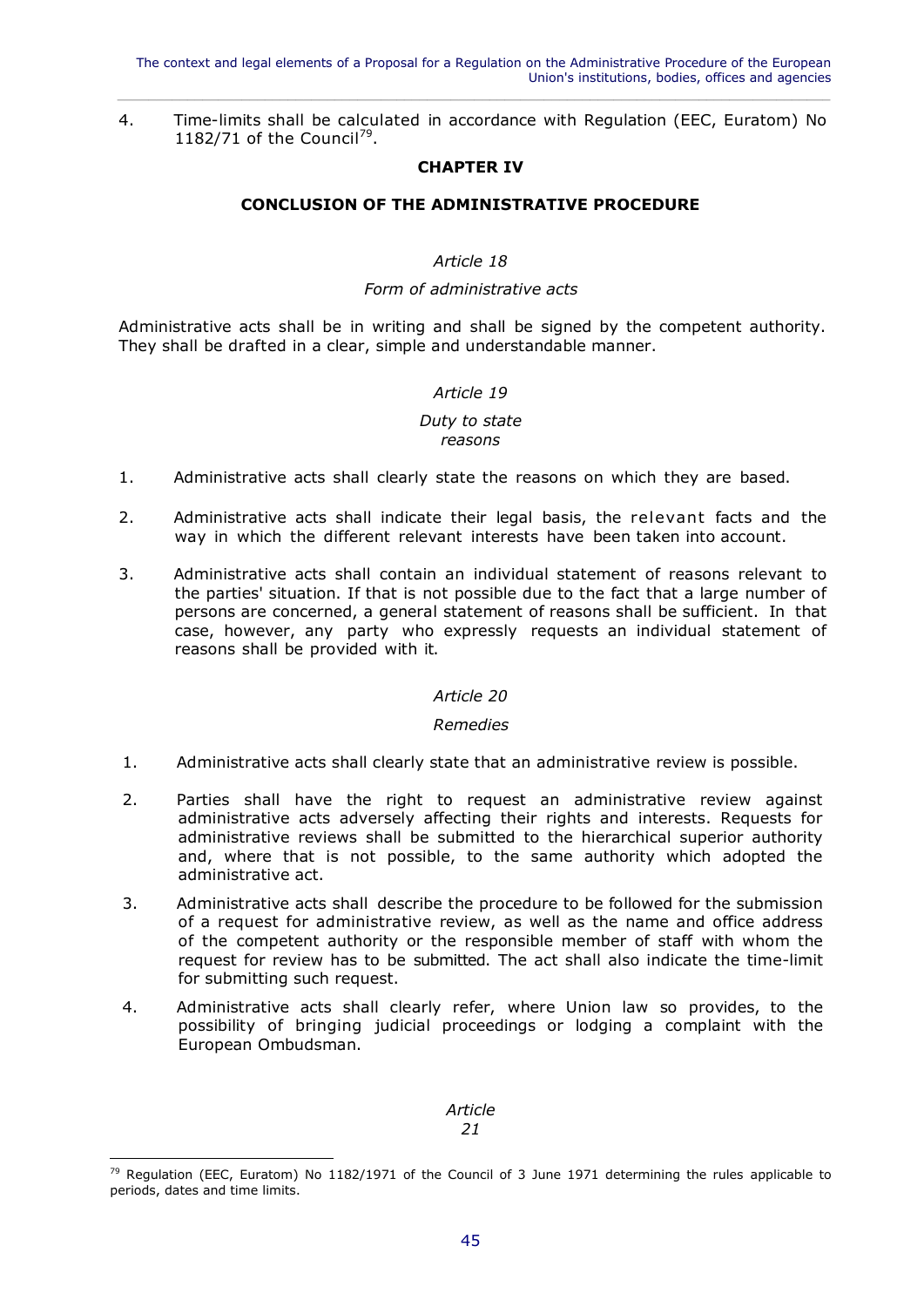4. Time-limits shall be calculated in accordance with Regulation (EEC, Euratom) No 1182/71 of the Council[79].

## CHAPTER IV

## CONCLUSION OF THE ADMINISTRATIVE PROCEDURE

*Article 18*

*Form of administrative acts*

Administrative acts shall be in writing and shall be signed by the competent authority. They shall be drafted in a clear, simple and understandable manner.

*Article 19*

*Duty to state reasons*

1. Administrative acts shall clearly state the reasons on which they are based.

2. Administrative acts shall indicate their legal basis, the relevant facts and the way in which the different relevant interests have been taken into account.

3. Administrative acts shall contain an individual statement of reasons relevant to the parties' situation. If that is not possible due to the fact that a large number of persons are concerned, a general statement of reasons shall be sufficient. In that case, however, any party who expressly requests an individual statement of reasons shall be provided with it.

*Article 20*

*Remedies*

1. Administrative acts shall clearly state that an administrative review is possible.

2. Parties shall have the right to request an administrative review against administrative acts adversely affecting their rights and interests. Requests for administrative reviews shall be submitted to the hierarchical superior authority and, where that is not possible, to the same authority which adopted the administrative act.

3. Administrative acts shall describe the procedure to be followed for the submission of a request for administrative review, as well as the name and office address of the competent authority or the responsible member of staff with whom the request for review has to be submitted. The act shall also indicate the time-limit for submitting such request.

4. Administrative acts shall clearly refer, where Union law so provides, to the possibility of bringing judicial proceedings or lodging a complaint with the European Ombudsman.

*Article 21*

[79] Regulation (EEC, Euratom) No 1182/1971 of the Council of 3 June 1971 determining the rules applicable to periods, dates and time limits.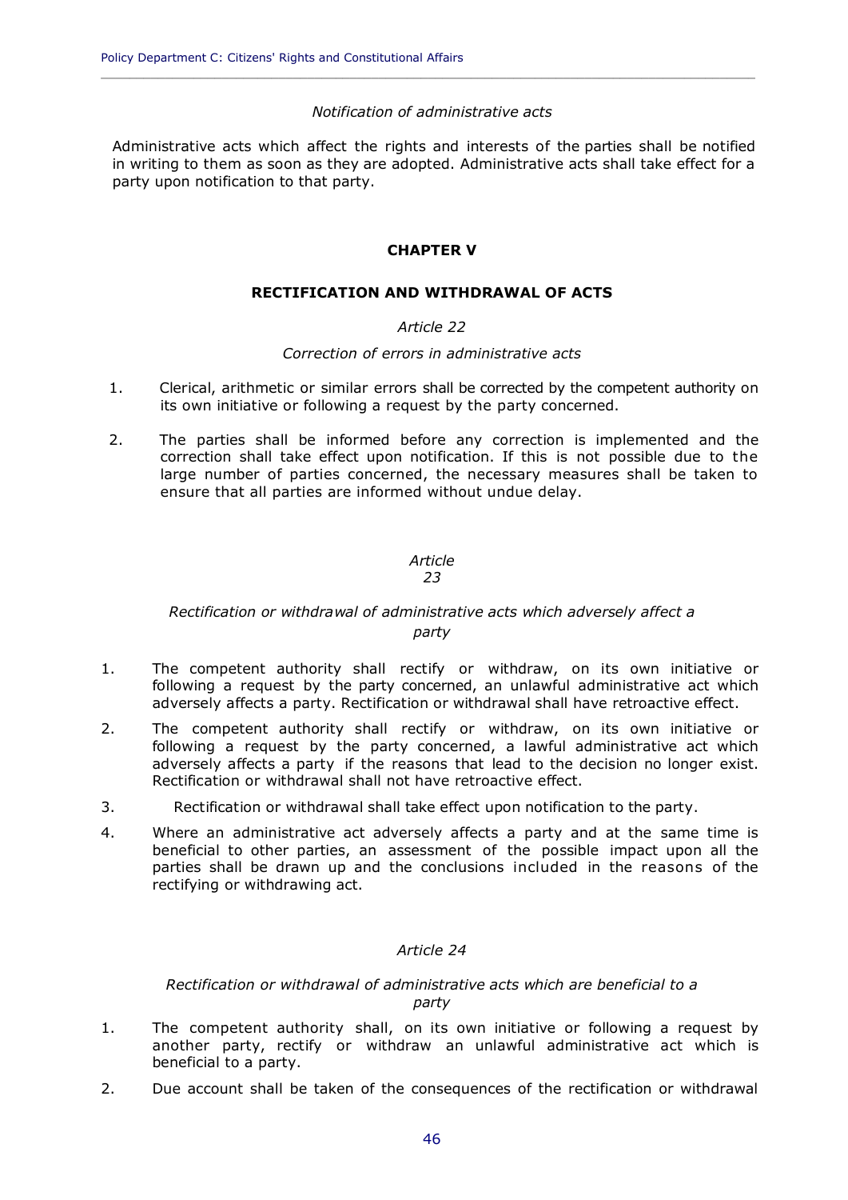*Notification of administrative acts*

Administrative acts which affect the rights and interests of the parties shall be notified in writing to them as soon as they are adopted. Administrative acts shall take effect for a party upon notification to that party.

## CHAPTER V

## RECTIFICATION AND WITHDRAWAL OF ACTS

*Article 22*

*Correction of errors in administrative acts*

1. Clerical, arithmetic or similar errors shall be corrected by the competent authority on its own initiative or following a request by the party concerned.

2. The parties shall be informed before any correction is implemented and the correction shall take effect upon notification. If this is not possible due to the large number of parties concerned, the necessary measures shall be taken to ensure that all parties are informed without undue delay.

*Article 23*

*Rectification or withdrawal of administrative acts which adversely affect a party*

1. The competent authority shall rectify or withdraw, on its own initiative or following a request by the party concerned, an unlawful administrative act which adversely affects a party. Rectification or withdrawal shall have retroactive effect.

2. The competent authority shall rectify or withdraw, on its own initiative or following a request by the party concerned, a lawful administrative act which adversely affects a party if the reasons that lead to the decision no longer exist. Rectification or withdrawal shall not have retroactive effect.

3. Rectification or withdrawal shall take effect upon notification to the party.

4. Where an administrative act adversely affects a party and at the same time is beneficial to other parties, an assessment of the possible impact upon all the parties shall be drawn up and the conclusions included in the reasons of the rectifying or withdrawing act.

*Article 24*

*Rectification or withdrawal of administrative acts which are beneficial to a party*

1. The competent authority shall, on its own initiative or following a request by another party, rectify or withdraw an unlawful administrative act which is beneficial to a party.

2. Due account shall be taken of the consequences of the rectification or withdrawal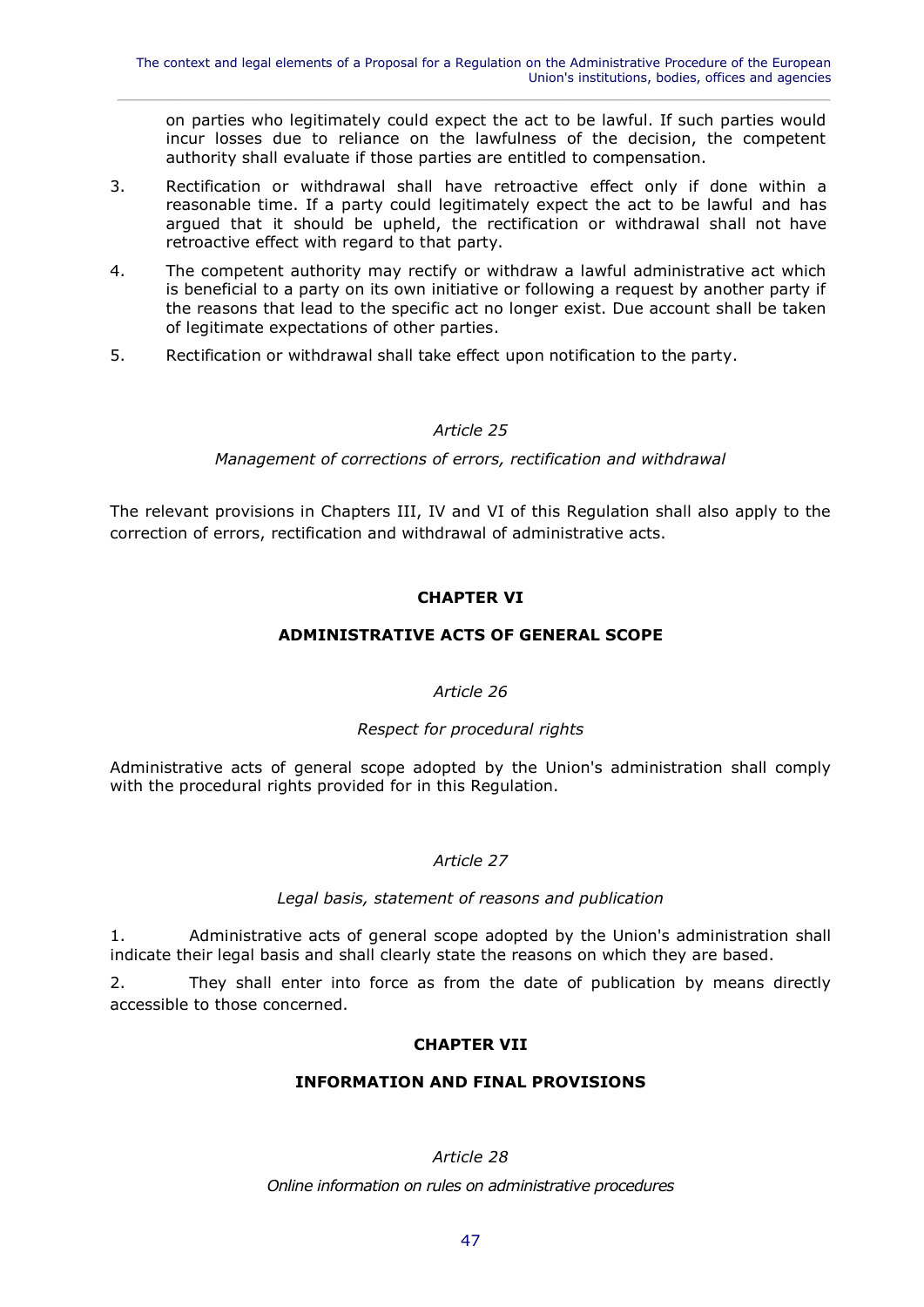on parties who legitimately could expect the act to be lawful. If such parties would incur losses due to reliance on the lawfulness of the decision, the competent authority shall evaluate if those parties are entitled to compensation.

3. Rectification or withdrawal shall have retroactive effect only if done within a reasonable time. If a party could legitimately expect the act to be lawful and has argued that it should be upheld, the rectification or withdrawal shall not have retroactive effect with regard to that party.

4. The competent authority may rectify or withdraw a lawful administrative act which is beneficial to a party on its own initiative or following a request by another party if the reasons that lead to the specific act no longer exist. Due account shall be taken of legitimate expectations of other parties.

5. Rectification or withdrawal shall take effect upon notification to the party.

*Article 25*

*Management of corrections of errors, rectification and withdrawal*

The relevant provisions in Chapters III, IV and VI of this Regulation shall also apply to the correction of errors, rectification and withdrawal of administrative acts.

## CHAPTER VI

## ADMINISTRATIVE ACTS OF GENERAL SCOPE

*Article 26*

*Respect for procedural rights*

Administrative acts of general scope adopted by the Union's administration shall comply with the procedural rights provided for in this Regulation.

*Article 27*

*Legal basis, statement of reasons and publication*

1. Administrative acts of general scope adopted by the Union's administration shall indicate their legal basis and shall clearly state the reasons on which they are based.

2. They shall enter into force as from the date of publication by means directly accessible to those concerned.

## CHAPTER VII

## INFORMATION AND FINAL PROVISIONS

*Article 28*

*Online information on rules on administrative procedures*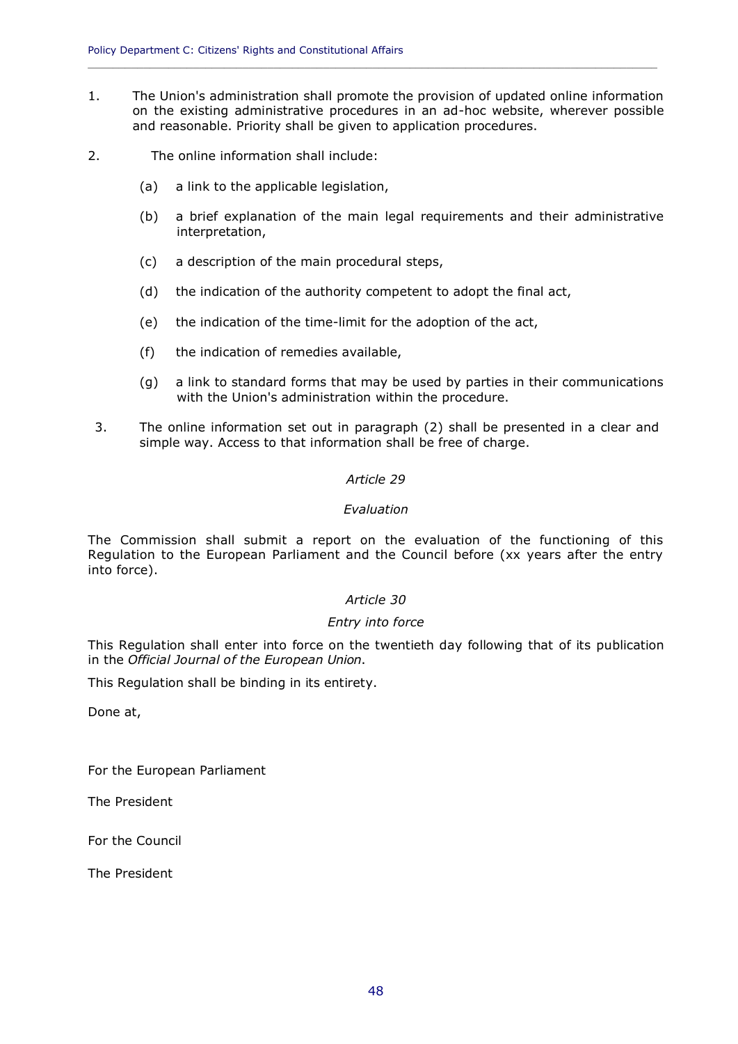1. The Union's administration shall promote the provision of updated online information on the existing administrative procedures in an ad-hoc website, wherever possible and reasonable. Priority shall be given to application procedures.

2. The online information shall include:

   (a) a link to the applicable legislation,

   (b) a brief explanation of the main legal requirements and their administrative interpretation,

   (c) a description of the main procedural steps,

   (d) the indication of the authority competent to adopt the final act,

   (e) the indication of the time-limit for the adoption of the act,

   (f) the indication of remedies available,

   (g) a link to standard forms that may be used by parties in their communications with the Union's administration within the procedure.

3. The online information set out in paragraph (2) shall be presented in a clear and simple way. Access to that information shall be free of charge.

*Article 29*

*Evaluation*

The Commission shall submit a report on the evaluation of the functioning of this Regulation to the European Parliament and the Council before (xx years after the entry into force).

*Article 30*

*Entry into force*

This Regulation shall enter into force on the twentieth day following that of its publication in the *Official Journal of the European Union*.

This Regulation shall be binding in its entirety.

Done at,

For the European Parliament

The President

For the Council

The President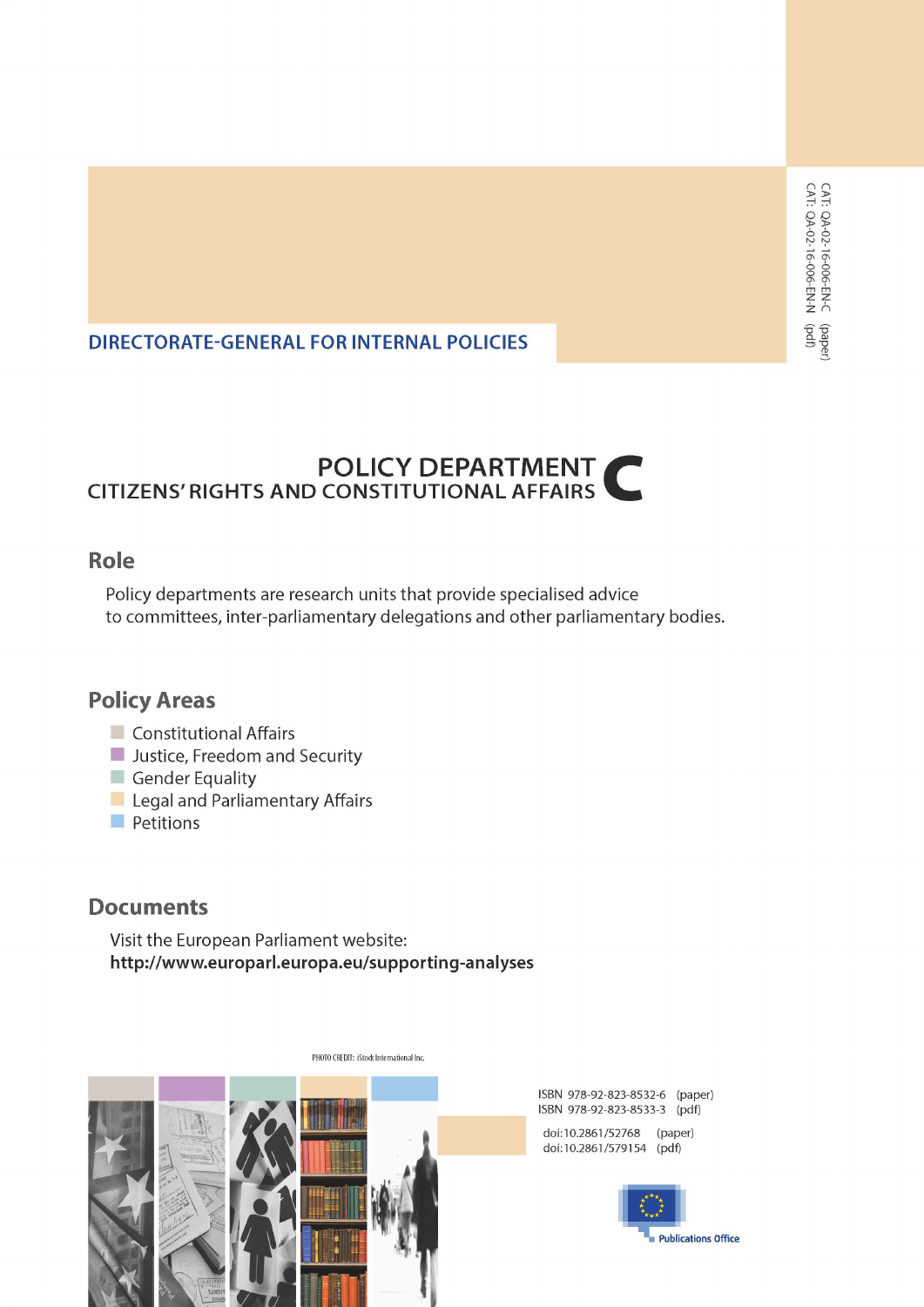CAT: QA-02-16-006-EN-C (paper)
CAT: QA-02-16-006-EN-N (pdf)

**DIRECTORATE-GENERAL FOR INTERNAL POLICIES**

# POLICY DEPARTMENT C
## CITIZENS' RIGHTS AND CONSTITUTIONAL AFFAIRS

## Role

Policy departments are research units that provide specialised advice to committees, inter-parliamentary delegations and other parliamentary bodies.

## Policy Areas

- Constitutional Affairs
- Justice, Freedom and Security
- Gender Equality
- Legal and Parliamentary Affairs
- Petitions

## Documents

Visit the European Parliament website:
**http://www.europarl.europa.eu/supporting-analyses**

PHOTO CREDIT: iStock International Inc.

ISBN 978-92-823-8532-6 (paper)
ISBN 978-92-823-8533-3 (pdf)

doi:10.2861/52768 (paper)
doi:10.2861/579154 (pdf)

Publications Office